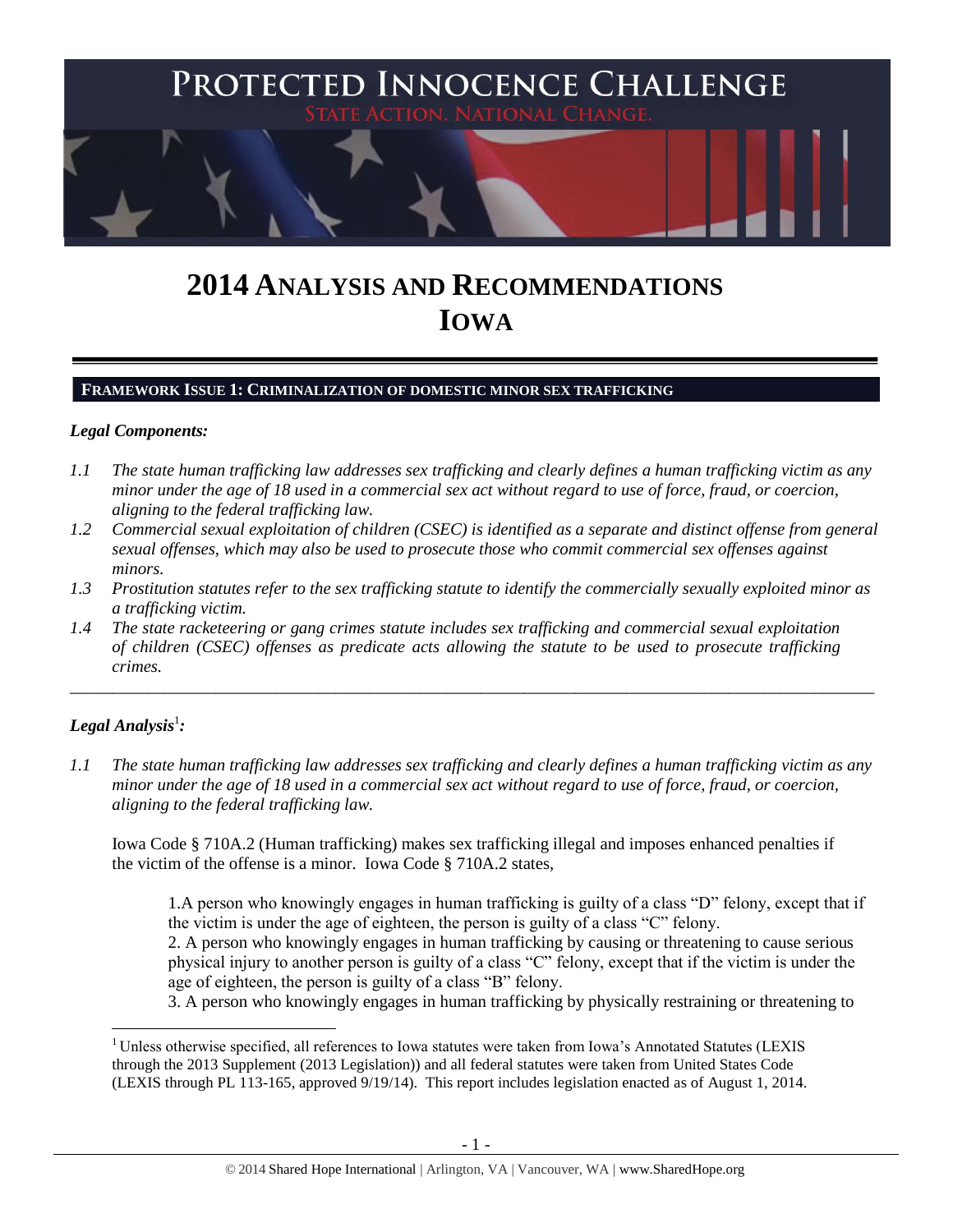PROTECTED INNOCENCE CHALLENGE

STATE ACTION. NATIONAL CHANGE.

# 2014 ANALYSIS AND RECOMMENDATIONS IOWA

## FRAMEWORK ISSUE 1: CRIMINALIZATION OF DOMESTIC MINOR SEX TRAFFICKING

### *Legal Components:*

*1.1 The state human trafficking law addresses sex trafficking and clearly defines a human trafficking victim as any minor under the age of 18 used in a commercial sex act without regard to use of force, fraud, or coercion, aligning to the federal trafficking law.*

*1.2 Commercial sexual exploitation of children (CSEC) is identified as a separate and distinct offense from general sexual offenses, which may also be used to prosecute those who commit commercial sex offenses against minors.*

*1.3 Prostitution statutes refer to the sex trafficking statute to identify the commercially sexually exploited minor as a trafficking victim.*

*1.4 The state racketeering or gang crimes statute includes sex trafficking and commercial sexual exploitation of children (CSEC) offenses as predicate acts allowing the statute to be used to prosecute trafficking crimes.*

---

### *Legal Analysis*[1]*:*

*1.1 The state human trafficking law addresses sex trafficking and clearly defines a human trafficking victim as any minor under the age of 18 used in a commercial sex act without regard to use of force, fraud, or coercion, aligning to the federal trafficking law.*

Iowa Code § 710A.2 (Human trafficking) makes sex trafficking illegal and imposes enhanced penalties if the victim of the offense is a minor. Iowa Code § 710A.2 states,

> 1.A person who knowingly engages in human trafficking is guilty of a class "D" felony, except that if the victim is under the age of eighteen, the person is guilty of a class "C" felony.
> 2. A person who knowingly engages in human trafficking by causing or threatening to cause serious physical injury to another person is guilty of a class "C" felony, except that if the victim is under the age of eighteen, the person is guilty of a class "B" felony.
> 3. A person who knowingly engages in human trafficking by physically restraining or threatening to

---

[1] Unless otherwise specified, all references to Iowa statutes were taken from Iowa's Annotated Statutes (LEXIS through the 2013 Supplement (2013 Legislation)) and all federal statutes were taken from United States Code (LEXIS through PL 113-165, approved 9/19/14). This report includes legislation enacted as of August 1, 2014.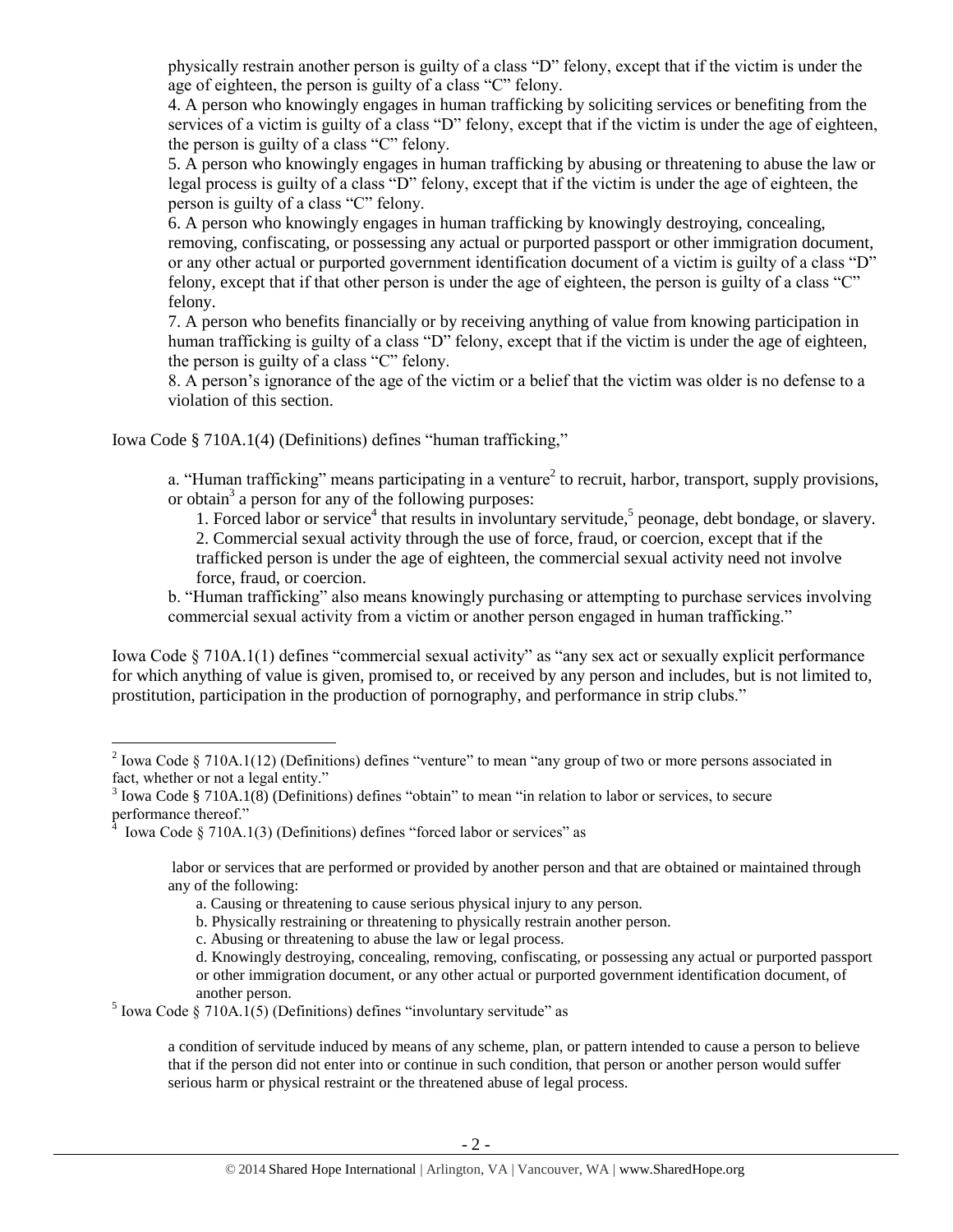physically restrain another person is guilty of a class "D" felony, except that if the victim is under the age of eighteen, the person is guilty of a class "C" felony.

4. A person who knowingly engages in human trafficking by soliciting services or benefiting from the services of a victim is guilty of a class "D" felony, except that if the victim is under the age of eighteen, the person is guilty of a class "C" felony.

5. A person who knowingly engages in human trafficking by abusing or threatening to abuse the law or legal process is guilty of a class "D" felony, except that if the victim is under the age of eighteen, the person is guilty of a class "C" felony.

6. A person who knowingly engages in human trafficking by knowingly destroying, concealing, removing, confiscating, or possessing any actual or purported passport or other immigration document, or any other actual or purported government identification document of a victim is guilty of a class "D" felony, except that if that other person is under the age of eighteen, the person is guilty of a class "C" felony.

7. A person who benefits financially or by receiving anything of value from knowing participation in human trafficking is guilty of a class "D" felony, except that if the victim is under the age of eighteen, the person is guilty of a class "C" felony.

8. A person's ignorance of the age of the victim or a belief that the victim was older is no defense to a violation of this section.

Iowa Code § 710A.1(4) (Definitions) defines "human trafficking,"

> a. "Human trafficking" means participating in a venture[2] to recruit, harbor, transport, supply provisions, or obtain[3] a person for any of the following purposes:
>
> 1. Forced labor or service[4] that results in involuntary servitude,[5] peonage, debt bondage, or slavery.
> 2. Commercial sexual activity through the use of force, fraud, or coercion, except that if the trafficked person is under the age of eighteen, the commercial sexual activity need not involve force, fraud, or coercion.
>
> b. "Human trafficking" also means knowingly purchasing or attempting to purchase services involving commercial sexual activity from a victim or another person engaged in human trafficking."

Iowa Code § 710A.1(1) defines "commercial sexual activity" as "any sex act or sexually explicit performance for which anything of value is given, promised to, or received by any person and includes, but is not limited to, prostitution, participation in the production of pornography, and performance in strip clubs."

---

[2] Iowa Code § 710A.1(12) (Definitions) defines "venture" to mean "any group of two or more persons associated in fact, whether or not a legal entity."

[3] Iowa Code § 710A.1(8) (Definitions) defines "obtain" to mean "in relation to labor or services, to secure performance thereof."

[4] Iowa Code § 710A.1(3) (Definitions) defines "forced labor or services" as

> labor or services that are performed or provided by another person and that are obtained or maintained through any of the following:
>
> a. Causing or threatening to cause serious physical injury to any person.
>
> b. Physically restraining or threatening to physically restrain another person.
>
> c. Abusing or threatening to abuse the law or legal process.
>
> d. Knowingly destroying, concealing, removing, confiscating, or possessing any actual or purported passport or other immigration document, or any other actual or purported government identification document, of another person.

[5] Iowa Code § 710A.1(5) (Definitions) defines "involuntary servitude" as

> a condition of servitude induced by means of any scheme, plan, or pattern intended to cause a person to believe that if the person did not enter into or continue in such condition, that person or another person would suffer serious harm or physical restraint or the threatened abuse of legal process.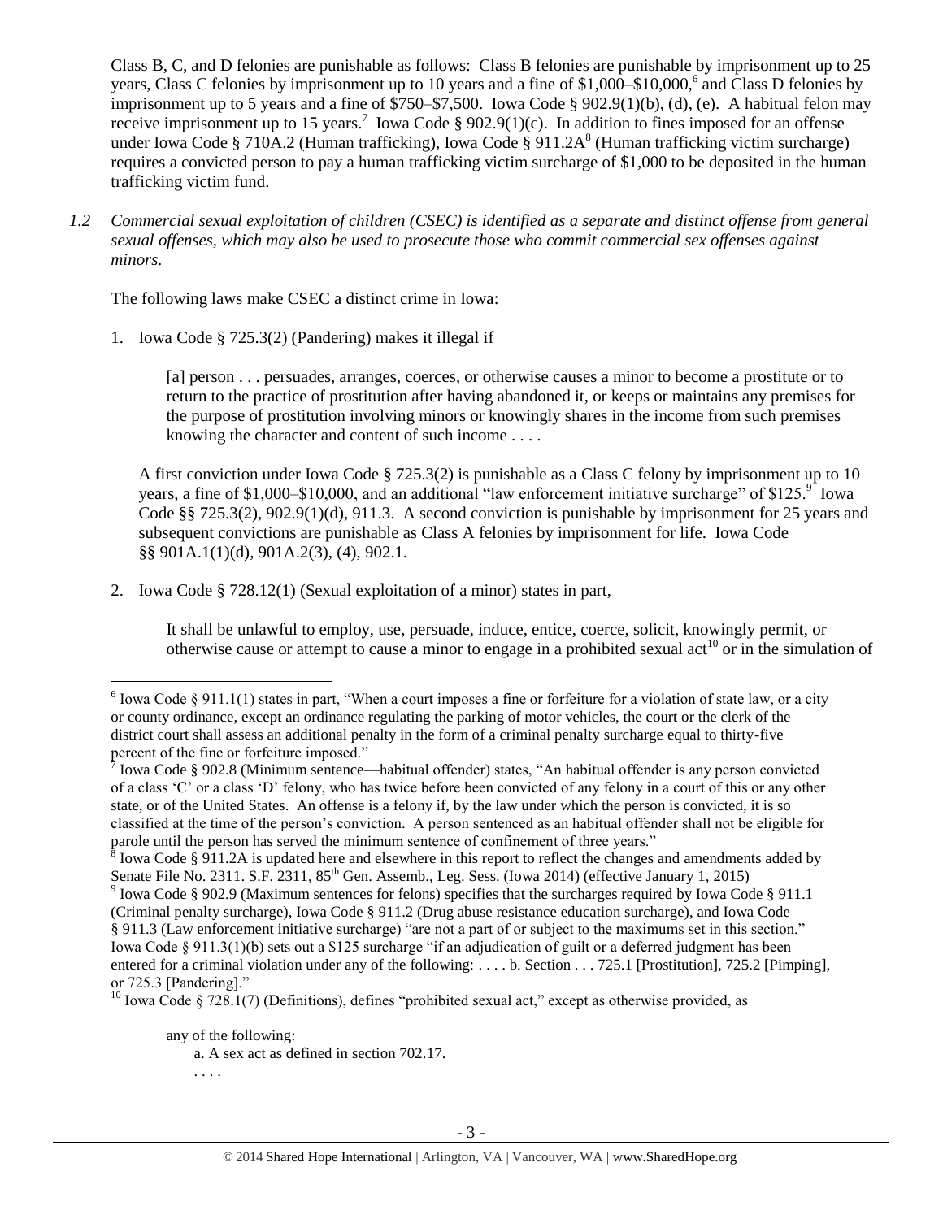Class B, C, and D felonies are punishable as follows: Class B felonies are punishable by imprisonment up to 25 years, Class C felonies by imprisonment up to 10 years and a fine of $1,000–$10,000,[6] and Class D felonies by imprisonment up to 5 years and a fine of $750–$7,500. Iowa Code § 902.9(1)(b), (d), (e). A habitual felon may receive imprisonment up to 15 years.[7] Iowa Code § 902.9(1)(c). In addition to fines imposed for an offense under Iowa Code § 710A.2 (Human trafficking), Iowa Code § 911.2A[8] (Human trafficking victim surcharge) requires a convicted person to pay a human trafficking victim surcharge of $1,000 to be deposited in the human trafficking victim fund.

*1.2 Commercial sexual exploitation of children (CSEC) is identified as a separate and distinct offense from general sexual offenses, which may also be used to prosecute those who commit commercial sex offenses against minors.*

The following laws make CSEC a distinct crime in Iowa:

1. Iowa Code § 725.3(2) (Pandering) makes it illegal if

   > [a] person . . . persuades, arranges, coerces, or otherwise causes a minor to become a prostitute or to return to the practice of prostitution after having abandoned it, or keeps or maintains any premises for the purpose of prostitution involving minors or knowingly shares in the income from such premises knowing the character and content of such income . . . .

   A first conviction under Iowa Code § 725.3(2) is punishable as a Class C felony by imprisonment up to 10 years, a fine of $1,000–$10,000, and an additional "law enforcement initiative surcharge" of $125.[9] Iowa Code §§ 725.3(2), 902.9(1)(d), 911.3. A second conviction is punishable by imprisonment for 25 years and subsequent convictions are punishable as Class A felonies by imprisonment for life. Iowa Code §§ 901A.1(1)(d), 901A.2(3), (4), 902.1.

2. Iowa Code § 728.12(1) (Sexual exploitation of a minor) states in part,

   > It shall be unlawful to employ, use, persuade, induce, entice, coerce, solicit, knowingly permit, or otherwise cause or attempt to cause a minor to engage in a prohibited sexual act[10] or in the simulation of

---

[6] Iowa Code § 911.1(1) states in part, "When a court imposes a fine or forfeiture for a violation of state law, or a city or county ordinance, except an ordinance regulating the parking of motor vehicles, the court or the clerk of the district court shall assess an additional penalty in the form of a criminal penalty surcharge equal to thirty-five percent of the fine or forfeiture imposed."

[7] Iowa Code § 902.8 (Minimum sentence—habitual offender) states, "An habitual offender is any person convicted of a class 'C' or a class 'D' felony, who has twice before been convicted of any felony in a court of this or any other state, or of the United States. An offense is a felony if, by the law under which the person is convicted, it is so classified at the time of the person's conviction. A person sentenced as an habitual offender shall not be eligible for parole until the person has served the minimum sentence of confinement of three years."

[8] Iowa Code § 911.2A is updated here and elsewhere in this report to reflect the changes and amendments added by Senate File No. 2311. S.F. 2311, 85th Gen. Assemb., Leg. Sess. (Iowa 2014) (effective January 1, 2015)

[9] Iowa Code § 902.9 (Maximum sentences for felons) specifies that the surcharges required by Iowa Code § 911.1 (Criminal penalty surcharge), Iowa Code § 911.2 (Drug abuse resistance education surcharge), and Iowa Code § 911.3 (Law enforcement initiative surcharge) "are not a part of or subject to the maximums set in this section." Iowa Code § 911.3(1)(b) sets out a $125 surcharge "if an adjudication of guilt or a deferred judgment has been entered for a criminal violation under any of the following: . . . . b. Section . . . 725.1 [Prostitution], 725.2 [Pimping], or 725.3 [Pandering]."

[10] Iowa Code § 728.1(7) (Definitions), defines "prohibited sexual act," except as otherwise provided, as

> any of the following:
>
> a. A sex act as defined in section 702.17.
>
> . . . .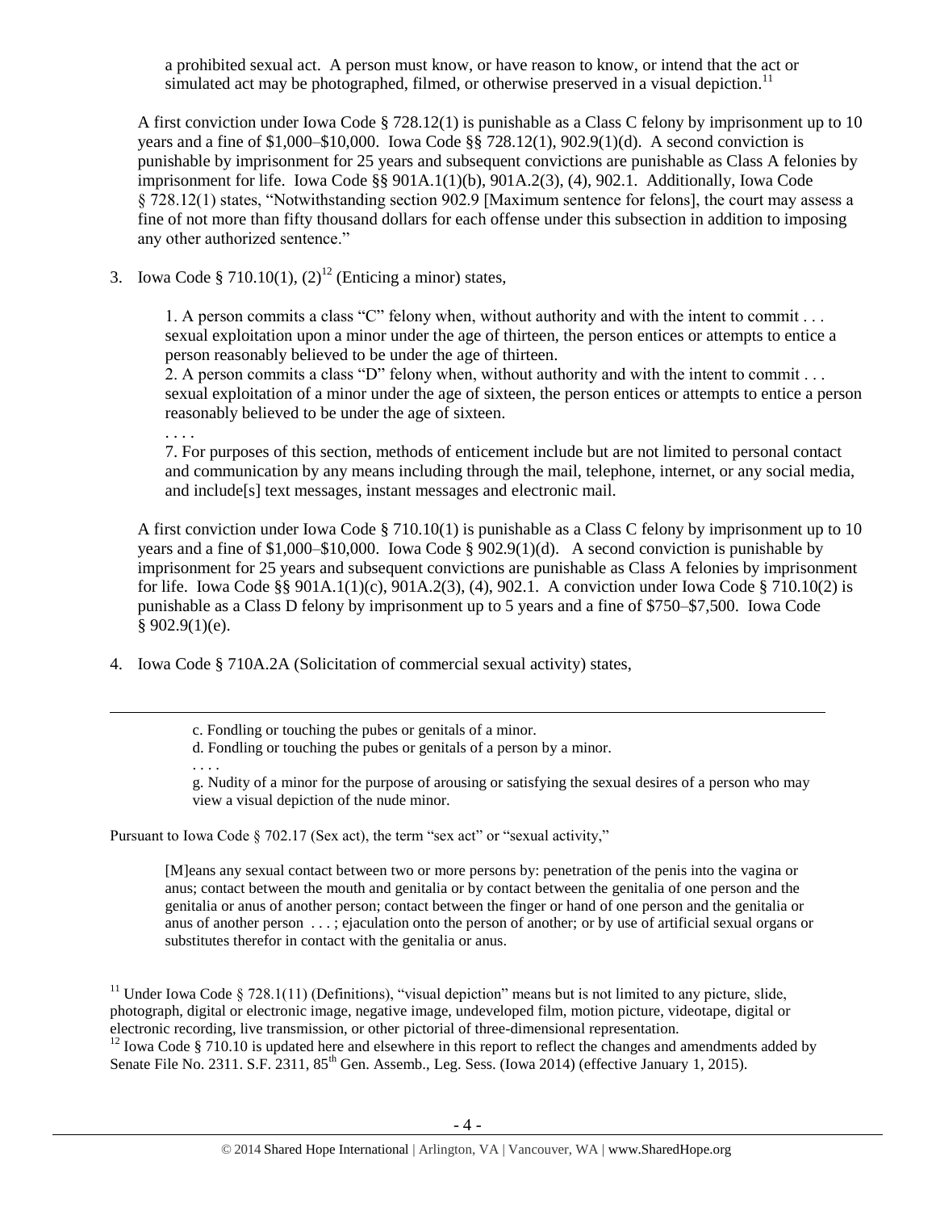a prohibited sexual act. A person must know, or have reason to know, or intend that the act or simulated act may be photographed, filmed, or otherwise preserved in a visual depiction.[11]

A first conviction under Iowa Code § 728.12(1) is punishable as a Class C felony by imprisonment up to 10 years and a fine of $1,000–$10,000. Iowa Code §§ 728.12(1), 902.9(1)(d). A second conviction is punishable by imprisonment for 25 years and subsequent convictions are punishable as Class A felonies by imprisonment for life. Iowa Code §§ 901A.1(1)(b), 901A.2(3), (4), 902.1. Additionally, Iowa Code § 728.12(1) states, "Notwithstanding section 902.9 [Maximum sentence for felons], the court may assess a fine of not more than fifty thousand dollars for each offense under this subsection in addition to imposing any other authorized sentence."

3. Iowa Code § 710.10(1), (2)[12] (Enticing a minor) states,

   > 1. A person commits a class "C" felony when, without authority and with the intent to commit . . . sexual exploitation upon a minor under the age of thirteen, the person entices or attempts to entice a person reasonably believed to be under the age of thirteen.
   >
   > 2. A person commits a class "D" felony when, without authority and with the intent to commit . . . sexual exploitation of a minor under the age of sixteen, the person entices or attempts to entice a person reasonably believed to be under the age of sixteen.
   >
   > . . . .
   >
   > 7. For purposes of this section, methods of enticement include but are not limited to personal contact and communication by any means including through the mail, telephone, internet, or any social media, and include[s] text messages, instant messages and electronic mail.

   A first conviction under Iowa Code § 710.10(1) is punishable as a Class C felony by imprisonment up to 10 years and a fine of $1,000–$10,000. Iowa Code § 902.9(1)(d). A second conviction is punishable by imprisonment for 25 years and subsequent convictions are punishable as Class A felonies by imprisonment for life. Iowa Code §§ 901A.1(1)(c), 901A.2(3), (4), 902.1. A conviction under Iowa Code § 710.10(2) is punishable as a Class D felony by imprisonment up to 5 years and a fine of $750–$7,500. Iowa Code § 902.9(1)(e).

4. Iowa Code § 710A.2A (Solicitation of commercial sexual activity) states,

---

> c. Fondling or touching the pubes or genitals of a minor.
>
> d. Fondling or touching the pubes or genitals of a person by a minor.
>
> . . . .
>
> g. Nudity of a minor for the purpose of arousing or satisfying the sexual desires of a person who may view a visual depiction of the nude minor.

Pursuant to Iowa Code § 702.17 (Sex act), the term "sex act" or "sexual activity,"

> [M]eans any sexual contact between two or more persons by: penetration of the penis into the vagina or anus; contact between the mouth and genitalia or by contact between the genitalia of one person and the genitalia or anus of another person; contact between the finger or hand of one person and the genitalia or anus of another person . . . ; ejaculation onto the person of another; or by use of artificial sexual organs or substitutes therefor in contact with the genitalia or anus.

[11] Under Iowa Code § 728.1(11) (Definitions), "visual depiction" means but is not limited to any picture, slide, photograph, digital or electronic image, negative image, undeveloped film, motion picture, videotape, digital or electronic recording, live transmission, or other pictorial of three-dimensional representation.

[12] Iowa Code § 710.10 is updated here and elsewhere in this report to reflect the changes and amendments added by Senate File No. 2311. S.F. 2311, 85th Gen. Assemb., Leg. Sess. (Iowa 2014) (effective January 1, 2015).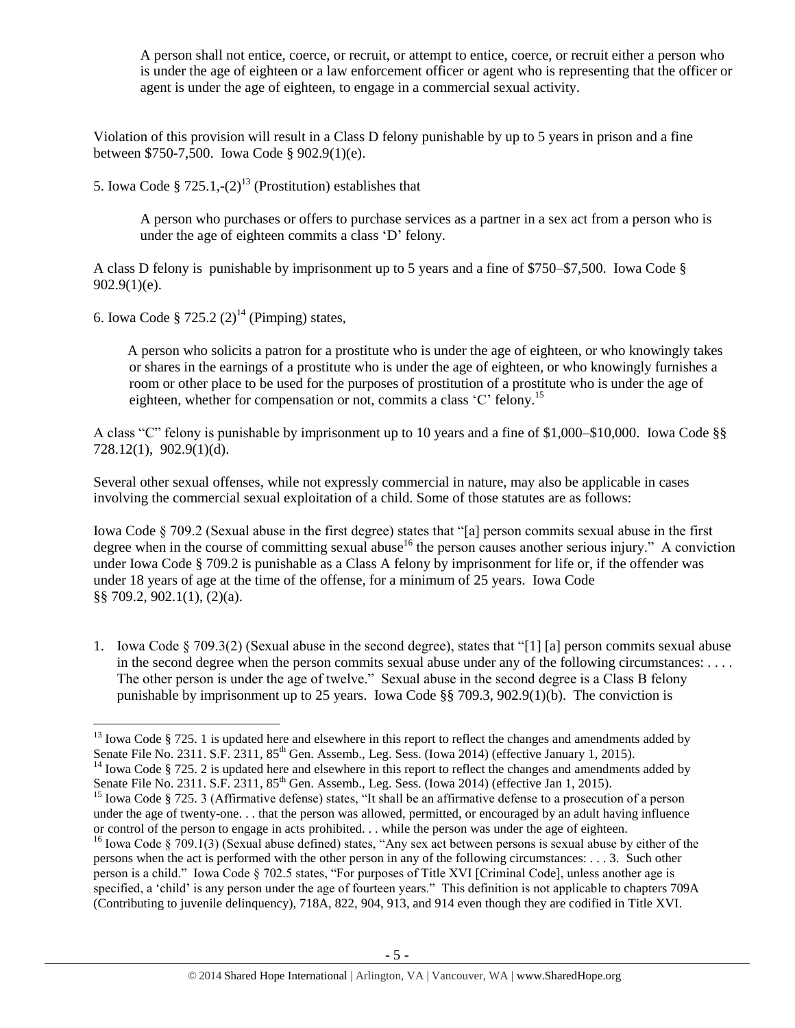> A person shall not entice, coerce, or recruit, or attempt to entice, coerce, or recruit either a person who is under the age of eighteen or a law enforcement officer or agent who is representing that the officer or agent is under the age of eighteen, to engage in a commercial sexual activity.

Violation of this provision will result in a Class D felony punishable by up to 5 years in prison and a fine between $750-7,500. Iowa Code § 902.9(1)(e).

5. Iowa Code § 725.1,-(2)[13] (Prostitution) establishes that

> A person who purchases or offers to purchase services as a partner in a sex act from a person who is under the age of eighteen commits a class 'D' felony.

A class D felony is punishable by imprisonment up to 5 years and a fine of $750–$7,500. Iowa Code § 902.9(1)(e).

6. Iowa Code § 725.2 (2)[14] (Pimping) states,

> A person who solicits a patron for a prostitute who is under the age of eighteen, or who knowingly takes or shares in the earnings of a prostitute who is under the age of eighteen, or who knowingly furnishes a room or other place to be used for the purposes of prostitution of a prostitute who is under the age of eighteen, whether for compensation or not, commits a class 'C' felony.[15]

A class "C" felony is punishable by imprisonment up to 10 years and a fine of $1,000–$10,000. Iowa Code §§ 728.12(1), 902.9(1)(d).

Several other sexual offenses, while not expressly commercial in nature, may also be applicable in cases involving the commercial sexual exploitation of a child. Some of those statutes are as follows:

Iowa Code § 709.2 (Sexual abuse in the first degree) states that "[a] person commits sexual abuse in the first degree when in the course of committing sexual abuse[16] the person causes another serious injury." A conviction under Iowa Code § 709.2 is punishable as a Class A felony by imprisonment for life or, if the offender was under 18 years of age at the time of the offense, for a minimum of 25 years. Iowa Code §§ 709.2, 902.1(1), (2)(a).

1. Iowa Code § 709.3(2) (Sexual abuse in the second degree), states that "[1] [a] person commits sexual abuse in the second degree when the person commits sexual abuse under any of the following circumstances: . . . . The other person is under the age of twelve." Sexual abuse in the second degree is a Class B felony punishable by imprisonment up to 25 years. Iowa Code §§ 709.3, 902.9(1)(b). The conviction is

---

[13] Iowa Code § 725. 1 is updated here and elsewhere in this report to reflect the changes and amendments added by Senate File No. 2311. S.F. 2311, 85th Gen. Assemb., Leg. Sess. (Iowa 2014) (effective January 1, 2015).

[14] Iowa Code § 725. 2 is updated here and elsewhere in this report to reflect the changes and amendments added by Senate File No. 2311. S.F. 2311, 85th Gen. Assemb., Leg. Sess. (Iowa 2014) (effective Jan 1, 2015).

[15] Iowa Code § 725. 3 (Affirmative defense) states, "It shall be an affirmative defense to a prosecution of a person under the age of twenty-one. . . that the person was allowed, permitted, or encouraged by an adult having influence or control of the person to engage in acts prohibited. . . while the person was under the age of eighteen.

[16] Iowa Code § 709.1(3) (Sexual abuse defined) states, "Any sex act between persons is sexual abuse by either of the persons when the act is performed with the other person in any of the following circumstances: . . . 3. Such other person is a child." Iowa Code § 702.5 states, "For purposes of Title XVI [Criminal Code], unless another age is specified, a 'child' is any person under the age of fourteen years." This definition is not applicable to chapters 709A (Contributing to juvenile delinquency), 718A, 822, 904, 913, and 914 even though they are codified in Title XVI.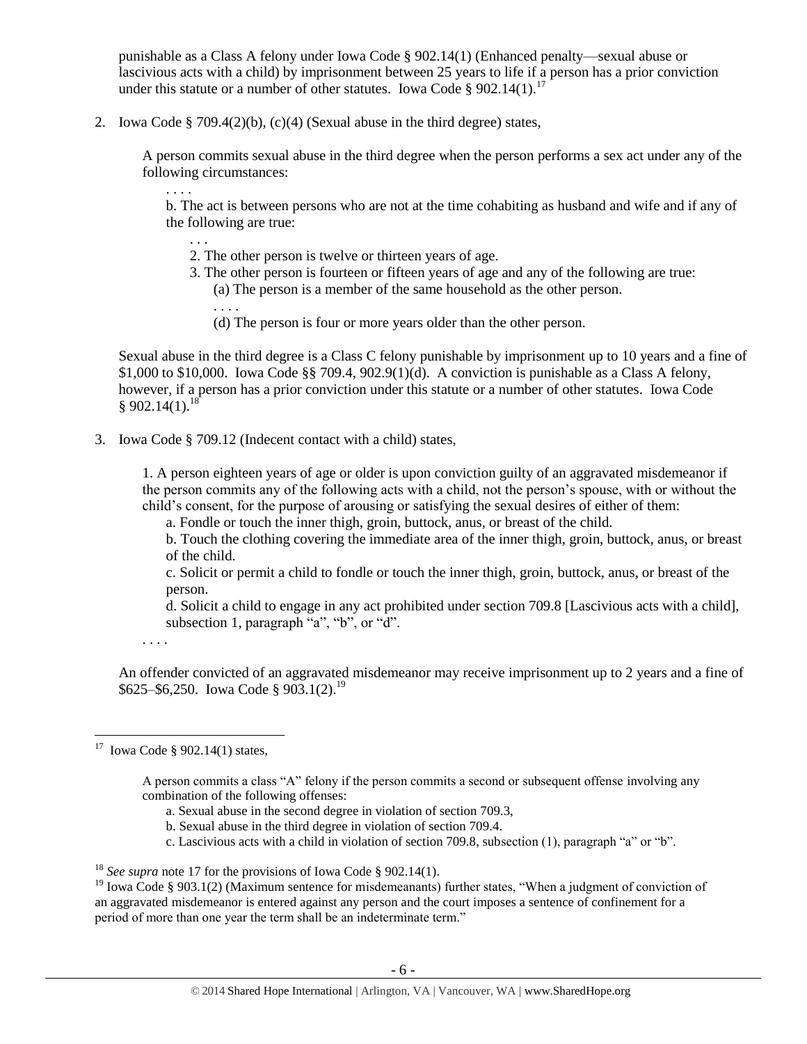punishable as a Class A felony under Iowa Code § 902.14(1) (Enhanced penalty—sexual abuse or lascivious acts with a child) by imprisonment between 25 years to life if a person has a prior conviction under this statute or a number of other statutes. Iowa Code § 902.14(1).[17]

2. Iowa Code § 709.4(2)(b), (c)(4) (Sexual abuse in the third degree) states,

> A person commits sexual abuse in the third degree when the person performs a sex act under any of the following circumstances:
>
> . . . .
>
> b. The act is between persons who are not at the time cohabiting as husband and wife and if any of the following are true:
>
> . . .
>
> 2. The other person is twelve or thirteen years of age.
> 3. The other person is fourteen or fifteen years of age and any of the following are true:
>    (a) The person is a member of the same household as the other person.
>    . . . .
>    (d) The person is four or more years older than the other person.

Sexual abuse in the third degree is a Class C felony punishable by imprisonment up to 10 years and a fine of $1,000 to $10,000. Iowa Code §§ 709.4, 902.9(1)(d). A conviction is punishable as a Class A felony, however, if a person has a prior conviction under this statute or a number of other statutes. Iowa Code § 902.14(1).[18]

3. Iowa Code § 709.12 (Indecent contact with a child) states,

> 1. A person eighteen years of age or older is upon conviction guilty of an aggravated misdemeanor if the person commits any of the following acts with a child, not the person's spouse, with or without the child's consent, for the purpose of arousing or satisfying the sexual desires of either of them:
>
> a. Fondle or touch the inner thigh, groin, buttock, anus, or breast of the child.
>
> b. Touch the clothing covering the immediate area of the inner thigh, groin, buttock, anus, or breast of the child.
>
> c. Solicit or permit a child to fondle or touch the inner thigh, groin, buttock, anus, or breast of the person.
>
> d. Solicit a child to engage in any act prohibited under section 709.8 [Lascivious acts with a child], subsection 1, paragraph "a", "b", or "d".
>
> . . . .

An offender convicted of an aggravated misdemeanor may receive imprisonment up to 2 years and a fine of $625–$6,250. Iowa Code § 903.1(2).[19]

---

[17] Iowa Code § 902.14(1) states,

> A person commits a class "A" felony if the person commits a second or subsequent offense involving any combination of the following offenses:
>
> a. Sexual abuse in the second degree in violation of section 709.3,
>
> b. Sexual abuse in the third degree in violation of section 709.4.
>
> c. Lascivious acts with a child in violation of section 709.8, subsection (1), paragraph "a" or "b".

[18] *See supra* note 17 for the provisions of Iowa Code § 902.14(1).

[19] Iowa Code § 903.1(2) (Maximum sentence for misdemeanants) further states, "When a judgment of conviction of an aggravated misdemeanor is entered against any person and the court imposes a sentence of confinement for a period of more than one year the term shall be an indeterminate term."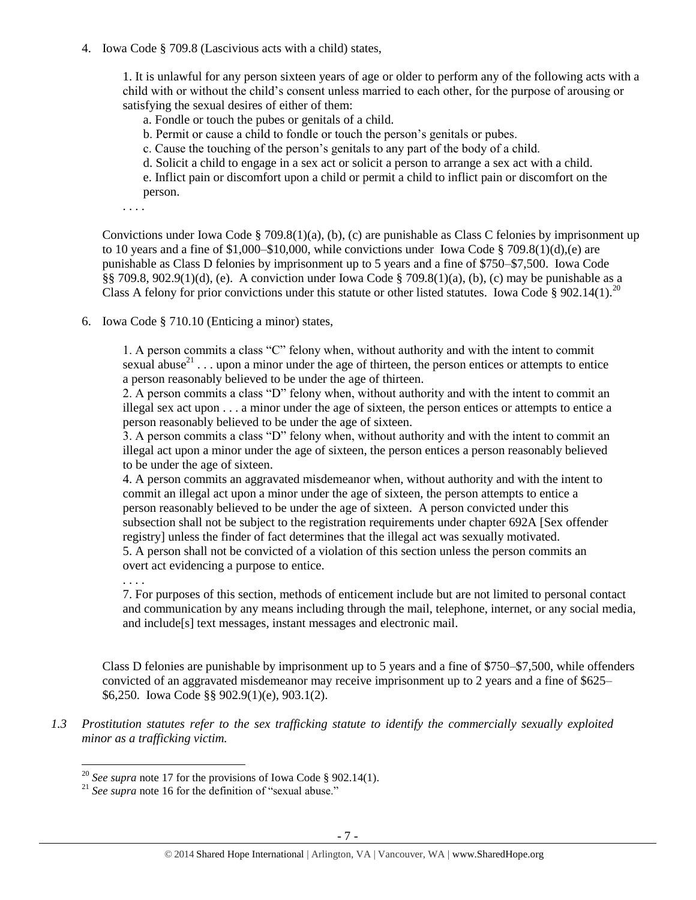4. Iowa Code § 709.8 (Lascivious acts with a child) states,

   1. It is unlawful for any person sixteen years of age or older to perform any of the following acts with a child with or without the child's consent unless married to each other, for the purpose of arousing or satisfying the sexual desires of either of them:

      a. Fondle or touch the pubes or genitals of a child.

      b. Permit or cause a child to fondle or touch the person's genitals or pubes.

      c. Cause the touching of the person's genitals to any part of the body of a child.

      d. Solicit a child to engage in a sex act or solicit a person to arrange a sex act with a child.

      e. Inflict pain or discomfort upon a child or permit a child to inflict pain or discomfort on the person.

   . . . .

   Convictions under Iowa Code § 709.8(1)(a), (b), (c) are punishable as Class C felonies by imprisonment up to 10 years and a fine of $1,000–$10,000, while convictions under Iowa Code § 709.8(1)(d),(e) are punishable as Class D felonies by imprisonment up to 5 years and a fine of $750–$7,500. Iowa Code §§ 709.8, 902.9(1)(d), (e). A conviction under Iowa Code § 709.8(1)(a), (b), (c) may be punishable as a Class A felony for prior convictions under this statute or other listed statutes. Iowa Code § 902.14(1).[20]

6. Iowa Code § 710.10 (Enticing a minor) states,

   1. A person commits a class "C" felony when, without authority and with the intent to commit sexual abuse[21] . . . upon a minor under the age of thirteen, the person entices or attempts to entice a person reasonably believed to be under the age of thirteen.

   2. A person commits a class "D" felony when, without authority and with the intent to commit an illegal sex act upon . . . a minor under the age of sixteen, the person entices or attempts to entice a person reasonably believed to be under the age of sixteen.

   3. A person commits a class "D" felony when, without authority and with the intent to commit an illegal act upon a minor under the age of sixteen, the person entices a person reasonably believed to be under the age of sixteen.

   4. A person commits an aggravated misdemeanor when, without authority and with the intent to commit an illegal act upon a minor under the age of sixteen, the person attempts to entice a person reasonably believed to be under the age of sixteen. A person convicted under this subsection shall not be subject to the registration requirements under chapter 692A [Sex offender registry] unless the finder of fact determines that the illegal act was sexually motivated.

   5. A person shall not be convicted of a violation of this section unless the person commits an overt act evidencing a purpose to entice.

   . . . .

   7. For purposes of this section, methods of enticement include but are not limited to personal contact and communication by any means including through the mail, telephone, internet, or any social media, and include[s] text messages, instant messages and electronic mail.

   Class D felonies are punishable by imprisonment up to 5 years and a fine of $750–$7,500, while offenders convicted of an aggravated misdemeanor may receive imprisonment up to 2 years and a fine of $625–$6,250. Iowa Code §§ 902.9(1)(e), 903.1(2).

*1.3 Prostitution statutes refer to the sex trafficking statute to identify the commercially sexually exploited minor as a trafficking victim.*

---

[20] *See supra* note 17 for the provisions of Iowa Code § 902.14(1).

[21] *See supra* note 16 for the definition of "sexual abuse."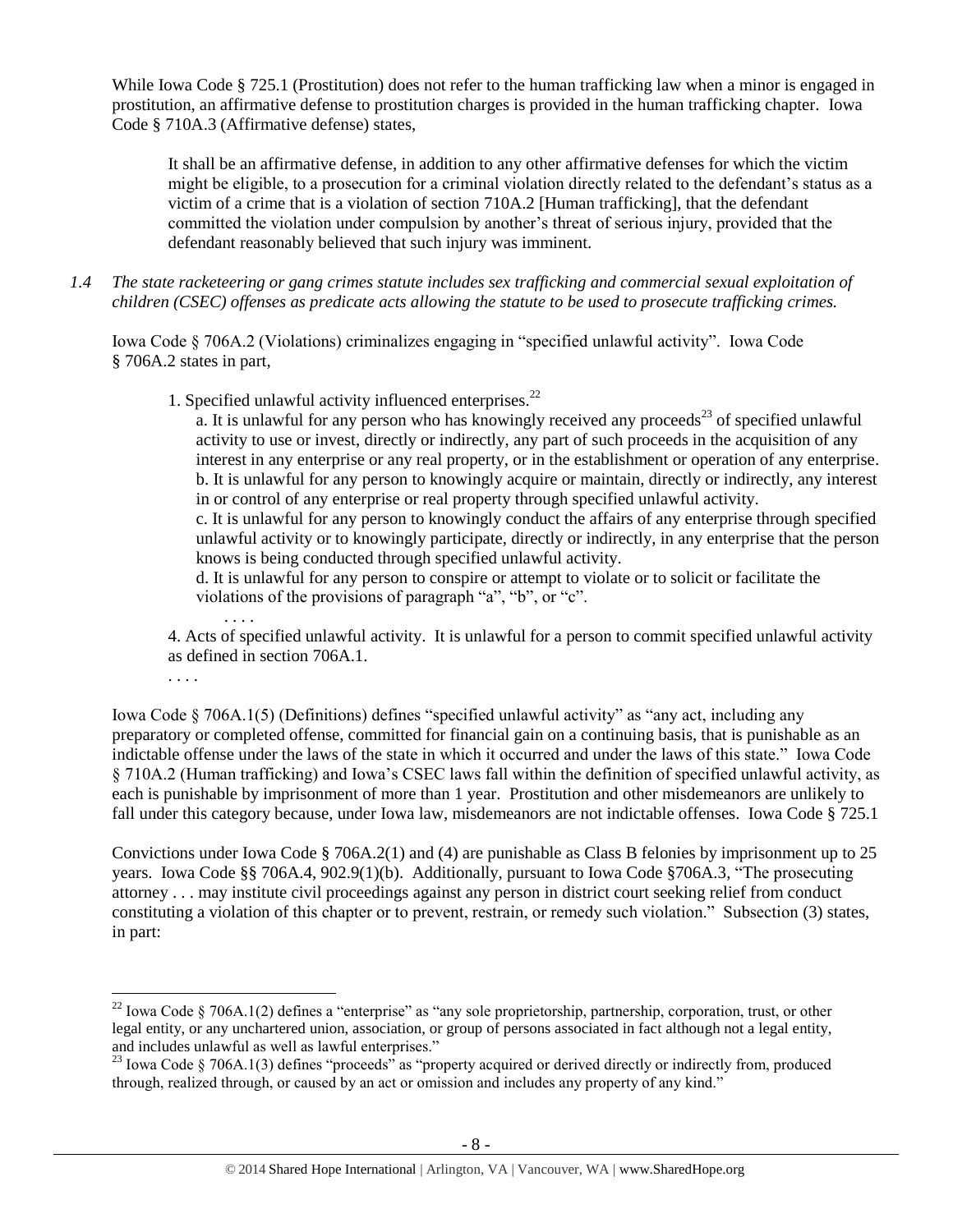While Iowa Code § 725.1 (Prostitution) does not refer to the human trafficking law when a minor is engaged in prostitution, an affirmative defense to prostitution charges is provided in the human trafficking chapter. Iowa Code § 710A.3 (Affirmative defense) states,

> It shall be an affirmative defense, in addition to any other affirmative defenses for which the victim might be eligible, to a prosecution for a criminal violation directly related to the defendant's status as a victim of a crime that is a violation of section 710A.2 [Human trafficking], that the defendant committed the violation under compulsion by another's threat of serious injury, provided that the defendant reasonably believed that such injury was imminent.

*1.4 The state racketeering or gang crimes statute includes sex trafficking and commercial sexual exploitation of children (CSEC) offenses as predicate acts allowing the statute to be used to prosecute trafficking crimes.*

Iowa Code § 706A.2 (Violations) criminalizes engaging in "specified unlawful activity". Iowa Code § 706A.2 states in part,

> 1. Specified unlawful activity influenced enterprises.[22]
>
> a. It is unlawful for any person who has knowingly received any proceeds[23] of specified unlawful activity to use or invest, directly or indirectly, any part of such proceeds in the acquisition of any interest in any enterprise or any real property, or in the establishment or operation of any enterprise.
>
> b. It is unlawful for any person to knowingly acquire or maintain, directly or indirectly, any interest in or control of any enterprise or real property through specified unlawful activity.
>
> c. It is unlawful for any person to knowingly conduct the affairs of any enterprise through specified unlawful activity or to knowingly participate, directly or indirectly, in any enterprise that the person knows is being conducted through specified unlawful activity.
>
> d. It is unlawful for any person to conspire or attempt to violate or to solicit or facilitate the violations of the provisions of paragraph "a", "b", or "c".
>
> . . . .
>
> 4. Acts of specified unlawful activity. It is unlawful for a person to commit specified unlawful activity as defined in section 706A.1.
>
> . . . .

Iowa Code § 706A.1(5) (Definitions) defines "specified unlawful activity" as "any act, including any preparatory or completed offense, committed for financial gain on a continuing basis, that is punishable as an indictable offense under the laws of the state in which it occurred and under the laws of this state." Iowa Code § 710A.2 (Human trafficking) and Iowa's CSEC laws fall within the definition of specified unlawful activity, as each is punishable by imprisonment of more than 1 year. Prostitution and other misdemeanors are unlikely to fall under this category because, under Iowa law, misdemeanors are not indictable offenses. Iowa Code § 725.1

Convictions under Iowa Code § 706A.2(1) and (4) are punishable as Class B felonies by imprisonment up to 25 years. Iowa Code §§ 706A.4, 902.9(1)(b). Additionally, pursuant to Iowa Code §706A.3, "The prosecuting attorney . . . may institute civil proceedings against any person in district court seeking relief from conduct constituting a violation of this chapter or to prevent, restrain, or remedy such violation." Subsection (3) states, in part:

---

[22] Iowa Code § 706A.1(2) defines a "enterprise" as "any sole proprietorship, partnership, corporation, trust, or other legal entity, or any unchartered union, association, or group of persons associated in fact although not a legal entity, and includes unlawful as well as lawful enterprises."

[23] Iowa Code § 706A.1(3) defines "proceeds" as "property acquired or derived directly or indirectly from, produced through, realized through, or caused by an act or omission and includes any property of any kind."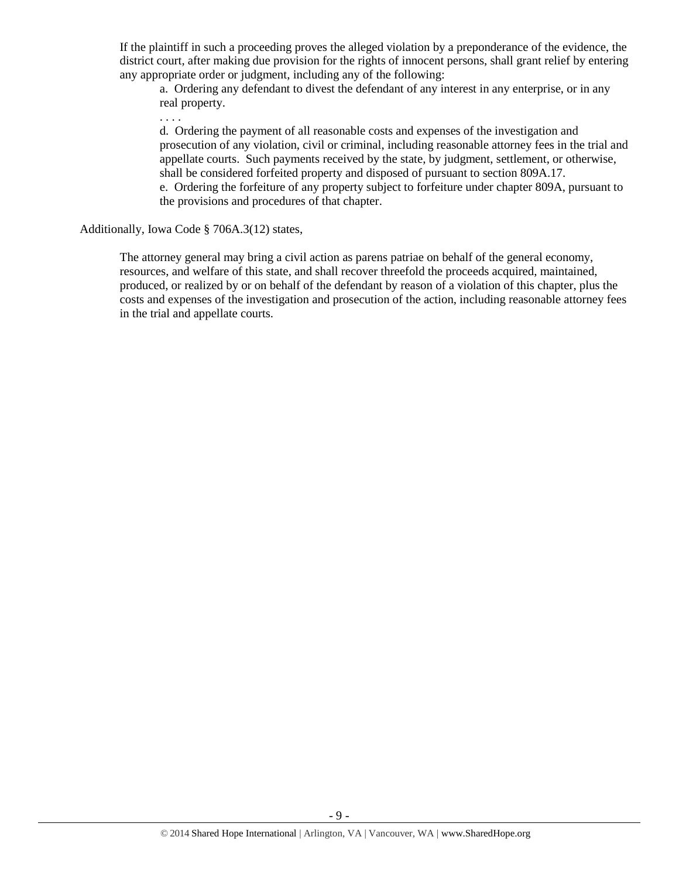> If the plaintiff in such a proceeding proves the alleged violation by a preponderance of the evidence, the district court, after making due provision for the rights of innocent persons, shall grant relief by entering any appropriate order or judgment, including any of the following:
>
> > a. Ordering any defendant to divest the defendant of any interest in any enterprise, or in any real property.
> >
> > . . . .
> >
> > d. Ordering the payment of all reasonable costs and expenses of the investigation and prosecution of any violation, civil or criminal, including reasonable attorney fees in the trial and appellate courts. Such payments received by the state, by judgment, settlement, or otherwise, shall be considered forfeited property and disposed of pursuant to section 809A.17.
> >
> > e. Ordering the forfeiture of any property subject to forfeiture under chapter 809A, pursuant to the provisions and procedures of that chapter.

Additionally, Iowa Code § 706A.3(12) states,

> The attorney general may bring a civil action as parens patriae on behalf of the general economy, resources, and welfare of this state, and shall recover threefold the proceeds acquired, maintained, produced, or realized by or on behalf of the defendant by reason of a violation of this chapter, plus the costs and expenses of the investigation and prosecution of the action, including reasonable attorney fees in the trial and appellate courts.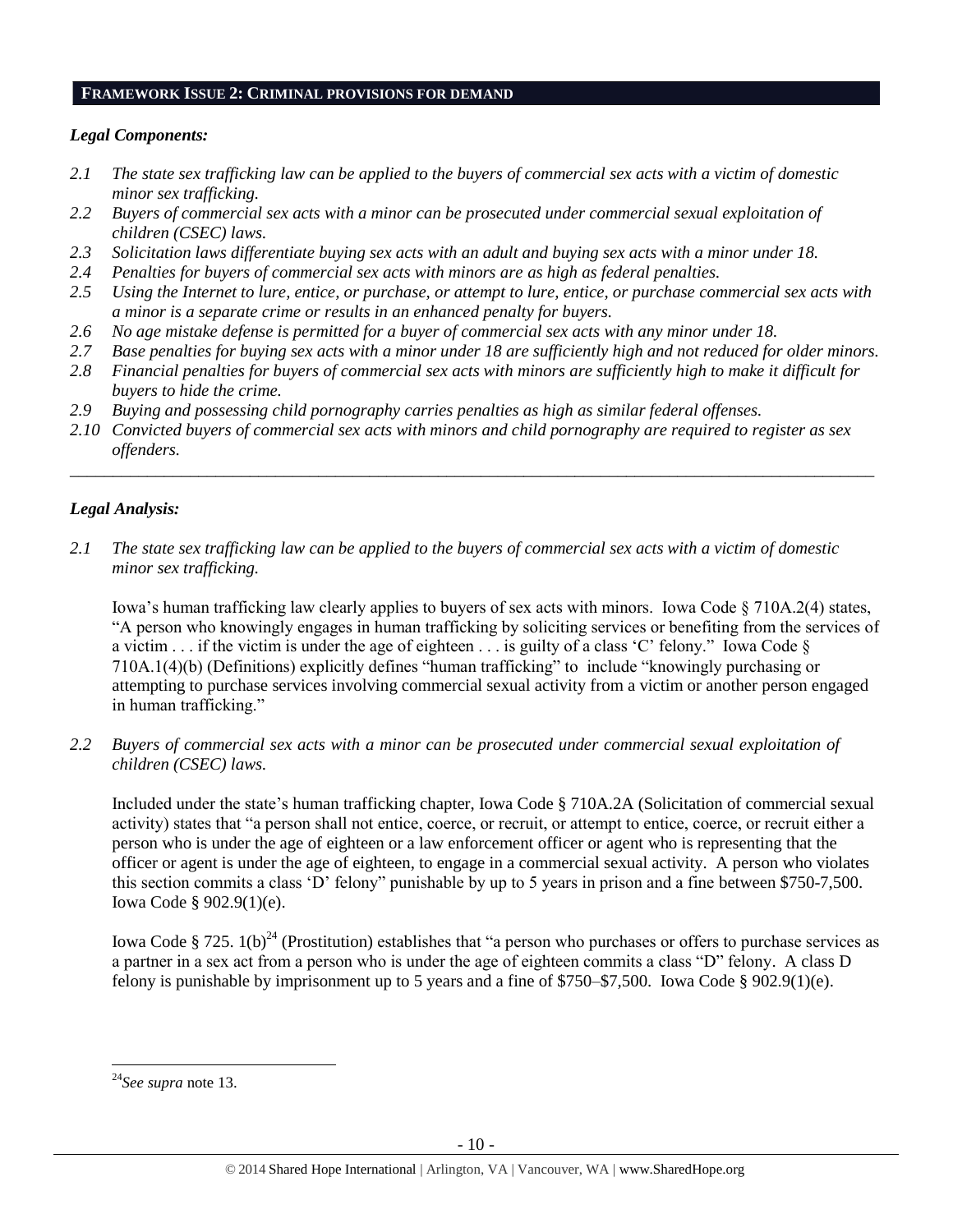## FRAMEWORK ISSUE 2: CRIMINAL PROVISIONS FOR DEMAND

### *Legal Components:*

*2.1 The state sex trafficking law can be applied to the buyers of commercial sex acts with a victim of domestic minor sex trafficking.*

*2.2 Buyers of commercial sex acts with a minor can be prosecuted under commercial sexual exploitation of children (CSEC) laws.*

*2.3 Solicitation laws differentiate buying sex acts with an adult and buying sex acts with a minor under 18.*

*2.4 Penalties for buyers of commercial sex acts with minors are as high as federal penalties.*

*2.5 Using the Internet to lure, entice, or purchase, or attempt to lure, entice, or purchase commercial sex acts with a minor is a separate crime or results in an enhanced penalty for buyers.*

*2.6 No age mistake defense is permitted for a buyer of commercial sex acts with any minor under 18.*

*2.7 Base penalties for buying sex acts with a minor under 18 are sufficiently high and not reduced for older minors.*

*2.8 Financial penalties for buyers of commercial sex acts with minors are sufficiently high to make it difficult for buyers to hide the crime.*

*2.9 Buying and possessing child pornography carries penalties as high as similar federal offenses.*

*2.10 Convicted buyers of commercial sex acts with minors and child pornography are required to register as sex offenders.*

---

### *Legal Analysis:*

*2.1 The state sex trafficking law can be applied to the buyers of commercial sex acts with a victim of domestic minor sex trafficking.*

Iowa's human trafficking law clearly applies to buyers of sex acts with minors. Iowa Code § 710A.2(4) states, "A person who knowingly engages in human trafficking by soliciting services or benefiting from the services of a victim . . . if the victim is under the age of eighteen . . . is guilty of a class 'C' felony." Iowa Code § 710A.1(4)(b) (Definitions) explicitly defines "human trafficking" to include "knowingly purchasing or attempting to purchase services involving commercial sexual activity from a victim or another person engaged in human trafficking."

*2.2 Buyers of commercial sex acts with a minor can be prosecuted under commercial sexual exploitation of children (CSEC) laws.*

Included under the state's human trafficking chapter, Iowa Code § 710A.2A (Solicitation of commercial sexual activity) states that "a person shall not entice, coerce, or recruit, or attempt to entice, coerce, or recruit either a person who is under the age of eighteen or a law enforcement officer or agent who is representing that the officer or agent is under the age of eighteen, to engage in a commercial sexual activity. A person who violates this section commits a class 'D' felony" punishable by up to 5 years in prison and a fine between $750-7,500. Iowa Code § 902.9(1)(e).

Iowa Code § 725. 1(b)[24] (Prostitution) establishes that "a person who purchases or offers to purchase services as a partner in a sex act from a person who is under the age of eighteen commits a class "D" felony. A class D felony is punishable by imprisonment up to 5 years and a fine of $750–$7,500. Iowa Code § 902.9(1)(e).

---

[24] *See supra* note 13.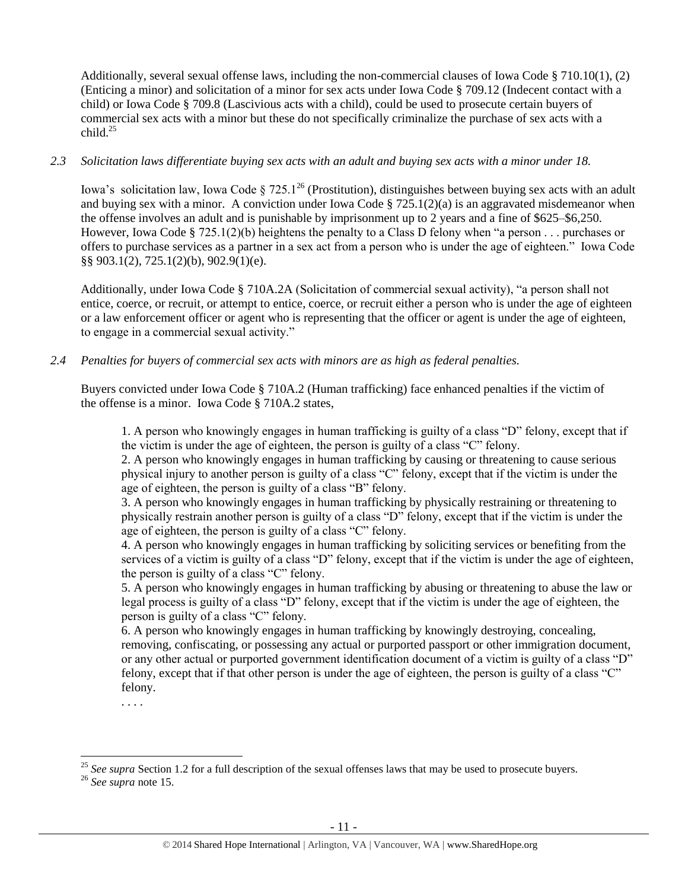Additionally, several sexual offense laws, including the non-commercial clauses of Iowa Code § 710.10(1), (2) (Enticing a minor) and solicitation of a minor for sex acts under Iowa Code § 709.12 (Indecent contact with a child) or Iowa Code § 709.8 (Lascivious acts with a child), could be used to prosecute certain buyers of commercial sex acts with a minor but these do not specifically criminalize the purchase of sex acts with a child.[25]

*2.3 Solicitation laws differentiate buying sex acts with an adult and buying sex acts with a minor under 18.*

Iowa's solicitation law, Iowa Code § 725.1[26] (Prostitution), distinguishes between buying sex acts with an adult and buying sex with a minor. A conviction under Iowa Code § 725.1(2)(a) is an aggravated misdemeanor when the offense involves an adult and is punishable by imprisonment up to 2 years and a fine of $625–$6,250. However, Iowa Code § 725.1(2)(b) heightens the penalty to a Class D felony when "a person . . . purchases or offers to purchase services as a partner in a sex act from a person who is under the age of eighteen." Iowa Code §§ 903.1(2), 725.1(2)(b), 902.9(1)(e).

Additionally, under Iowa Code § 710A.2A (Solicitation of commercial sexual activity), "a person shall not entice, coerce, or recruit, or attempt to entice, coerce, or recruit either a person who is under the age of eighteen or a law enforcement officer or agent who is representing that the officer or agent is under the age of eighteen, to engage in a commercial sexual activity."

*2.4 Penalties for buyers of commercial sex acts with minors are as high as federal penalties.*

Buyers convicted under Iowa Code § 710A.2 (Human trafficking) face enhanced penalties if the victim of the offense is a minor. Iowa Code § 710A.2 states,

> 1. A person who knowingly engages in human trafficking is guilty of a class "D" felony, except that if the victim is under the age of eighteen, the person is guilty of a class "C" felony.
> 2. A person who knowingly engages in human trafficking by causing or threatening to cause serious physical injury to another person is guilty of a class "C" felony, except that if the victim is under the age of eighteen, the person is guilty of a class "B" felony.
> 3. A person who knowingly engages in human trafficking by physically restraining or threatening to physically restrain another person is guilty of a class "D" felony, except that if the victim is under the age of eighteen, the person is guilty of a class "C" felony.
> 4. A person who knowingly engages in human trafficking by soliciting services or benefiting from the services of a victim is guilty of a class "D" felony, except that if the victim is under the age of eighteen, the person is guilty of a class "C" felony.
> 5. A person who knowingly engages in human trafficking by abusing or threatening to abuse the law or legal process is guilty of a class "D" felony, except that if the victim is under the age of eighteen, the person is guilty of a class "C" felony.
> 6. A person who knowingly engages in human trafficking by knowingly destroying, concealing, removing, confiscating, or possessing any actual or purported passport or other immigration document, or any other actual or purported government identification document of a victim is guilty of a class "D" felony, except that if that other person is under the age of eighteen, the person is guilty of a class "C" felony.
>
> . . . .

[25] *See supra* Section 1.2 for a full description of the sexual offenses laws that may be used to prosecute buyers.

[26] *See supra* note 15.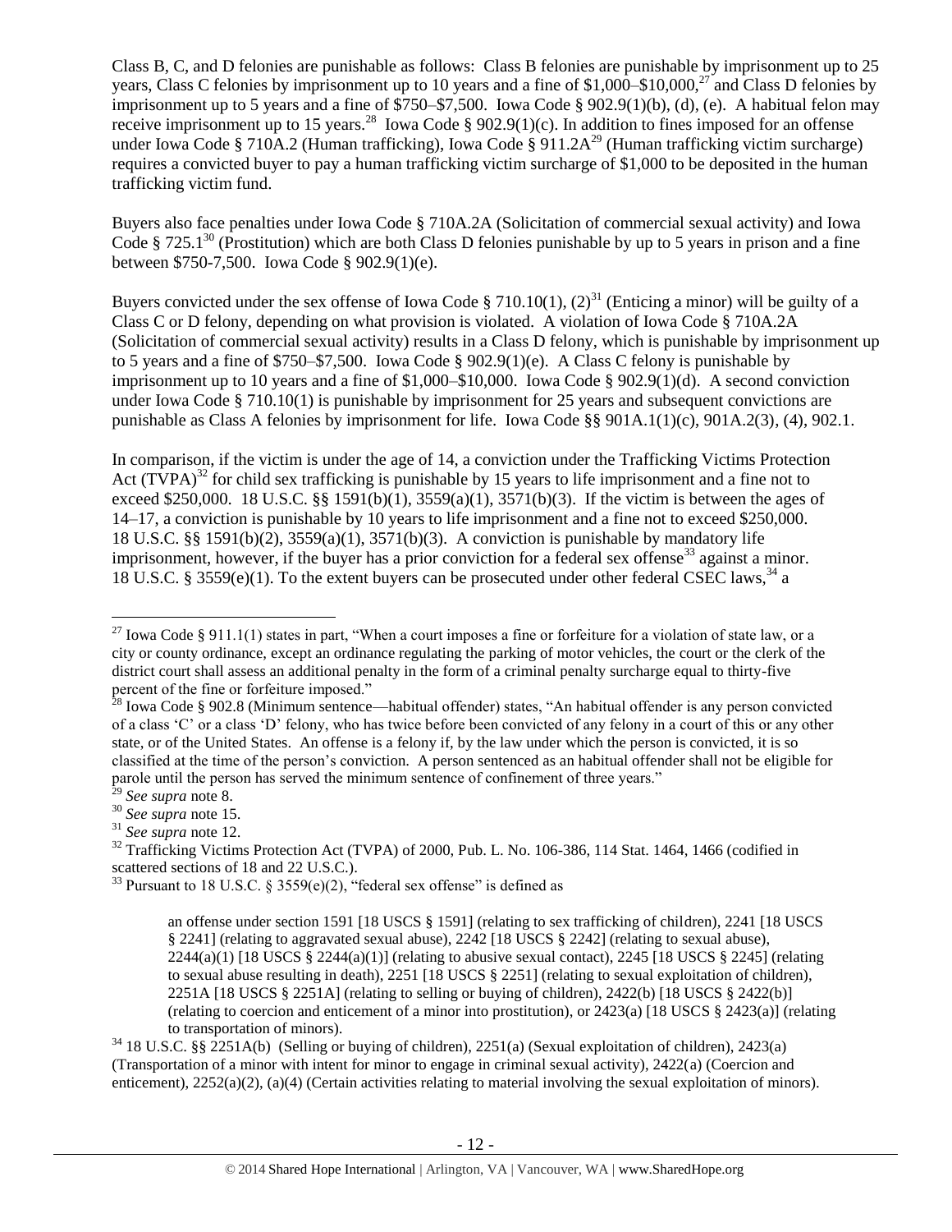Class B, C, and D felonies are punishable as follows: Class B felonies are punishable by imprisonment up to 25 years, Class C felonies by imprisonment up to 10 years and a fine of $1,000–$10,000,[27] and Class D felonies by imprisonment up to 5 years and a fine of $750–$7,500. Iowa Code § 902.9(1)(b), (d), (e). A habitual felon may receive imprisonment up to 15 years.[28] Iowa Code § 902.9(1)(c). In addition to fines imposed for an offense under Iowa Code § 710A.2 (Human trafficking), Iowa Code § 911.2A[29] (Human trafficking victim surcharge) requires a convicted buyer to pay a human trafficking victim surcharge of $1,000 to be deposited in the human trafficking victim fund.

Buyers also face penalties under Iowa Code § 710A.2A (Solicitation of commercial sexual activity) and Iowa Code § 725.1[30] (Prostitution) which are both Class D felonies punishable by up to 5 years in prison and a fine between $750-7,500. Iowa Code § 902.9(1)(e).

Buyers convicted under the sex offense of Iowa Code § 710.10(1), (2)[31] (Enticing a minor) will be guilty of a Class C or D felony, depending on what provision is violated. A violation of Iowa Code § 710A.2A (Solicitation of commercial sexual activity) results in a Class D felony, which is punishable by imprisonment up to 5 years and a fine of $750–$7,500. Iowa Code § 902.9(1)(e). A Class C felony is punishable by imprisonment up to 10 years and a fine of $1,000–$10,000. Iowa Code § 902.9(1)(d). A second conviction under Iowa Code § 710.10(1) is punishable by imprisonment for 25 years and subsequent convictions are punishable as Class A felonies by imprisonment for life. Iowa Code §§ 901A.1(1)(c), 901A.2(3), (4), 902.1.

In comparison, if the victim is under the age of 14, a conviction under the Trafficking Victims Protection Act (TVPA)[32] for child sex trafficking is punishable by 15 years to life imprisonment and a fine not to exceed $250,000. 18 U.S.C. §§ 1591(b)(1), 3559(a)(1), 3571(b)(3). If the victim is between the ages of 14–17, a conviction is punishable by 10 years to life imprisonment and a fine not to exceed $250,000. 18 U.S.C. §§ 1591(b)(2), 3559(a)(1), 3571(b)(3). A conviction is punishable by mandatory life imprisonment, however, if the buyer has a prior conviction for a federal sex offense[33] against a minor. 18 U.S.C. § 3559(e)(1). To the extent buyers can be prosecuted under other federal CSEC laws,[34] a

---

[27] Iowa Code § 911.1(1) states in part, "When a court imposes a fine or forfeiture for a violation of state law, or a city or county ordinance, except an ordinance regulating the parking of motor vehicles, the court or the clerk of the district court shall assess an additional penalty in the form of a criminal penalty surcharge equal to thirty-five percent of the fine or forfeiture imposed."

[28] Iowa Code § 902.8 (Minimum sentence—habitual offender) states, "An habitual offender is any person convicted of a class 'C' or a class 'D' felony, who has twice before been convicted of any felony in a court of this or any other state, or of the United States. An offense is a felony if, by the law under which the person is convicted, it is so classified at the time of the person's conviction. A person sentenced as an habitual offender shall not be eligible for parole until the person has served the minimum sentence of confinement of three years."

[29] *See supra* note 8.

[30] *See supra* note 15.

[31] *See supra* note 12.

[32] Trafficking Victims Protection Act (TVPA) of 2000, Pub. L. No. 106-386, 114 Stat. 1464, 1466 (codified in scattered sections of 18 and 22 U.S.C.).

[33] Pursuant to 18 U.S.C. § 3559(e)(2), "federal sex offense" is defined as

> an offense under section 1591 [18 USCS § 1591] (relating to sex trafficking of children), 2241 [18 USCS § 2241] (relating to aggravated sexual abuse), 2242 [18 USCS § 2242] (relating to sexual abuse), 2244(a)(1) [18 USCS § 2244(a)(1)] (relating to abusive sexual contact), 2245 [18 USCS § 2245] (relating to sexual abuse resulting in death), 2251 [18 USCS § 2251] (relating to sexual exploitation of children), 2251A [18 USCS § 2251A] (relating to selling or buying of children), 2422(b) [18 USCS § 2422(b)] (relating to coercion and enticement of a minor into prostitution), or 2423(a) [18 USCS § 2423(a)] (relating to transportation of minors).

[34] 18 U.S.C. §§ 2251A(b) (Selling or buying of children), 2251(a) (Sexual exploitation of children), 2423(a) (Transportation of a minor with intent for minor to engage in criminal sexual activity), 2422(a) (Coercion and enticement), 2252(a)(2), (a)(4) (Certain activities relating to material involving the sexual exploitation of minors).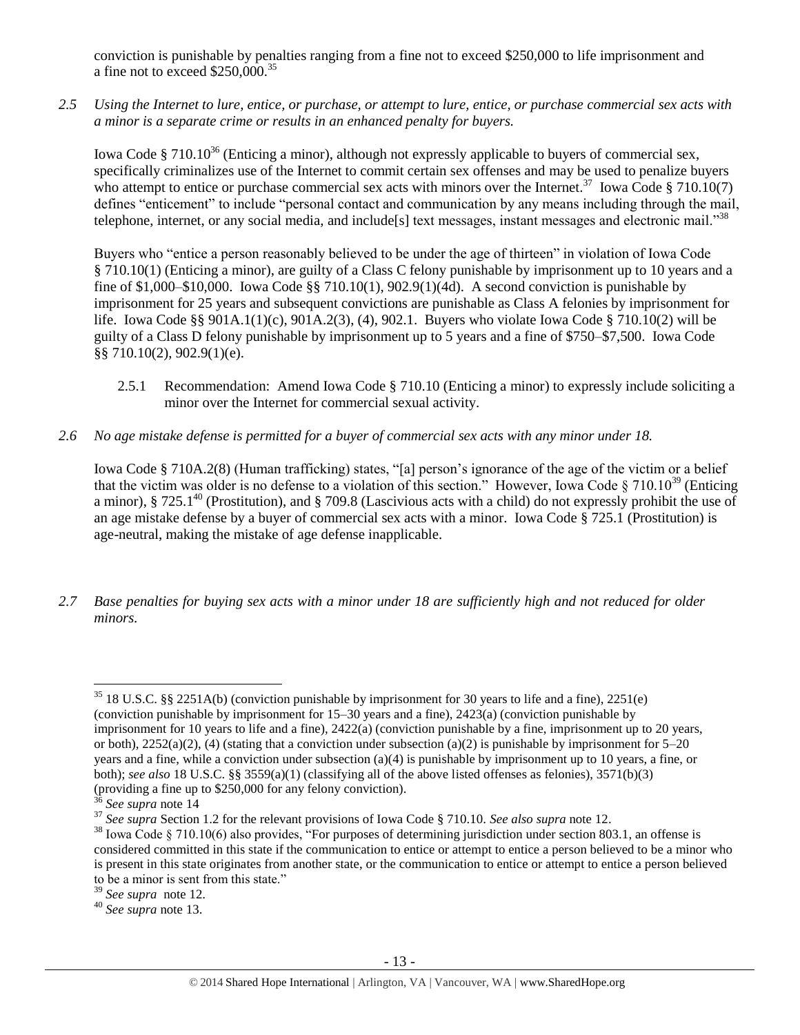conviction is punishable by penalties ranging from a fine not to exceed $250,000 to life imprisonment and a fine not to exceed $250,000.[35]

*2.5 Using the Internet to lure, entice, or purchase, or attempt to lure, entice, or purchase commercial sex acts with a minor is a separate crime or results in an enhanced penalty for buyers.*

Iowa Code § 710.10[36] (Enticing a minor), although not expressly applicable to buyers of commercial sex, specifically criminalizes use of the Internet to commit certain sex offenses and may be used to penalize buyers who attempt to entice or purchase commercial sex acts with minors over the Internet.[37] Iowa Code § 710.10(7) defines "enticement" to include "personal contact and communication by any means including through the mail, telephone, internet, or any social media, and include[s] text messages, instant messages and electronic mail."[38]

Buyers who "entice a person reasonably believed to be under the age of thirteen" in violation of Iowa Code § 710.10(1) (Enticing a minor), are guilty of a Class C felony punishable by imprisonment up to 10 years and a fine of $1,000–$10,000. Iowa Code §§ 710.10(1), 902.9(1)(4d). A second conviction is punishable by imprisonment for 25 years and subsequent convictions are punishable as Class A felonies by imprisonment for life. Iowa Code §§ 901A.1(1)(c), 901A.2(3), (4), 902.1. Buyers who violate Iowa Code § 710.10(2) will be guilty of a Class D felony punishable by imprisonment up to 5 years and a fine of $750–$7,500. Iowa Code §§ 710.10(2), 902.9(1)(e).

2.5.1 Recommendation: Amend Iowa Code § 710.10 (Enticing a minor) to expressly include soliciting a minor over the Internet for commercial sexual activity.

*2.6 No age mistake defense is permitted for a buyer of commercial sex acts with any minor under 18.*

Iowa Code § 710A.2(8) (Human trafficking) states, "[a] person's ignorance of the age of the victim or a belief that the victim was older is no defense to a violation of this section." However, Iowa Code § 710.10[39] (Enticing a minor), § 725.1[40] (Prostitution), and § 709.8 (Lascivious acts with a child) do not expressly prohibit the use of an age mistake defense by a buyer of commercial sex acts with a minor. Iowa Code § 725.1 (Prostitution) is age-neutral, making the mistake of age defense inapplicable.

*2.7 Base penalties for buying sex acts with a minor under 18 are sufficiently high and not reduced for older minors.*

---

[35] 18 U.S.C. §§ 2251A(b) (conviction punishable by imprisonment for 30 years to life and a fine), 2251(e) (conviction punishable by imprisonment for 15–30 years and a fine), 2423(a) (conviction punishable by imprisonment for 10 years to life and a fine), 2422(a) (conviction punishable by a fine, imprisonment up to 20 years, or both), 2252(a)(2), (4) (stating that a conviction under subsection (a)(2) is punishable by imprisonment for 5–20 years and a fine, while a conviction under subsection (a)(4) is punishable by imprisonment up to 10 years, a fine, or both); *see also* 18 U.S.C. §§ 3559(a)(1) (classifying all of the above listed offenses as felonies), 3571(b)(3) (providing a fine up to $250,000 for any felony conviction).

[36] *See supra* note 14

[37] *See supra* Section 1.2 for the relevant provisions of Iowa Code § 710.10. *See also supra* note 12.

[38] Iowa Code § 710.10(6) also provides, "For purposes of determining jurisdiction under section 803.1, an offense is considered committed in this state if the communication to entice or attempt to entice a person believed to be a minor who is present in this state originates from another state, or the communication to entice or attempt to entice a person believed to be a minor is sent from this state."

[39] *See supra* note 12.

[40] *See supra* note 13.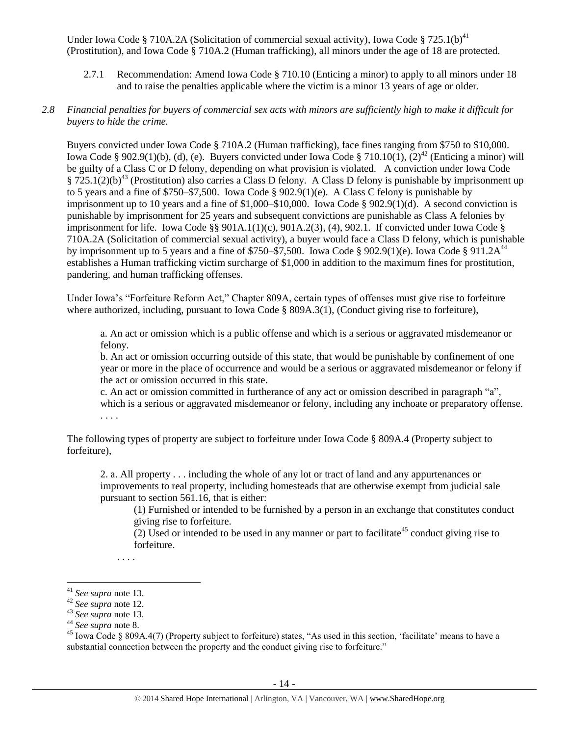Under Iowa Code § 710A.2A (Solicitation of commercial sexual activity), Iowa Code § 725.1(b)[41] (Prostitution), and Iowa Code § 710A.2 (Human trafficking), all minors under the age of 18 are protected.

2.7.1 Recommendation: Amend Iowa Code § 710.10 (Enticing a minor) to apply to all minors under 18 and to raise the penalties applicable where the victim is a minor 13 years of age or older.

*2.8 Financial penalties for buyers of commercial sex acts with minors are sufficiently high to make it difficult for buyers to hide the crime.*

Buyers convicted under Iowa Code § 710A.2 (Human trafficking), face fines ranging from $750 to $10,000. Iowa Code § 902.9(1)(b), (d), (e). Buyers convicted under Iowa Code § 710.10(1), (2)[42] (Enticing a minor) will be guilty of a Class C or D felony, depending on what provision is violated. A conviction under Iowa Code § 725.1(2)(b)[43] (Prostitution) also carries a Class D felony. A Class D felony is punishable by imprisonment up to 5 years and a fine of $750–$7,500. Iowa Code § 902.9(1)(e). A Class C felony is punishable by imprisonment up to 10 years and a fine of $1,000–$10,000. Iowa Code § 902.9(1)(d). A second conviction is punishable by imprisonment for 25 years and subsequent convictions are punishable as Class A felonies by imprisonment for life. Iowa Code §§ 901A.1(1)(c), 901A.2(3), (4), 902.1. If convicted under Iowa Code § 710A.2A (Solicitation of commercial sexual activity), a buyer would face a Class D felony, which is punishable by imprisonment up to 5 years and a fine of $750–$7,500. Iowa Code § 902.9(1)(e). Iowa Code § 911.2A[44] establishes a Human trafficking victim surcharge of $1,000 in addition to the maximum fines for prostitution, pandering, and human trafficking offenses.

Under Iowa's "Forfeiture Reform Act," Chapter 809A, certain types of offenses must give rise to forfeiture where authorized, including, pursuant to Iowa Code § 809A.3(1), (Conduct giving rise to forfeiture),

> a. An act or omission which is a public offense and which is a serious or aggravated misdemeanor or felony.
>
> b. An act or omission occurring outside of this state, that would be punishable by confinement of one year or more in the place of occurrence and would be a serious or aggravated misdemeanor or felony if the act or omission occurred in this state.
>
> c. An act or omission committed in furtherance of any act or omission described in paragraph "a", which is a serious or aggravated misdemeanor or felony, including any inchoate or preparatory offense.
>
> . . . .

The following types of property are subject to forfeiture under Iowa Code § 809A.4 (Property subject to forfeiture),

> 2. a. All property . . . including the whole of any lot or tract of land and any appurtenances or improvements to real property, including homesteads that are otherwise exempt from judicial sale pursuant to section 561.16, that is either:
>
> > (1) Furnished or intended to be furnished by a person in an exchange that constitutes conduct giving rise to forfeiture.
> >
> > (2) Used or intended to be used in any manner or part to facilitate[45] conduct giving rise to forfeiture.
>
> . . . .

---

[41] *See supra* note 13.

[42] *See supra* note 12.

[43] *See supra* note 13.

[44] *See supra* note 8.

[45] Iowa Code § 809A.4(7) (Property subject to forfeiture) states, "As used in this section, 'facilitate' means to have a substantial connection between the property and the conduct giving rise to forfeiture."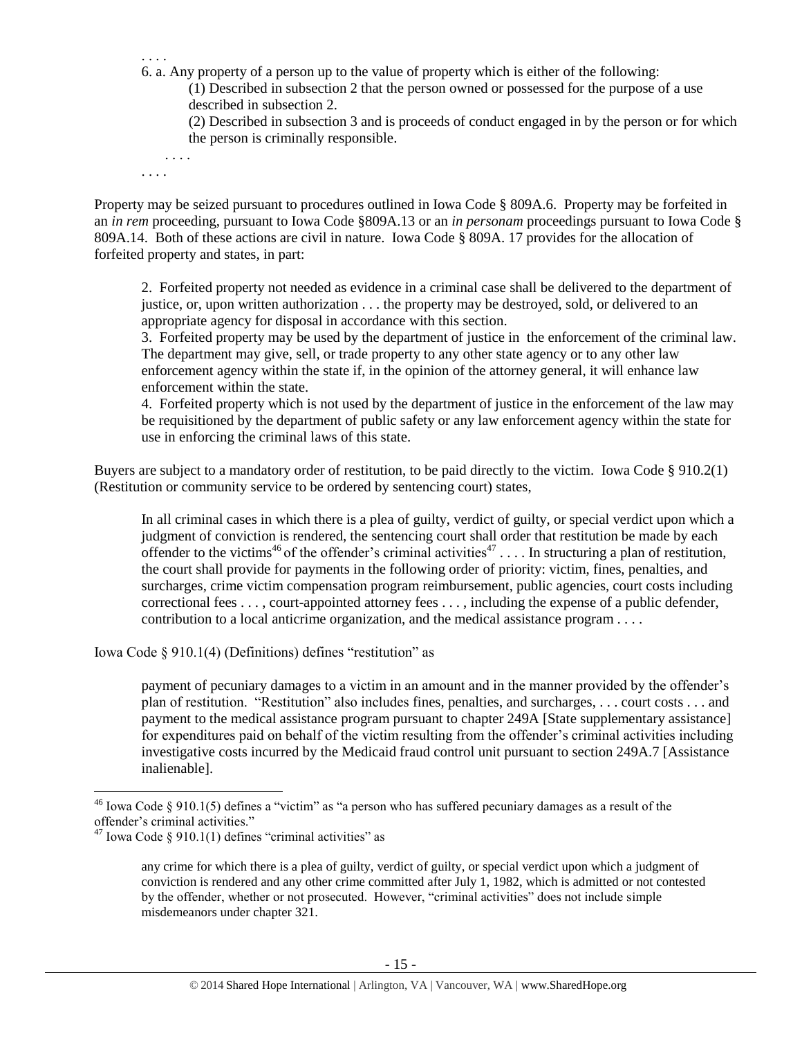. . . .

6. a. Any property of a person up to the value of property which is either of the following:

> (1) Described in subsection 2 that the person owned or possessed for the purpose of a use described in subsection 2.
>
> (2) Described in subsection 3 and is proceeds of conduct engaged in by the person or for which the person is criminally responsible.

. . . .

. . . .

Property may be seized pursuant to procedures outlined in Iowa Code § 809A.6. Property may be forfeited in an *in rem* proceeding, pursuant to Iowa Code §809A.13 or an *in personam* proceedings pursuant to Iowa Code § 809A.14. Both of these actions are civil in nature. Iowa Code § 809A. 17 provides for the allocation of forfeited property and states, in part:

> 2. Forfeited property not needed as evidence in a criminal case shall be delivered to the department of justice, or, upon written authorization . . . the property may be destroyed, sold, or delivered to an appropriate agency for disposal in accordance with this section.
>
> 3. Forfeited property may be used by the department of justice in the enforcement of the criminal law. The department may give, sell, or trade property to any other state agency or to any other law enforcement agency within the state if, in the opinion of the attorney general, it will enhance law enforcement within the state.
>
> 4. Forfeited property which is not used by the department of justice in the enforcement of the law may be requisitioned by the department of public safety or any law enforcement agency within the state for use in enforcing the criminal laws of this state.

Buyers are subject to a mandatory order of restitution, to be paid directly to the victim. Iowa Code § 910.2(1) (Restitution or community service to be ordered by sentencing court) states,

> In all criminal cases in which there is a plea of guilty, verdict of guilty, or special verdict upon which a judgment of conviction is rendered, the sentencing court shall order that restitution be made by each offender to the victims[46] of the offender's criminal activities[47] . . . . In structuring a plan of restitution, the court shall provide for payments in the following order of priority: victim, fines, penalties, and surcharges, crime victim compensation program reimbursement, public agencies, court costs including correctional fees . . . , court-appointed attorney fees . . . , including the expense of a public defender, contribution to a local anticrime organization, and the medical assistance program . . . .

Iowa Code § 910.1(4) (Definitions) defines "restitution" as

> payment of pecuniary damages to a victim in an amount and in the manner provided by the offender's plan of restitution. "Restitution" also includes fines, penalties, and surcharges, . . . court costs . . . and payment to the medical assistance program pursuant to chapter 249A [State supplementary assistance] for expenditures paid on behalf of the victim resulting from the offender's criminal activities including investigative costs incurred by the Medicaid fraud control unit pursuant to section 249A.7 [Assistance inalienable].

---

[46] Iowa Code § 910.1(5) defines a "victim" as "a person who has suffered pecuniary damages as a result of the offender's criminal activities."

[47] Iowa Code § 910.1(1) defines "criminal activities" as

> any crime for which there is a plea of guilty, verdict of guilty, or special verdict upon which a judgment of conviction is rendered and any other crime committed after July 1, 1982, which is admitted or not contested by the offender, whether or not prosecuted. However, "criminal activities" does not include simple misdemeanors under chapter 321.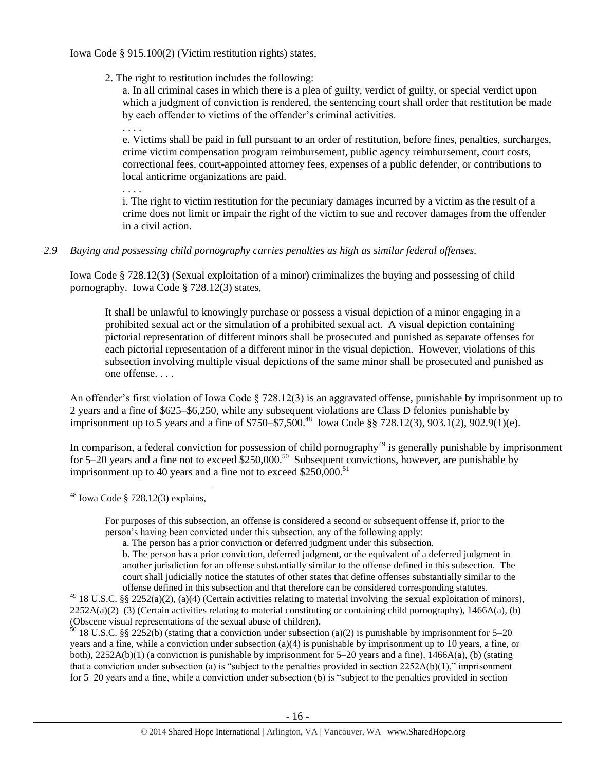Iowa Code § 915.100(2) (Victim restitution rights) states,

> 2. The right to restitution includes the following:
>
> a. In all criminal cases in which there is a plea of guilty, verdict of guilty, or special verdict upon which a judgment of conviction is rendered, the sentencing court shall order that restitution be made by each offender to victims of the offender's criminal activities.
>
> . . . .
>
> e. Victims shall be paid in full pursuant to an order of restitution, before fines, penalties, surcharges, crime victim compensation program reimbursement, public agency reimbursement, court costs, correctional fees, court-appointed attorney fees, expenses of a public defender, or contributions to local anticrime organizations are paid.
>
> . . . .
>
> i. The right to victim restitution for the pecuniary damages incurred by a victim as the result of a crime does not limit or impair the right of the victim to sue and recover damages from the offender in a civil action.

*2.9 Buying and possessing child pornography carries penalties as high as similar federal offenses.*

Iowa Code § 728.12(3) (Sexual exploitation of a minor) criminalizes the buying and possessing of child pornography. Iowa Code § 728.12(3) states,

> It shall be unlawful to knowingly purchase or possess a visual depiction of a minor engaging in a prohibited sexual act or the simulation of a prohibited sexual act. A visual depiction containing pictorial representation of different minors shall be prosecuted and punished as separate offenses for each pictorial representation of a different minor in the visual depiction. However, violations of this subsection involving multiple visual depictions of the same minor shall be prosecuted and punished as one offense. . . .

An offender's first violation of Iowa Code § 728.12(3) is an aggravated offense, punishable by imprisonment up to 2 years and a fine of $625–$6,250, while any subsequent violations are Class D felonies punishable by imprisonment up to 5 years and a fine of $750–$7,500.[48] Iowa Code §§ 728.12(3), 903.1(2), 902.9(1)(e).

In comparison, a federal conviction for possession of child pornography[49] is generally punishable by imprisonment for 5–20 years and a fine not to exceed $250,000.[50] Subsequent convictions, however, are punishable by imprisonment up to 40 years and a fine not to exceed $250,000.[51]

---

[48] Iowa Code § 728.12(3) explains,

> For purposes of this subsection, an offense is considered a second or subsequent offense if, prior to the person's having been convicted under this subsection, any of the following apply:
>
> a. The person has a prior conviction or deferred judgment under this subsection.
>
> b. The person has a prior conviction, deferred judgment, or the equivalent of a deferred judgment in another jurisdiction for an offense substantially similar to the offense defined in this subsection. The court shall judicially notice the statutes of other states that define offenses substantially similar to the offense defined in this subsection and that therefore can be considered corresponding statutes.

[49] 18 U.S.C. §§ 2252(a)(2), (a)(4) (Certain activities relating to material involving the sexual exploitation of minors), 2252A(a)(2)–(3) (Certain activities relating to material constituting or containing child pornography), 1466A(a), (b) (Obscene visual representations of the sexual abuse of children).

[50] 18 U.S.C. §§ 2252(b) (stating that a conviction under subsection (a)(2) is punishable by imprisonment for 5–20 years and a fine, while a conviction under subsection (a)(4) is punishable by imprisonment up to 10 years, a fine, or both), 2252A(b)(1) (a conviction is punishable by imprisonment for 5–20 years and a fine), 1466A(a), (b) (stating that a conviction under subsection (a) is "subject to the penalties provided in section 2252A(b)(1)," imprisonment for 5–20 years and a fine, while a conviction under subsection (b) is "subject to the penalties provided in section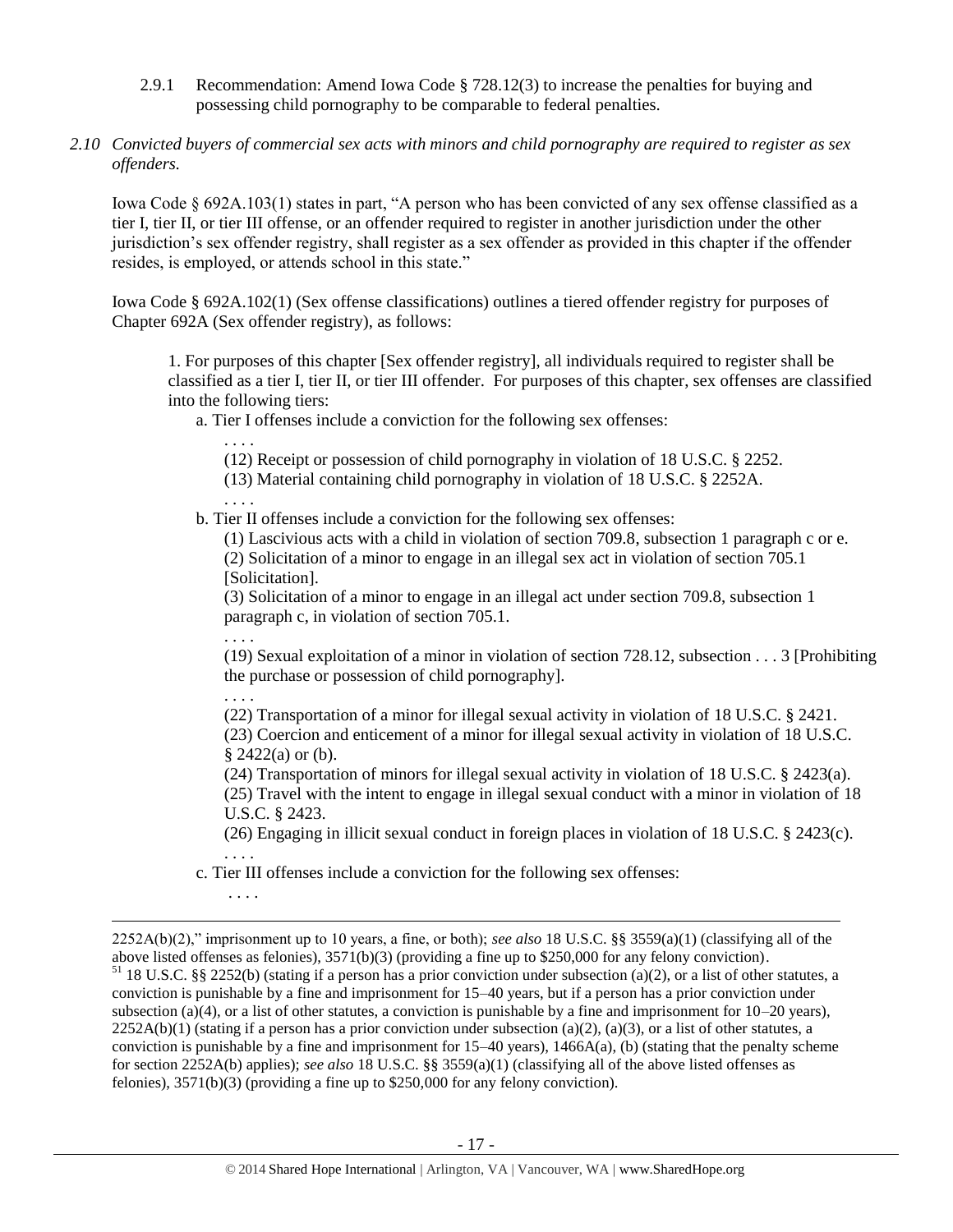2.9.1 Recommendation: Amend Iowa Code § 728.12(3) to increase the penalties for buying and possessing child pornography to be comparable to federal penalties.

*2.10 Convicted buyers of commercial sex acts with minors and child pornography are required to register as sex offenders.*

Iowa Code § 692A.103(1) states in part, "A person who has been convicted of any sex offense classified as a tier I, tier II, or tier III offense, or an offender required to register in another jurisdiction under the other jurisdiction's sex offender registry, shall register as a sex offender as provided in this chapter if the offender resides, is employed, or attends school in this state."

Iowa Code § 692A.102(1) (Sex offense classifications) outlines a tiered offender registry for purposes of Chapter 692A (Sex offender registry), as follows:

> 1. For purposes of this chapter [Sex offender registry], all individuals required to register shall be classified as a tier I, tier II, or tier III offender. For purposes of this chapter, sex offenses are classified into the following tiers:
>
> a. Tier I offenses include a conviction for the following sex offenses:
>
> . . . .
>
> (12) Receipt or possession of child pornography in violation of 18 U.S.C. § 2252.
>
> (13) Material containing child pornography in violation of 18 U.S.C. § 2252A.
>
> . . . .
>
> b. Tier II offenses include a conviction for the following sex offenses:
>
> (1) Lascivious acts with a child in violation of section 709.8, subsection 1 paragraph c or e.
>
> (2) Solicitation of a minor to engage in an illegal sex act in violation of section 705.1 [Solicitation].
>
> (3) Solicitation of a minor to engage in an illegal act under section 709.8, subsection 1 paragraph c, in violation of section 705.1.
>
> . . . .
>
> (19) Sexual exploitation of a minor in violation of section 728.12, subsection . . . 3 [Prohibiting the purchase or possession of child pornography].
>
> . . . .
>
> (22) Transportation of a minor for illegal sexual activity in violation of 18 U.S.C. § 2421.
>
> (23) Coercion and enticement of a minor for illegal sexual activity in violation of 18 U.S.C. § 2422(a) or (b).
>
> (24) Transportation of minors for illegal sexual activity in violation of 18 U.S.C. § 2423(a).
>
> (25) Travel with the intent to engage in illegal sexual conduct with a minor in violation of 18 U.S.C. § 2423.
>
> (26) Engaging in illicit sexual conduct in foreign places in violation of 18 U.S.C. § 2423(c).
>
> . . . .
>
> c. Tier III offenses include a conviction for the following sex offenses:
>
> . . . .

---

2252A(b)(2)," imprisonment up to 10 years, a fine, or both); *see also* 18 U.S.C. §§ 3559(a)(1) (classifying all of the above listed offenses as felonies), 3571(b)(3) (providing a fine up to $250,000 for any felony conviction).

[51] 18 U.S.C. §§ 2252(b) (stating if a person has a prior conviction under subsection (a)(2), or a list of other statutes, a conviction is punishable by a fine and imprisonment for 15–40 years, but if a person has a prior conviction under subsection (a)(4), or a list of other statutes, a conviction is punishable by a fine and imprisonment for 10–20 years), 2252A(b)(1) (stating if a person has a prior conviction under subsection (a)(2), (a)(3), or a list of other statutes, a conviction is punishable by a fine and imprisonment for 15–40 years), 1466A(a), (b) (stating that the penalty scheme for section 2252A(b) applies); *see also* 18 U.S.C. §§ 3559(a)(1) (classifying all of the above listed offenses as felonies), 3571(b)(3) (providing a fine up to $250,000 for any felony conviction).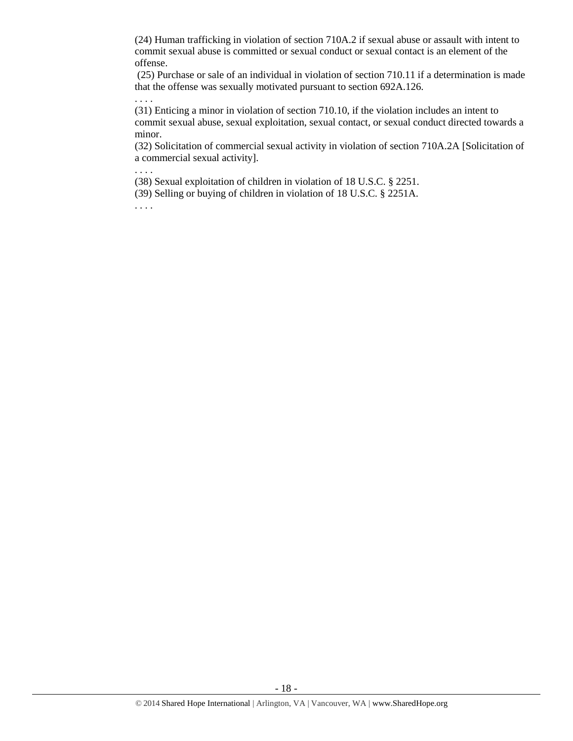(24) Human trafficking in violation of section 710A.2 if sexual abuse or assault with intent to commit sexual abuse is committed or sexual conduct or sexual contact is an element of the offense.

(25) Purchase or sale of an individual in violation of section 710.11 if a determination is made that the offense was sexually motivated pursuant to section 692A.126.

. . . .

(31) Enticing a minor in violation of section 710.10, if the violation includes an intent to commit sexual abuse, sexual exploitation, sexual contact, or sexual conduct directed towards a minor.

(32) Solicitation of commercial sexual activity in violation of section 710A.2A [Solicitation of a commercial sexual activity].

. . . .

(38) Sexual exploitation of children in violation of 18 U.S.C. § 2251.

(39) Selling or buying of children in violation of 18 U.S.C. § 2251A.

. . . .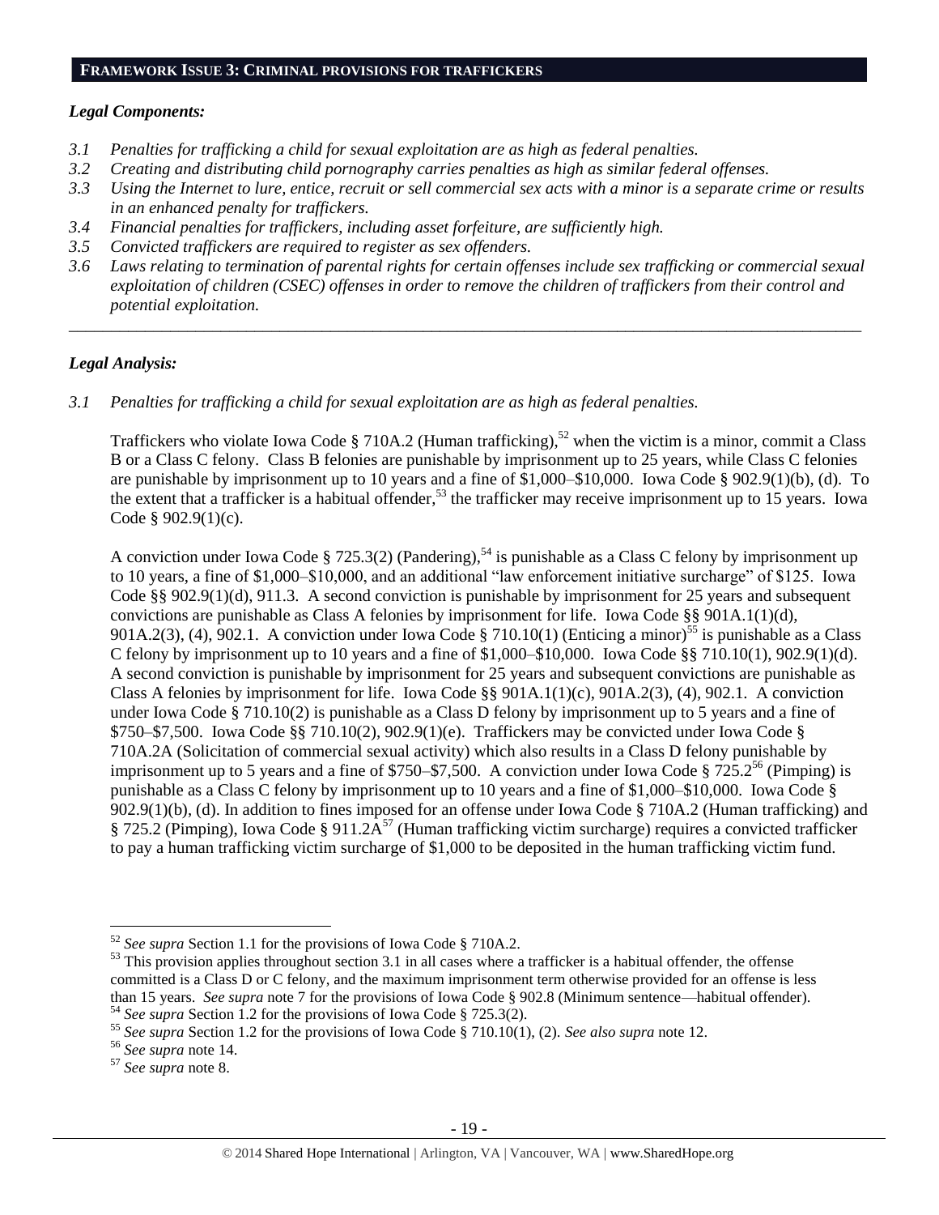## FRAMEWORK ISSUE 3: CRIMINAL PROVISIONS FOR TRAFFICKERS

### *Legal Components:*

*3.1 Penalties for trafficking a child for sexual exploitation are as high as federal penalties.*
*3.2 Creating and distributing child pornography carries penalties as high as similar federal offenses.*
*3.3 Using the Internet to lure, entice, recruit or sell commercial sex acts with a minor is a separate crime or results in an enhanced penalty for traffickers.*
*3.4 Financial penalties for traffickers, including asset forfeiture, are sufficiently high.*
*3.5 Convicted traffickers are required to register as sex offenders.*
*3.6 Laws relating to termination of parental rights for certain offenses include sex trafficking or commercial sexual exploitation of children (CSEC) offenses in order to remove the children of traffickers from their control and potential exploitation.*

---

### *Legal Analysis:*

*3.1 Penalties for trafficking a child for sexual exploitation are as high as federal penalties.*

Traffickers who violate Iowa Code § 710A.2 (Human trafficking),[52] when the victim is a minor, commit a Class B or a Class C felony. Class B felonies are punishable by imprisonment up to 25 years, while Class C felonies are punishable by imprisonment up to 10 years and a fine of $1,000–$10,000. Iowa Code § 902.9(1)(b), (d). To the extent that a trafficker is a habitual offender,[53] the trafficker may receive imprisonment up to 15 years. Iowa Code § 902.9(1)(c).

A conviction under Iowa Code § 725.3(2) (Pandering),[54] is punishable as a Class C felony by imprisonment up to 10 years, a fine of $1,000–$10,000, and an additional "law enforcement initiative surcharge" of $125. Iowa Code §§ 902.9(1)(d), 911.3. A second conviction is punishable by imprisonment for 25 years and subsequent convictions are punishable as Class A felonies by imprisonment for life. Iowa Code §§ 901A.1(1)(d), 901A.2(3), (4), 902.1. A conviction under Iowa Code § 710.10(1) (Enticing a minor)[55] is punishable as a Class C felony by imprisonment up to 10 years and a fine of $1,000–$10,000. Iowa Code §§ 710.10(1), 902.9(1)(d). A second conviction is punishable by imprisonment for 25 years and subsequent convictions are punishable as Class A felonies by imprisonment for life. Iowa Code §§ 901A.1(1)(c), 901A.2(3), (4), 902.1. A conviction under Iowa Code § 710.10(2) is punishable as a Class D felony by imprisonment up to 5 years and a fine of $750–$7,500. Iowa Code §§ 710.10(2), 902.9(1)(e). Traffickers may be convicted under Iowa Code § 710A.2A (Solicitation of commercial sexual activity) which also results in a Class D felony punishable by imprisonment up to 5 years and a fine of $750–$7,500. A conviction under Iowa Code § 725.2[56] (Pimping) is punishable as a Class C felony by imprisonment up to 10 years and a fine of $1,000–$10,000. Iowa Code § 902.9(1)(b), (d). In addition to fines imposed for an offense under Iowa Code § 710A.2 (Human trafficking) and § 725.2 (Pimping), Iowa Code § 911.2A[57] (Human trafficking victim surcharge) requires a convicted trafficker to pay a human trafficking victim surcharge of $1,000 to be deposited in the human trafficking victim fund.

---

[52] *See supra* Section 1.1 for the provisions of Iowa Code § 710A.2.
[53] This provision applies throughout section 3.1 in all cases where a trafficker is a habitual offender, the offense committed is a Class D or C felony, and the maximum imprisonment term otherwise provided for an offense is less than 15 years. *See supra* note 7 for the provisions of Iowa Code § 902.8 (Minimum sentence—habitual offender).
[54] *See supra* Section 1.2 for the provisions of Iowa Code § 725.3(2).
[55] *See supra* Section 1.2 for the provisions of Iowa Code § 710.10(1), (2). *See also supra* note 12.
[56] *See supra* note 14.
[57] *See supra* note 8.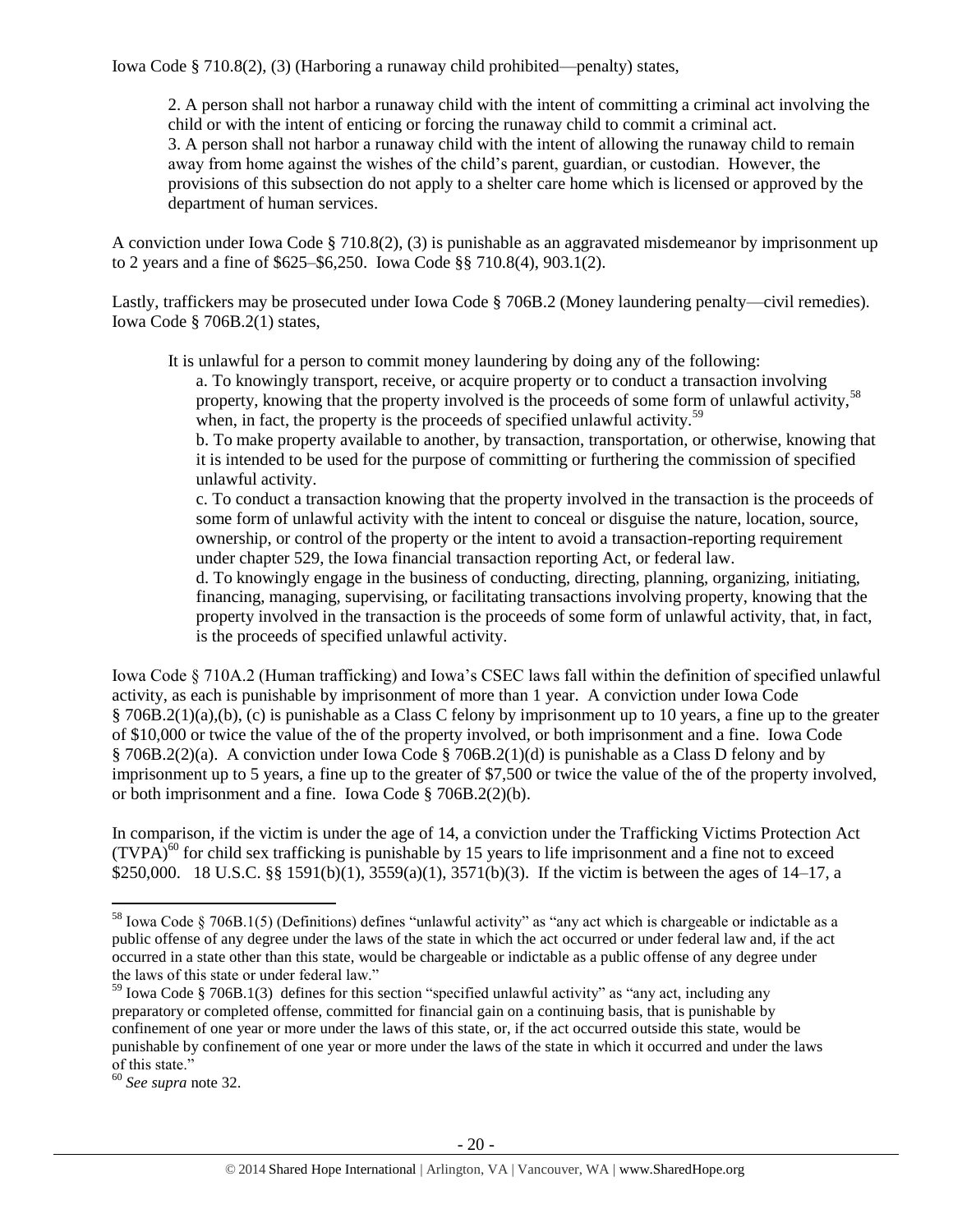Iowa Code § 710.8(2), (3) (Harboring a runaway child prohibited—penalty) states,

> 2. A person shall not harbor a runaway child with the intent of committing a criminal act involving the child or with the intent of enticing or forcing the runaway child to commit a criminal act.
> 3. A person shall not harbor a runaway child with the intent of allowing the runaway child to remain away from home against the wishes of the child's parent, guardian, or custodian. However, the provisions of this subsection do not apply to a shelter care home which is licensed or approved by the department of human services.

A conviction under Iowa Code § 710.8(2), (3) is punishable as an aggravated misdemeanor by imprisonment up to 2 years and a fine of $625–$6,250. Iowa Code §§ 710.8(4), 903.1(2).

Lastly, traffickers may be prosecuted under Iowa Code § 706B.2 (Money laundering penalty—civil remedies). Iowa Code § 706B.2(1) states,

> It is unlawful for a person to commit money laundering by doing any of the following:
>
> a. To knowingly transport, receive, or acquire property or to conduct a transaction involving property, knowing that the property involved is the proceeds of some form of unlawful activity,[58] when, in fact, the property is the proceeds of specified unlawful activity.[59]
>
> b. To make property available to another, by transaction, transportation, or otherwise, knowing that it is intended to be used for the purpose of committing or furthering the commission of specified unlawful activity.
>
> c. To conduct a transaction knowing that the property involved in the transaction is the proceeds of some form of unlawful activity with the intent to conceal or disguise the nature, location, source, ownership, or control of the property or the intent to avoid a transaction-reporting requirement under chapter 529, the Iowa financial transaction reporting Act, or federal law.
>
> d. To knowingly engage in the business of conducting, directing, planning, organizing, initiating, financing, managing, supervising, or facilitating transactions involving property, knowing that the property involved in the transaction is the proceeds of some form of unlawful activity, that, in fact, is the proceeds of specified unlawful activity.

Iowa Code § 710A.2 (Human trafficking) and Iowa's CSEC laws fall within the definition of specified unlawful activity, as each is punishable by imprisonment of more than 1 year. A conviction under Iowa Code § 706B.2(1)(a),(b), (c) is punishable as a Class C felony by imprisonment up to 10 years, a fine up to the greater of $10,000 or twice the value of the of the property involved, or both imprisonment and a fine. Iowa Code § 706B.2(2)(a). A conviction under Iowa Code § 706B.2(1)(d) is punishable as a Class D felony and by imprisonment up to 5 years, a fine up to the greater of $7,500 or twice the value of the of the property involved, or both imprisonment and a fine. Iowa Code § 706B.2(2)(b).

In comparison, if the victim is under the age of 14, a conviction under the Trafficking Victims Protection Act (TVPA)[60] for child sex trafficking is punishable by 15 years to life imprisonment and a fine not to exceed $250,000. 18 U.S.C. §§ 1591(b)(1), 3559(a)(1), 3571(b)(3). If the victim is between the ages of 14–17, a

---

[58] Iowa Code § 706B.1(5) (Definitions) defines "unlawful activity" as "any act which is chargeable or indictable as a public offense of any degree under the laws of the state in which the act occurred or under federal law and, if the act occurred in a state other than this state, would be chargeable or indictable as a public offense of any degree under the laws of this state or under federal law."

[59] Iowa Code § 706B.1(3) defines for this section "specified unlawful activity" as "any act, including any preparatory or completed offense, committed for financial gain on a continuing basis, that is punishable by confinement of one year or more under the laws of this state, or, if the act occurred outside this state, would be punishable by confinement of one year or more under the laws of the state in which it occurred and under the laws of this state."

[60] *See supra* note 32.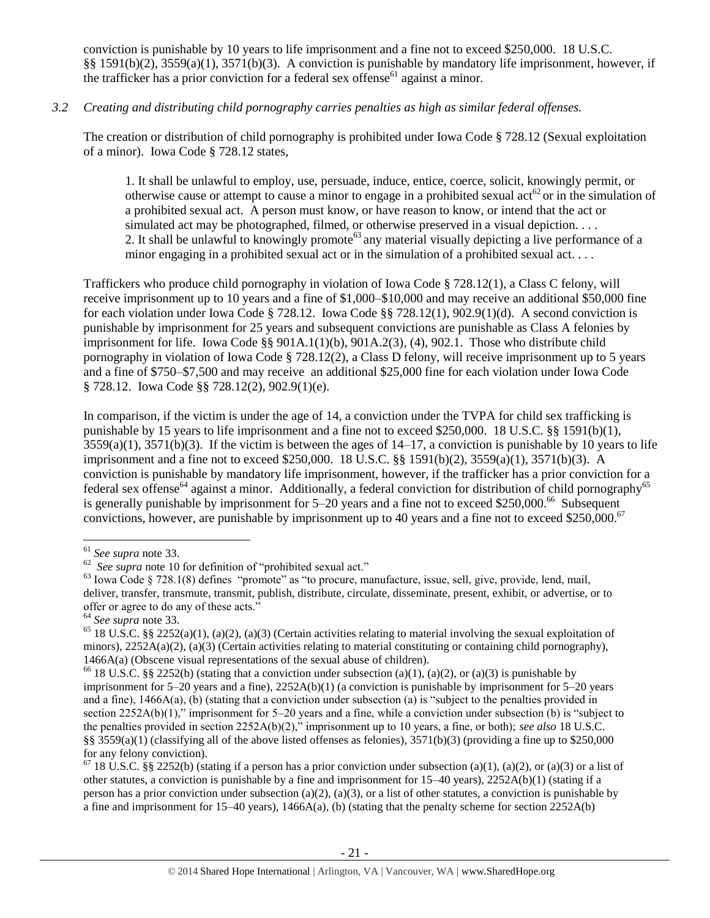conviction is punishable by 10 years to life imprisonment and a fine not to exceed $250,000. 18 U.S.C. §§ 1591(b)(2), 3559(a)(1), 3571(b)(3). A conviction is punishable by mandatory life imprisonment, however, if the trafficker has a prior conviction for a federal sex offense[61] against a minor.

*3.2 Creating and distributing child pornography carries penalties as high as similar federal offenses.*

The creation or distribution of child pornography is prohibited under Iowa Code § 728.12 (Sexual exploitation of a minor). Iowa Code § 728.12 states,

> 1. It shall be unlawful to employ, use, persuade, induce, entice, coerce, solicit, knowingly permit, or otherwise cause or attempt to cause a minor to engage in a prohibited sexual act[62] or in the simulation of a prohibited sexual act. A person must know, or have reason to know, or intend that the act or simulated act may be photographed, filmed, or otherwise preserved in a visual depiction. . . .
> 2. It shall be unlawful to knowingly promote[63] any material visually depicting a live performance of a minor engaging in a prohibited sexual act or in the simulation of a prohibited sexual act. . . .

Traffickers who produce child pornography in violation of Iowa Code § 728.12(1), a Class C felony, will receive imprisonment up to 10 years and a fine of $1,000–$10,000 and may receive an additional $50,000 fine for each violation under Iowa Code § 728.12. Iowa Code §§ 728.12(1), 902.9(1)(d). A second conviction is punishable by imprisonment for 25 years and subsequent convictions are punishable as Class A felonies by imprisonment for life. Iowa Code §§ 901A.1(1)(b), 901A.2(3), (4), 902.1. Those who distribute child pornography in violation of Iowa Code § 728.12(2), a Class D felony, will receive imprisonment up to 5 years and a fine of $750–$7,500 and may receive an additional $25,000 fine for each violation under Iowa Code § 728.12. Iowa Code §§ 728.12(2), 902.9(1)(e).

In comparison, if the victim is under the age of 14, a conviction under the TVPA for child sex trafficking is punishable by 15 years to life imprisonment and a fine not to exceed $250,000. 18 U.S.C. §§ 1591(b)(1), 3559(a)(1), 3571(b)(3). If the victim is between the ages of 14–17, a conviction is punishable by 10 years to life imprisonment and a fine not to exceed $250,000. 18 U.S.C. §§ 1591(b)(2), 3559(a)(1), 3571(b)(3). A conviction is punishable by mandatory life imprisonment, however, if the trafficker has a prior conviction for a federal sex offense[64] against a minor. Additionally, a federal conviction for distribution of child pornography[65] is generally punishable by imprisonment for 5–20 years and a fine not to exceed $250,000.[66] Subsequent convictions, however, are punishable by imprisonment up to 40 years and a fine not to exceed $250,000.[67]

---

[61] *See supra* note 33.

[62] *See supra* note 10 for definition of "prohibited sexual act."

[63] Iowa Code § 728.1(8) defines "promote" as "to procure, manufacture, issue, sell, give, provide, lend, mail, deliver, transfer, transmute, transmit, publish, distribute, circulate, disseminate, present, exhibit, or advertise, or to offer or agree to do any of these acts."

[64] *See supra* note 33.

[65] 18 U.S.C. §§ 2252(a)(1), (a)(2), (a)(3) (Certain activities relating to material involving the sexual exploitation of minors), 2252A(a)(2), (a)(3) (Certain activities relating to material constituting or containing child pornography), 1466A(a) (Obscene visual representations of the sexual abuse of children).

[66] 18 U.S.C. §§ 2252(b) (stating that a conviction under subsection (a)(1), (a)(2), or (a)(3) is punishable by imprisonment for 5–20 years and a fine), 2252A(b)(1) (a conviction is punishable by imprisonment for 5–20 years and a fine), 1466A(a), (b) (stating that a conviction under subsection (a) is "subject to the penalties provided in section 2252A(b)(1)," imprisonment for 5–20 years and a fine, while a conviction under subsection (b) is "subject to the penalties provided in section 2252A(b)(2)," imprisonment up to 10 years, a fine, or both); *see also* 18 U.S.C. §§ 3559(a)(1) (classifying all of the above listed offenses as felonies), 3571(b)(3) (providing a fine up to $250,000 for any felony conviction).

[67] 18 U.S.C. §§ 2252(b) (stating if a person has a prior conviction under subsection (a)(1), (a)(2), or (a)(3) or a list of other statutes, a conviction is punishable by a fine and imprisonment for 15–40 years), 2252A(b)(1) (stating if a person has a prior conviction under subsection (a)(2), (a)(3), or a list of other statutes, a conviction is punishable by a fine and imprisonment for 15–40 years), 1466A(a), (b) (stating that the penalty scheme for section 2252A(b)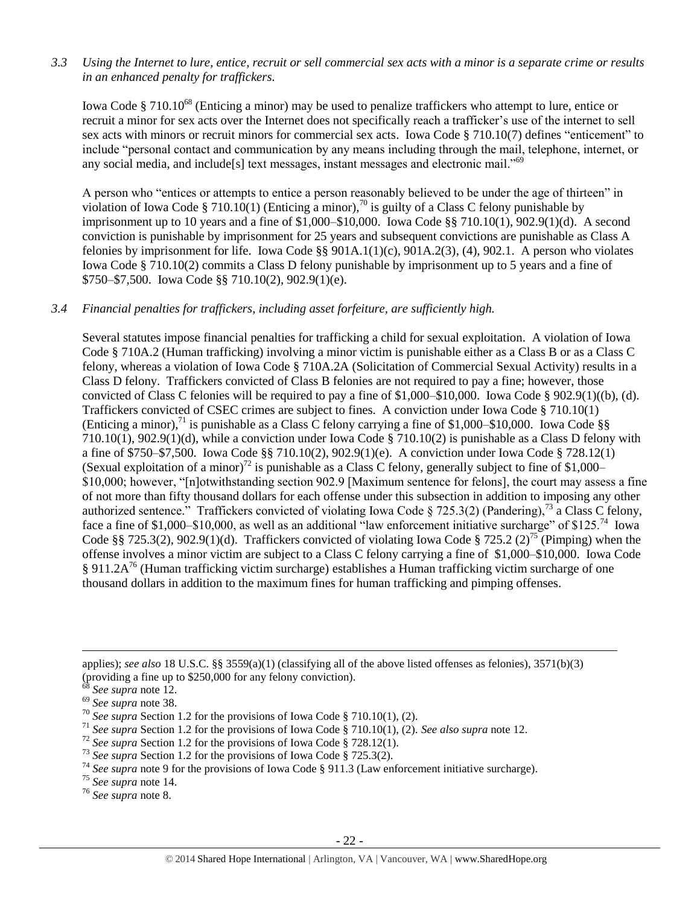*3.3 Using the Internet to lure, entice, recruit or sell commercial sex acts with a minor is a separate crime or results in an enhanced penalty for traffickers.*

Iowa Code § 710.10[68] (Enticing a minor) may be used to penalize traffickers who attempt to lure, entice or recruit a minor for sex acts over the Internet does not specifically reach a trafficker's use of the internet to sell sex acts with minors or recruit minors for commercial sex acts. Iowa Code § 710.10(7) defines "enticement" to include "personal contact and communication by any means including through the mail, telephone, internet, or any social media, and include[s] text messages, instant messages and electronic mail."[69]

A person who "entices or attempts to entice a person reasonably believed to be under the age of thirteen" in violation of Iowa Code § 710.10(1) (Enticing a minor),[70] is guilty of a Class C felony punishable by imprisonment up to 10 years and a fine of $1,000–$10,000. Iowa Code §§ 710.10(1), 902.9(1)(d). A second conviction is punishable by imprisonment for 25 years and subsequent convictions are punishable as Class A felonies by imprisonment for life. Iowa Code §§ 901A.1(1)(c), 901A.2(3), (4), 902.1. A person who violates Iowa Code § 710.10(2) commits a Class D felony punishable by imprisonment up to 5 years and a fine of $750–$7,500. Iowa Code §§ 710.10(2), 902.9(1)(e).

*3.4 Financial penalties for traffickers, including asset forfeiture, are sufficiently high.*

Several statutes impose financial penalties for trafficking a child for sexual exploitation. A violation of Iowa Code § 710A.2 (Human trafficking) involving a minor victim is punishable either as a Class B or as a Class C felony, whereas a violation of Iowa Code § 710A.2A (Solicitation of Commercial Sexual Activity) results in a Class D felony. Traffickers convicted of Class B felonies are not required to pay a fine; however, those convicted of Class C felonies will be required to pay a fine of $1,000–$10,000. Iowa Code § 902.9(1)((b), (d). Traffickers convicted of CSEC crimes are subject to fines. A conviction under Iowa Code § 710.10(1) (Enticing a minor),[71] is punishable as a Class C felony carrying a fine of $1,000–$10,000. Iowa Code §§ 710.10(1), 902.9(1)(d), while a conviction under Iowa Code § 710.10(2) is punishable as a Class D felony with a fine of $750–$7,500. Iowa Code §§ 710.10(2), 902.9(1)(e). A conviction under Iowa Code § 728.12(1) (Sexual exploitation of a minor)[72] is punishable as a Class C felony, generally subject to fine of $1,000–$10,000; however, "[n]otwithstanding section 902.9 [Maximum sentence for felons], the court may assess a fine of not more than fifty thousand dollars for each offense under this subsection in addition to imposing any other authorized sentence." Traffickers convicted of violating Iowa Code § 725.3(2) (Pandering),[73] a Class C felony, face a fine of $1,000–$10,000, as well as an additional "law enforcement initiative surcharge" of $125.[74] Iowa Code §§ 725.3(2), 902.9(1)(d). Traffickers convicted of violating Iowa Code § 725.2 (2)[75] (Pimping) when the offense involves a minor victim are subject to a Class C felony carrying a fine of $1,000–$10,000. Iowa Code § 911.2A[76] (Human trafficking victim surcharge) establishes a Human trafficking victim surcharge of one thousand dollars in addition to the maximum fines for human trafficking and pimping offenses.

---

applies); *see also* 18 U.S.C. §§ 3559(a)(1) (classifying all of the above listed offenses as felonies), 3571(b)(3) (providing a fine up to $250,000 for any felony conviction).

[68] *See supra* note 12.

[69] *See supra* note 38.

[70] *See supra* Section 1.2 for the provisions of Iowa Code § 710.10(1), (2).

[71] *See supra* Section 1.2 for the provisions of Iowa Code § 710.10(1), (2). *See also supra* note 12.

[72] *See supra* Section 1.2 for the provisions of Iowa Code § 728.12(1).

[73] *See supra* Section 1.2 for the provisions of Iowa Code § 725.3(2).

[74] *See supra* note 9 for the provisions of Iowa Code § 911.3 (Law enforcement initiative surcharge).

[75] *See supra* note 14.

[76] *See supra* note 8.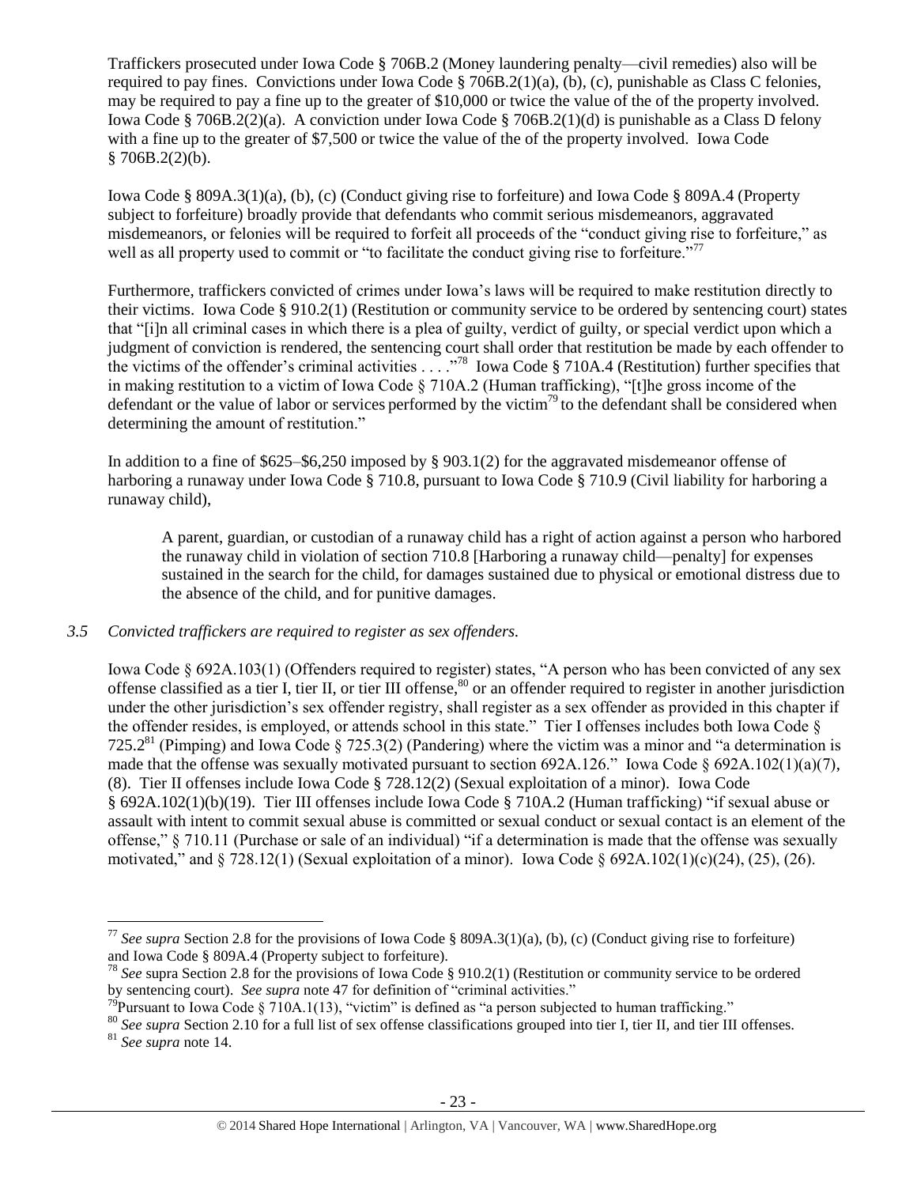Traffickers prosecuted under Iowa Code § 706B.2 (Money laundering penalty—civil remedies) also will be required to pay fines. Convictions under Iowa Code § 706B.2(1)(a), (b), (c), punishable as Class C felonies, may be required to pay a fine up to the greater of $10,000 or twice the value of the of the property involved. Iowa Code § 706B.2(2)(a). A conviction under Iowa Code § 706B.2(1)(d) is punishable as a Class D felony with a fine up to the greater of $7,500 or twice the value of the of the property involved. Iowa Code § 706B.2(2)(b).

Iowa Code § 809A.3(1)(a), (b), (c) (Conduct giving rise to forfeiture) and Iowa Code § 809A.4 (Property subject to forfeiture) broadly provide that defendants who commit serious misdemeanors, aggravated misdemeanors, or felonies will be required to forfeit all proceeds of the "conduct giving rise to forfeiture," as well as all property used to commit or "to facilitate the conduct giving rise to forfeiture."[77]

Furthermore, traffickers convicted of crimes under Iowa's laws will be required to make restitution directly to their victims. Iowa Code § 910.2(1) (Restitution or community service to be ordered by sentencing court) states that "[i]n all criminal cases in which there is a plea of guilty, verdict of guilty, or special verdict upon which a judgment of conviction is rendered, the sentencing court shall order that restitution be made by each offender to the victims of the offender's criminal activities . . . ."[78] Iowa Code § 710A.4 (Restitution) further specifies that in making restitution to a victim of Iowa Code § 710A.2 (Human trafficking), "[t]he gross income of the defendant or the value of labor or services performed by the victim[79] to the defendant shall be considered when determining the amount of restitution."

In addition to a fine of $625–$6,250 imposed by § 903.1(2) for the aggravated misdemeanor offense of harboring a runaway under Iowa Code § 710.8, pursuant to Iowa Code § 710.9 (Civil liability for harboring a runaway child),

> A parent, guardian, or custodian of a runaway child has a right of action against a person who harbored the runaway child in violation of section 710.8 [Harboring a runaway child—penalty] for expenses sustained in the search for the child, for damages sustained due to physical or emotional distress due to the absence of the child, and for punitive damages.

*3.5 Convicted traffickers are required to register as sex offenders.*

Iowa Code § 692A.103(1) (Offenders required to register) states, "A person who has been convicted of any sex offense classified as a tier I, tier II, or tier III offense,[80] or an offender required to register in another jurisdiction under the other jurisdiction's sex offender registry, shall register as a sex offender as provided in this chapter if the offender resides, is employed, or attends school in this state." Tier I offenses includes both Iowa Code § 725.2[81] (Pimping) and Iowa Code § 725.3(2) (Pandering) where the victim was a minor and "a determination is made that the offense was sexually motivated pursuant to section 692A.126." Iowa Code § 692A.102(1)(a)(7), (8). Tier II offenses include Iowa Code § 728.12(2) (Sexual exploitation of a minor). Iowa Code § 692A.102(1)(b)(19). Tier III offenses include Iowa Code § 710A.2 (Human trafficking) "if sexual abuse or assault with intent to commit sexual abuse is committed or sexual conduct or sexual contact is an element of the offense," § 710.11 (Purchase or sale of an individual) "if a determination is made that the offense was sexually motivated," and § 728.12(1) (Sexual exploitation of a minor). Iowa Code § 692A.102(1)(c)(24), (25), (26).

---

[77] *See supra* Section 2.8 for the provisions of Iowa Code § 809A.3(1)(a), (b), (c) (Conduct giving rise to forfeiture) and Iowa Code § 809A.4 (Property subject to forfeiture).

[78] *See* supra Section 2.8 for the provisions of Iowa Code § 910.2(1) (Restitution or community service to be ordered by sentencing court). *See supra* note 47 for definition of "criminal activities."

[79] Pursuant to Iowa Code § 710A.1(13), "victim" is defined as "a person subjected to human trafficking."

[80] *See supra* Section 2.10 for a full list of sex offense classifications grouped into tier I, tier II, and tier III offenses.

[81] *See supra* note 14.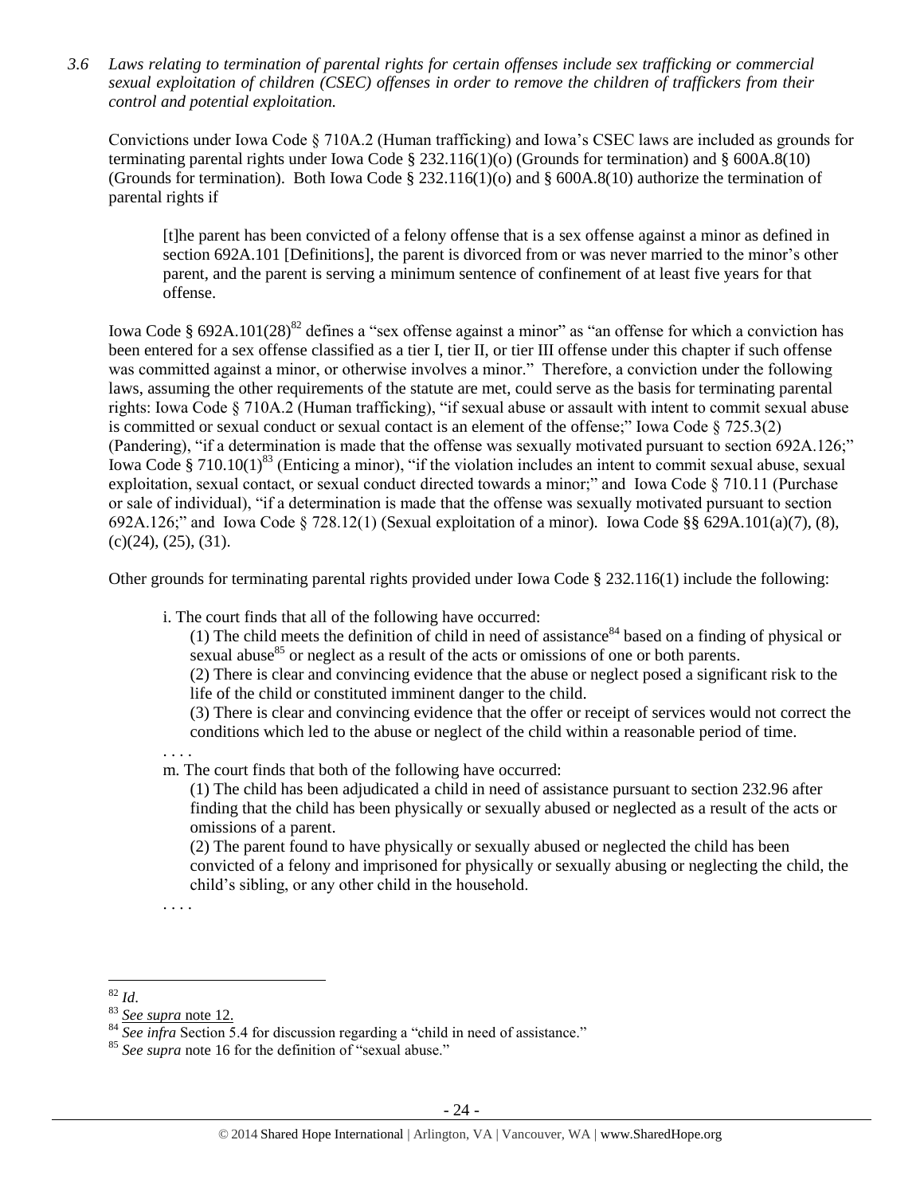*3.6 Laws relating to termination of parental rights for certain offenses include sex trafficking or commercial sexual exploitation of children (CSEC) offenses in order to remove the children of traffickers from their control and potential exploitation.*

Convictions under Iowa Code § 710A.2 (Human trafficking) and Iowa's CSEC laws are included as grounds for terminating parental rights under Iowa Code § 232.116(1)(o) (Grounds for termination) and § 600A.8(10) (Grounds for termination). Both Iowa Code § 232.116(1)(o) and § 600A.8(10) authorize the termination of parental rights if

> [t]he parent has been convicted of a felony offense that is a sex offense against a minor as defined in section 692A.101 [Definitions], the parent is divorced from or was never married to the minor's other parent, and the parent is serving a minimum sentence of confinement of at least five years for that offense.

Iowa Code § 692A.101(28)[82] defines a "sex offense against a minor" as "an offense for which a conviction has been entered for a sex offense classified as a tier I, tier II, or tier III offense under this chapter if such offense was committed against a minor, or otherwise involves a minor." Therefore, a conviction under the following laws, assuming the other requirements of the statute are met, could serve as the basis for terminating parental rights: Iowa Code § 710A.2 (Human trafficking), "if sexual abuse or assault with intent to commit sexual abuse is committed or sexual conduct or sexual contact is an element of the offense;" Iowa Code § 725.3(2) (Pandering), "if a determination is made that the offense was sexually motivated pursuant to section 692A.126;" Iowa Code § 710.10(1)[83] (Enticing a minor), "if the violation includes an intent to commit sexual abuse, sexual exploitation, sexual contact, or sexual conduct directed towards a minor;" and Iowa Code § 710.11 (Purchase or sale of individual), "if a determination is made that the offense was sexually motivated pursuant to section 692A.126;" and Iowa Code § 728.12(1) (Sexual exploitation of a minor). Iowa Code §§ 629A.101(a)(7), (8), (c)(24), (25), (31).

Other grounds for terminating parental rights provided under Iowa Code § 232.116(1) include the following:

> i. The court finds that all of the following have occurred:
>
> > (1) The child meets the definition of child in need of assistance[84] based on a finding of physical or sexual abuse[85] or neglect as a result of the acts or omissions of one or both parents.
> >
> > (2) There is clear and convincing evidence that the abuse or neglect posed a significant risk to the life of the child or constituted imminent danger to the child.
> >
> > (3) There is clear and convincing evidence that the offer or receipt of services would not correct the conditions which led to the abuse or neglect of the child within a reasonable period of time.
>
> . . . .
>
> m. The court finds that both of the following have occurred:
>
> > (1) The child has been adjudicated a child in need of assistance pursuant to section 232.96 after finding that the child has been physically or sexually abused or neglected as a result of the acts or omissions of a parent.
> >
> > (2) The parent found to have physically or sexually abused or neglected the child has been convicted of a felony and imprisoned for physically or sexually abusing or neglecting the child, the child's sibling, or any other child in the household.
>
> . . . .

---

[82] *Id*.

[83] *See supra* note 12.

[84] *See infra* Section 5.4 for discussion regarding a "child in need of assistance."

[85] *See supra* note 16 for the definition of "sexual abuse."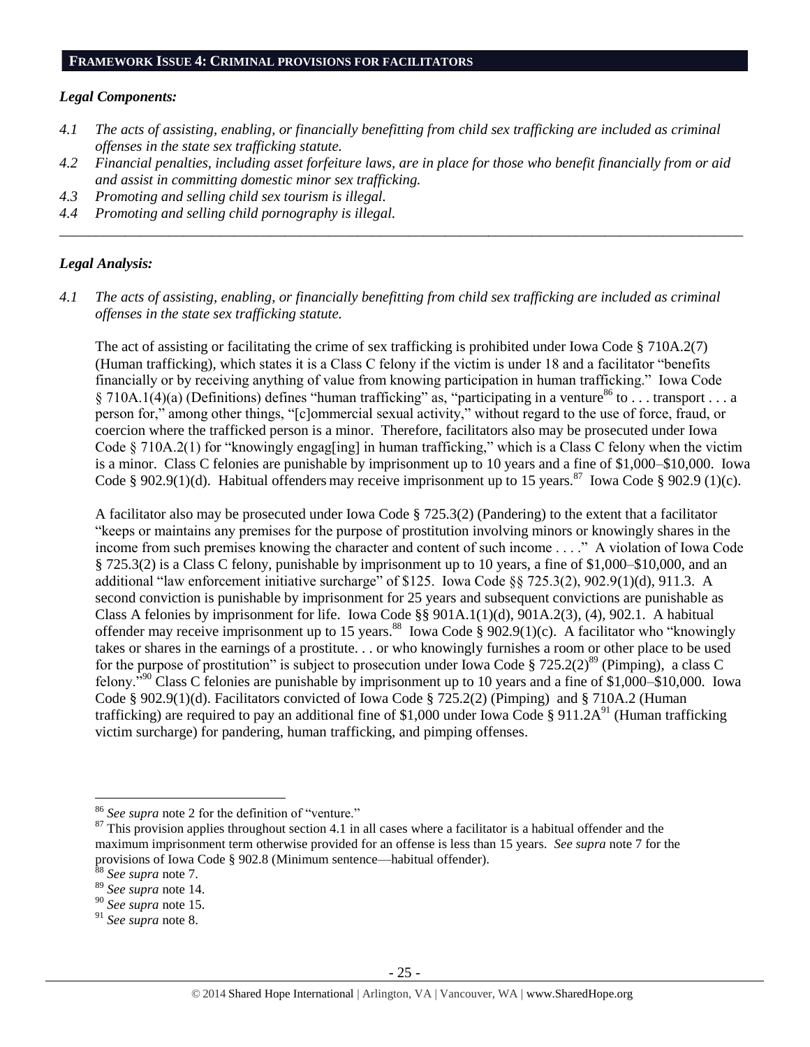## FRAMEWORK ISSUE 4: CRIMINAL PROVISIONS FOR FACILITATORS

### *Legal Components:*

*4.1 The acts of assisting, enabling, or financially benefitting from child sex trafficking are included as criminal offenses in the state sex trafficking statute.*

*4.2 Financial penalties, including asset forfeiture laws, are in place for those who benefit financially from or aid and assist in committing domestic minor sex trafficking.*

*4.3 Promoting and selling child sex tourism is illegal.*

*4.4 Promoting and selling child pornography is illegal.*

---

### *Legal Analysis:*

*4.1 The acts of assisting, enabling, or financially benefitting from child sex trafficking are included as criminal offenses in the state sex trafficking statute.*

The act of assisting or facilitating the crime of sex trafficking is prohibited under Iowa Code § 710A.2(7) (Human trafficking), which states it is a Class C felony if the victim is under 18 and a facilitator "benefits financially or by receiving anything of value from knowing participation in human trafficking." Iowa Code § 710A.1(4)(a) (Definitions) defines "human trafficking" as, "participating in a venture[86] to . . . transport . . . a person for," among other things, "[c]ommercial sexual activity," without regard to the use of force, fraud, or coercion where the trafficked person is a minor. Therefore, facilitators also may be prosecuted under Iowa Code § 710A.2(1) for "knowingly engag[ing] in human trafficking," which is a Class C felony when the victim is a minor. Class C felonies are punishable by imprisonment up to 10 years and a fine of $1,000–$10,000. Iowa Code § 902.9(1)(d). Habitual offenders may receive imprisonment up to 15 years.[87] Iowa Code § 902.9 (1)(c).

A facilitator also may be prosecuted under Iowa Code § 725.3(2) (Pandering) to the extent that a facilitator "keeps or maintains any premises for the purpose of prostitution involving minors or knowingly shares in the income from such premises knowing the character and content of such income . . . ." A violation of Iowa Code § 725.3(2) is a Class C felony, punishable by imprisonment up to 10 years, a fine of $1,000–$10,000, and an additional "law enforcement initiative surcharge" of $125. Iowa Code §§ 725.3(2), 902.9(1)(d), 911.3. A second conviction is punishable by imprisonment for 25 years and subsequent convictions are punishable as Class A felonies by imprisonment for life. Iowa Code §§ 901A.1(1)(d), 901A.2(3), (4), 902.1. A habitual offender may receive imprisonment up to 15 years.[88] Iowa Code § 902.9(1)(c). A facilitator who "knowingly takes or shares in the earnings of a prostitute. . . or who knowingly furnishes a room or other place to be used for the purpose of prostitution" is subject to prosecution under Iowa Code § 725.2(2)[89] (Pimping), a class C felony."[90] Class C felonies are punishable by imprisonment up to 10 years and a fine of $1,000–$10,000. Iowa Code § 902.9(1)(d). Facilitators convicted of Iowa Code § 725.2(2) (Pimping) and § 710A.2 (Human trafficking) are required to pay an additional fine of $1,000 under Iowa Code § 911.2A[91] (Human trafficking victim surcharge) for pandering, human trafficking, and pimping offenses.

---

[86] *See supra* note 2 for the definition of "venture."

[87] This provision applies throughout section 4.1 in all cases where a facilitator is a habitual offender and the maximum imprisonment term otherwise provided for an offense is less than 15 years. *See supra* note 7 for the provisions of Iowa Code § 902.8 (Minimum sentence—habitual offender).

[88] *See supra* note 7.

[89] *See supra* note 14.

[90] *See supra* note 15.

[91] *See supra* note 8.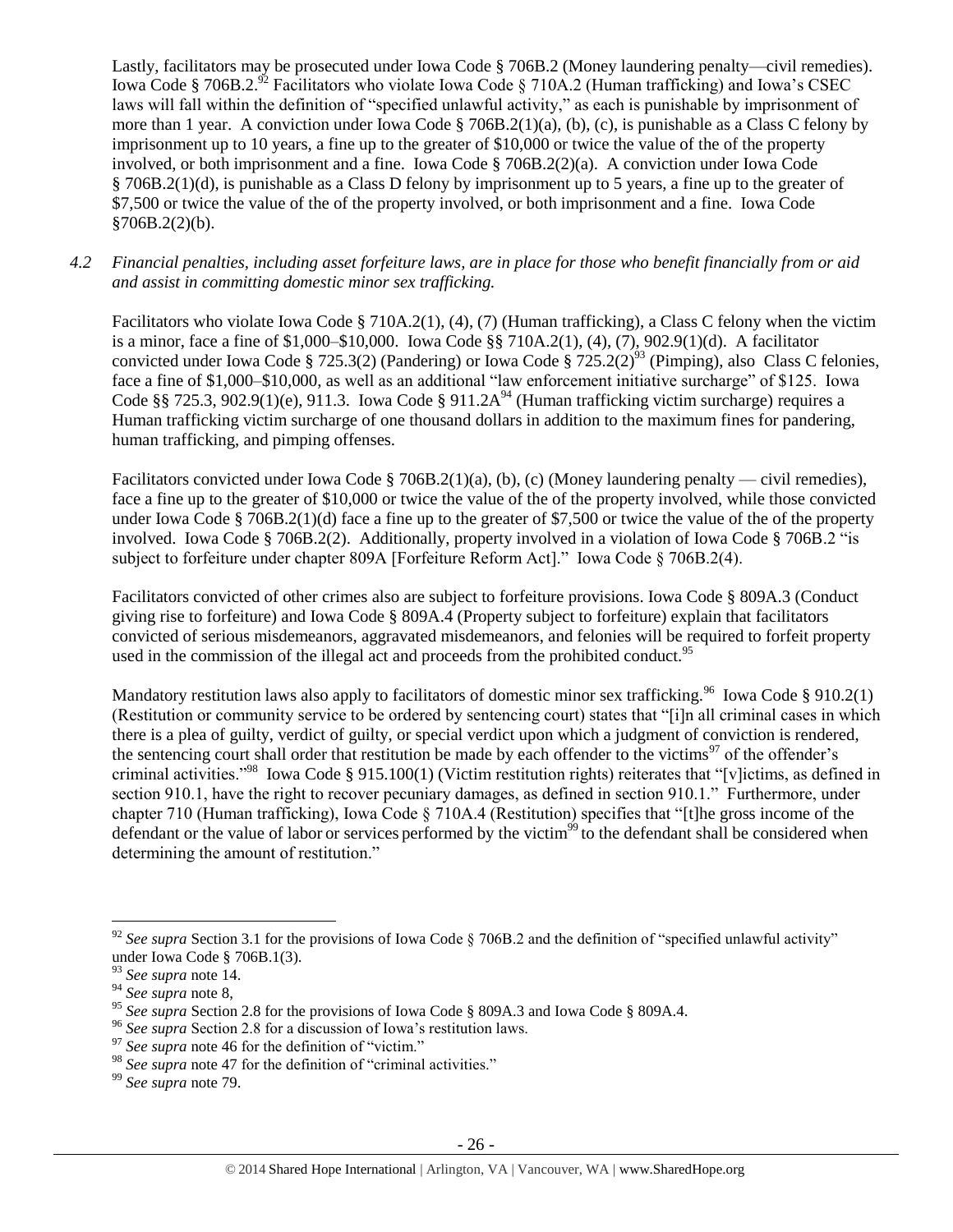Lastly, facilitators may be prosecuted under Iowa Code § 706B.2 (Money laundering penalty—civil remedies). Iowa Code § 706B.2.[92] Facilitators who violate Iowa Code § 710A.2 (Human trafficking) and Iowa's CSEC laws will fall within the definition of "specified unlawful activity," as each is punishable by imprisonment of more than 1 year. A conviction under Iowa Code § 706B.2(1)(a), (b), (c), is punishable as a Class C felony by imprisonment up to 10 years, a fine up to the greater of $10,000 or twice the value of the of the property involved, or both imprisonment and a fine. Iowa Code § 706B.2(2)(a). A conviction under Iowa Code § 706B.2(1)(d), is punishable as a Class D felony by imprisonment up to 5 years, a fine up to the greater of $7,500 or twice the value of the of the property involved, or both imprisonment and a fine. Iowa Code §706B.2(2)(b).

*4.2 Financial penalties, including asset forfeiture laws, are in place for those who benefit financially from or aid and assist in committing domestic minor sex trafficking.*

Facilitators who violate Iowa Code § 710A.2(1), (4), (7) (Human trafficking), a Class C felony when the victim is a minor, face a fine of $1,000–$10,000. Iowa Code §§ 710A.2(1), (4), (7), 902.9(1)(d). A facilitator convicted under Iowa Code § 725.3(2) (Pandering) or Iowa Code § 725.2(2)[93] (Pimping), also Class C felonies, face a fine of $1,000–$10,000, as well as an additional "law enforcement initiative surcharge" of $125. Iowa Code §§ 725.3, 902.9(1)(e), 911.3. Iowa Code § 911.2A[94] (Human trafficking victim surcharge) requires a Human trafficking victim surcharge of one thousand dollars in addition to the maximum fines for pandering, human trafficking, and pimping offenses.

Facilitators convicted under Iowa Code § 706B.2(1)(a), (b), (c) (Money laundering penalty — civil remedies), face a fine up to the greater of $10,000 or twice the value of the of the property involved, while those convicted under Iowa Code § 706B.2(1)(d) face a fine up to the greater of $7,500 or twice the value of the of the property involved. Iowa Code § 706B.2(2). Additionally, property involved in a violation of Iowa Code § 706B.2 "is subject to forfeiture under chapter 809A [Forfeiture Reform Act]." Iowa Code § 706B.2(4).

Facilitators convicted of other crimes also are subject to forfeiture provisions. Iowa Code § 809A.3 (Conduct giving rise to forfeiture) and Iowa Code § 809A.4 (Property subject to forfeiture) explain that facilitators convicted of serious misdemeanors, aggravated misdemeanors, and felonies will be required to forfeit property used in the commission of the illegal act and proceeds from the prohibited conduct.[95]

Mandatory restitution laws also apply to facilitators of domestic minor sex trafficking.[96] Iowa Code § 910.2(1) (Restitution or community service to be ordered by sentencing court) states that "[i]n all criminal cases in which there is a plea of guilty, verdict of guilty, or special verdict upon which a judgment of conviction is rendered, the sentencing court shall order that restitution be made by each offender to the victims[97] of the offender's criminal activities."[98] Iowa Code § 915.100(1) (Victim restitution rights) reiterates that "[v]ictims, as defined in section 910.1, have the right to recover pecuniary damages, as defined in section 910.1." Furthermore, under chapter 710 (Human trafficking), Iowa Code § 710A.4 (Restitution) specifies that "[t]he gross income of the defendant or the value of labor or services performed by the victim[99] to the defendant shall be considered when determining the amount of restitution."

---

[92] *See supra* Section 3.1 for the provisions of Iowa Code § 706B.2 and the definition of "specified unlawful activity" under Iowa Code § 706B.1(3).

[93] *See supra* note 14.

[94] *See supra* note 8,

[95] *See supra* Section 2.8 for the provisions of Iowa Code § 809A.3 and Iowa Code § 809A.4.

[96] *See supra* Section 2.8 for a discussion of Iowa's restitution laws.

[97] *See supra* note 46 for the definition of "victim."

[98] *See supra* note 47 for the definition of "criminal activities."

[99] *See supra* note 79.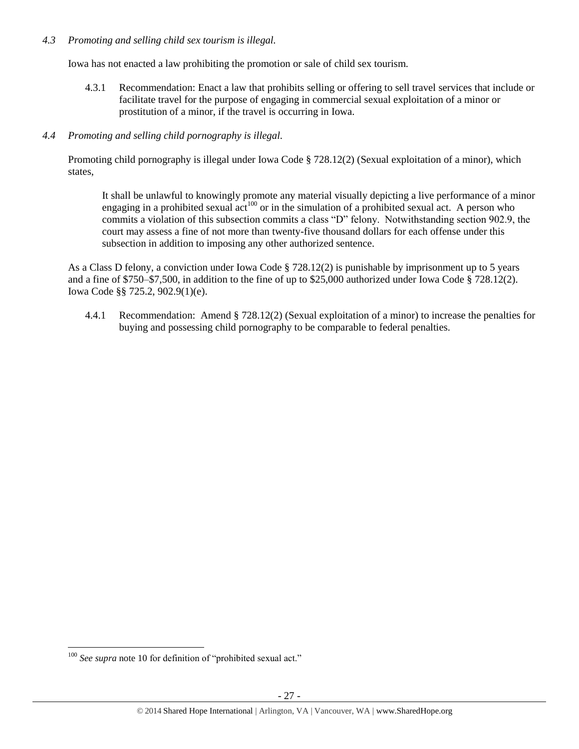*4.3 Promoting and selling child sex tourism is illegal.*

Iowa has not enacted a law prohibiting the promotion or sale of child sex tourism.

4.3.1 Recommendation: Enact a law that prohibits selling or offering to sell travel services that include or facilitate travel for the purpose of engaging in commercial sexual exploitation of a minor or prostitution of a minor, if the travel is occurring in Iowa.

*4.4 Promoting and selling child pornography is illegal.*

Promoting child pornography is illegal under Iowa Code § 728.12(2) (Sexual exploitation of a minor), which states,

> It shall be unlawful to knowingly promote any material visually depicting a live performance of a minor engaging in a prohibited sexual act[100] or in the simulation of a prohibited sexual act. A person who commits a violation of this subsection commits a class "D" felony. Notwithstanding section 902.9, the court may assess a fine of not more than twenty-five thousand dollars for each offense under this subsection in addition to imposing any other authorized sentence.

As a Class D felony, a conviction under Iowa Code § 728.12(2) is punishable by imprisonment up to 5 years and a fine of $750–$7,500, in addition to the fine of up to $25,000 authorized under Iowa Code § 728.12(2). Iowa Code §§ 725.2, 902.9(1)(e).

4.4.1 Recommendation: Amend § 728.12(2) (Sexual exploitation of a minor) to increase the penalties for buying and possessing child pornography to be comparable to federal penalties.

---

[100] *See supra* note 10 for definition of "prohibited sexual act."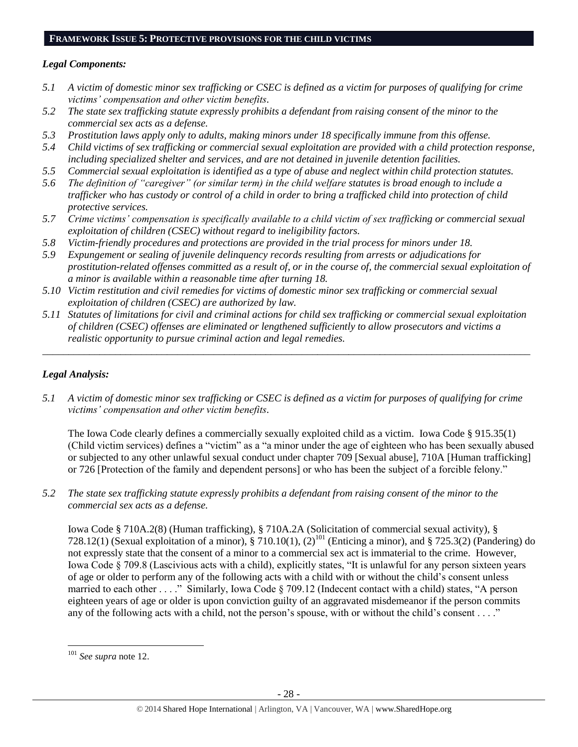## FRAMEWORK ISSUE 5: PROTECTIVE PROVISIONS FOR THE CHILD VICTIMS

### *Legal Components:*

*5.1 A victim of domestic minor sex trafficking or CSEC is defined as a victim for purposes of qualifying for crime victims' compensation and other victim benefits.*

*5.2 The state sex trafficking statute expressly prohibits a defendant from raising consent of the minor to the commercial sex acts as a defense.*

*5.3 Prostitution laws apply only to adults, making minors under 18 specifically immune from this offense.*

*5.4 Child victims of sex trafficking or commercial sexual exploitation are provided with a child protection response, including specialized shelter and services, and are not detained in juvenile detention facilities.*

*5.5 Commercial sexual exploitation is identified as a type of abuse and neglect within child protection statutes.*

*5.6 The definition of "caregiver" (or similar term) in the child welfare statutes is broad enough to include a trafficker who has custody or control of a child in order to bring a trafficked child into protection of child protective services.*

*5.7 Crime victims' compensation is specifically available to a child victim of sex trafficking or commercial sexual exploitation of children (CSEC) without regard to ineligibility factors.*

*5.8 Victim-friendly procedures and protections are provided in the trial process for minors under 18.*

*5.9 Expungement or sealing of juvenile delinquency records resulting from arrests or adjudications for prostitution-related offenses committed as a result of, or in the course of, the commercial sexual exploitation of a minor is available within a reasonable time after turning 18.*

*5.10 Victim restitution and civil remedies for victims of domestic minor sex trafficking or commercial sexual exploitation of children (CSEC) are authorized by law.*

*5.11 Statutes of limitations for civil and criminal actions for child sex trafficking or commercial sexual exploitation of children (CSEC) offenses are eliminated or lengthened sufficiently to allow prosecutors and victims a realistic opportunity to pursue criminal action and legal remedies.*

---

### *Legal Analysis:*

*5.1 A victim of domestic minor sex trafficking or CSEC is defined as a victim for purposes of qualifying for crime victims' compensation and other victim benefits.*

The Iowa Code clearly defines a commercially sexually exploited child as a victim. Iowa Code § 915.35(1) (Child victim services) defines a "victim" as a "a minor under the age of eighteen who has been sexually abused or subjected to any other unlawful sexual conduct under chapter 709 [Sexual abuse], 710A [Human trafficking] or 726 [Protection of the family and dependent persons] or who has been the subject of a forcible felony."

*5.2 The state sex trafficking statute expressly prohibits a defendant from raising consent of the minor to the commercial sex acts as a defense.*

Iowa Code § 710A.2(8) (Human trafficking), § 710A.2A (Solicitation of commercial sexual activity), § 728.12(1) (Sexual exploitation of a minor), § 710.10(1), (2)[101] (Enticing a minor), and § 725.3(2) (Pandering) do not expressly state that the consent of a minor to a commercial sex act is immaterial to the crime. However, Iowa Code § 709.8 (Lascivious acts with a child), explicitly states, "It is unlawful for any person sixteen years of age or older to perform any of the following acts with a child with or without the child's consent unless married to each other . . . ." Similarly, Iowa Code § 709.12 (Indecent contact with a child) states, "A person eighteen years of age or older is upon conviction guilty of an aggravated misdemeanor if the person commits any of the following acts with a child, not the person's spouse, with or without the child's consent . . . ."

---

[101] *See supra* note 12.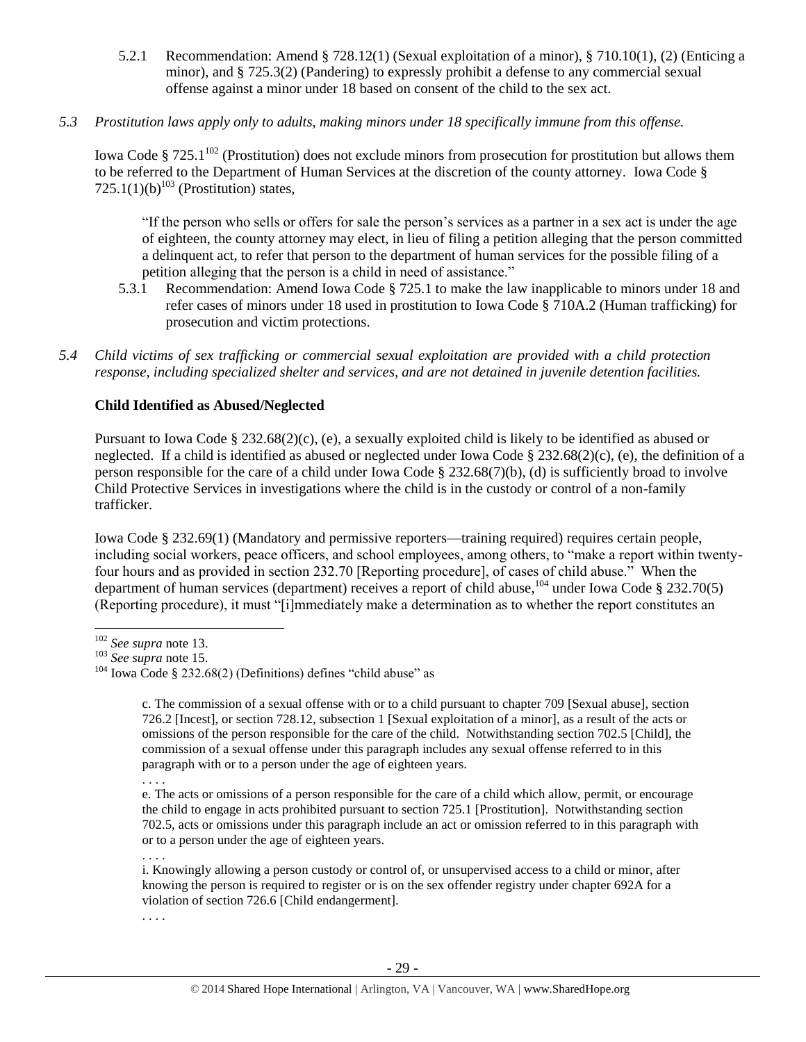5.2.1 Recommendation: Amend § 728.12(1) (Sexual exploitation of a minor), § 710.10(1), (2) (Enticing a minor), and § 725.3(2) (Pandering) to expressly prohibit a defense to any commercial sexual offense against a minor under 18 based on consent of the child to the sex act.

*5.3 Prostitution laws apply only to adults, making minors under 18 specifically immune from this offense.*

Iowa Code § 725.1[102] (Prostitution) does not exclude minors from prosecution for prostitution but allows them to be referred to the Department of Human Services at the discretion of the county attorney. Iowa Code § 725.1(1)(b)[103] (Prostitution) states,

> "If the person who sells or offers for sale the person's services as a partner in a sex act is under the age of eighteen, the county attorney may elect, in lieu of filing a petition alleging that the person committed a delinquent act, to refer that person to the department of human services for the possible filing of a petition alleging that the person is a child in need of assistance."

5.3.1 Recommendation: Amend Iowa Code § 725.1 to make the law inapplicable to minors under 18 and refer cases of minors under 18 used in prostitution to Iowa Code § 710A.2 (Human trafficking) for prosecution and victim protections.

*5.4 Child victims of sex trafficking or commercial sexual exploitation are provided with a child protection response, including specialized shelter and services, and are not detained in juvenile detention facilities.*

**Child Identified as Abused/Neglected**

Pursuant to Iowa Code § 232.68(2)(c), (e), a sexually exploited child is likely to be identified as abused or neglected. If a child is identified as abused or neglected under Iowa Code § 232.68(2)(c), (e), the definition of a person responsible for the care of a child under Iowa Code § 232.68(7)(b), (d) is sufficiently broad to involve Child Protective Services in investigations where the child is in the custody or control of a non-family trafficker.

Iowa Code § 232.69(1) (Mandatory and permissive reporters—training required) requires certain people, including social workers, peace officers, and school employees, among others, to "make a report within twenty-four hours and as provided in section 232.70 [Reporting procedure], of cases of child abuse." When the department of human services (department) receives a report of child abuse,[104] under Iowa Code § 232.70(5) (Reporting procedure), it must "[i]mmediately make a determination as to whether the report constitutes an

---

[102] *See supra* note 13.

[103] *See supra* note 15.

[104] Iowa Code § 232.68(2) (Definitions) defines "child abuse" as

> c. The commission of a sexual offense with or to a child pursuant to chapter 709 [Sexual abuse], section 726.2 [Incest], or section 728.12, subsection 1 [Sexual exploitation of a minor], as a result of the acts or omissions of the person responsible for the care of the child. Notwithstanding section 702.5 [Child], the commission of a sexual offense under this paragraph includes any sexual offense referred to in this paragraph with or to a person under the age of eighteen years.
>
> . . . .
>
> e. The acts or omissions of a person responsible for the care of a child which allow, permit, or encourage the child to engage in acts prohibited pursuant to section 725.1 [Prostitution]. Notwithstanding section 702.5, acts or omissions under this paragraph include an act or omission referred to in this paragraph with or to a person under the age of eighteen years.
>
> . . . .
>
> i. Knowingly allowing a person custody or control of, or unsupervised access to a child or minor, after knowing the person is required to register or is on the sex offender registry under chapter 692A for a violation of section 726.6 [Child endangerment].
>
> . . . .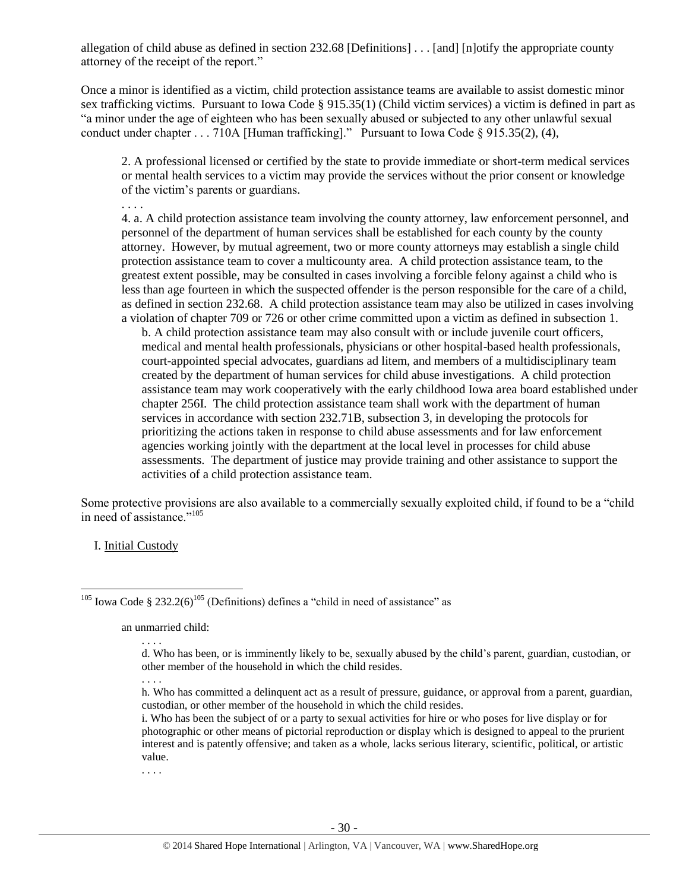allegation of child abuse as defined in section 232.68 [Definitions] . . . [and] [n]otify the appropriate county attorney of the receipt of the report."

Once a minor is identified as a victim, child protection assistance teams are available to assist domestic minor sex trafficking victims. Pursuant to Iowa Code § 915.35(1) (Child victim services) a victim is defined in part as "a minor under the age of eighteen who has been sexually abused or subjected to any other unlawful sexual conduct under chapter . . . 710A [Human trafficking]." Pursuant to Iowa Code § 915.35(2), (4),

> 2. A professional licensed or certified by the state to provide immediate or short-term medical services or mental health services to a victim may provide the services without the prior consent or knowledge of the victim's parents or guardians.
>
> . . . .
>
> 4. a. A child protection assistance team involving the county attorney, law enforcement personnel, and personnel of the department of human services shall be established for each county by the county attorney. However, by mutual agreement, two or more county attorneys may establish a single child protection assistance team to cover a multicounty area. A child protection assistance team, to the greatest extent possible, may be consulted in cases involving a forcible felony against a child who is less than age fourteen in which the suspected offender is the person responsible for the care of a child, as defined in section 232.68. A child protection assistance team may also be utilized in cases involving a violation of chapter 709 or 726 or other crime committed upon a victim as defined in subsection 1.
>
> b. A child protection assistance team may also consult with or include juvenile court officers, medical and mental health professionals, physicians or other hospital-based health professionals, court-appointed special advocates, guardians ad litem, and members of a multidisciplinary team created by the department of human services for child abuse investigations. A child protection assistance team may work cooperatively with the early childhood Iowa area board established under chapter 256I. The child protection assistance team shall work with the department of human services in accordance with section 232.71B, subsection 3, in developing the protocols for prioritizing the actions taken in response to child abuse assessments and for law enforcement agencies working jointly with the department at the local level in processes for child abuse assessments. The department of justice may provide training and other assistance to support the activities of a child protection assistance team.

Some protective provisions are also available to a commercially sexually exploited child, if found to be a "child in need of assistance."[105]

I. Initial Custody

---

[105] Iowa Code § 232.2(6)[105] (Definitions) defines a "child in need of assistance" as

> an unmarried child:
>
> . . . .
>
> d. Who has been, or is imminently likely to be, sexually abused by the child's parent, guardian, custodian, or other member of the household in which the child resides.
>
> . . . .
>
> h. Who has committed a delinquent act as a result of pressure, guidance, or approval from a parent, guardian, custodian, or other member of the household in which the child resides.
>
> i. Who has been the subject of or a party to sexual activities for hire or who poses for live display or for photographic or other means of pictorial reproduction or display which is designed to appeal to the prurient interest and is patently offensive; and taken as a whole, lacks serious literary, scientific, political, or artistic value.
>
> . . . .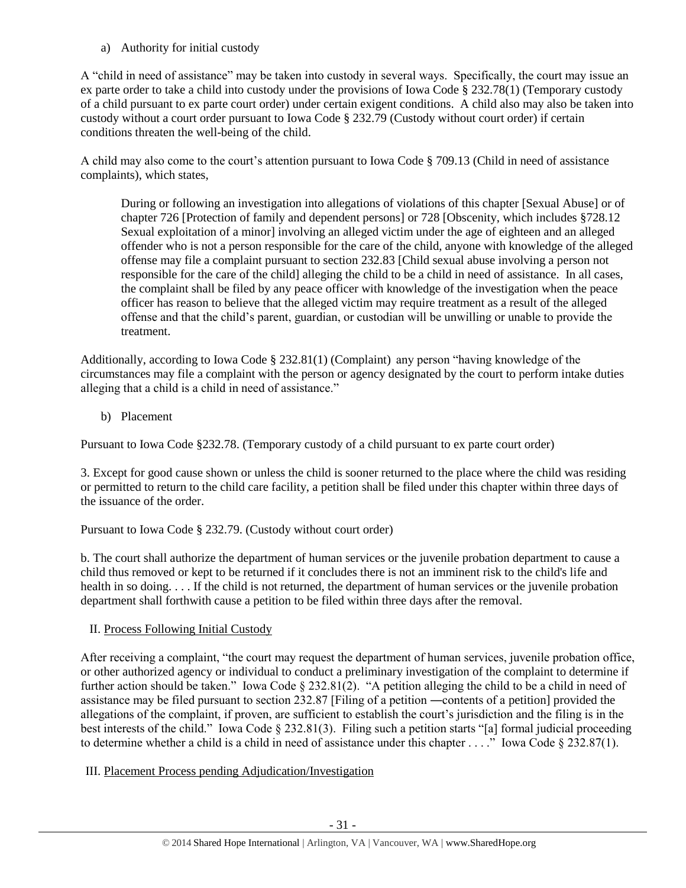a) Authority for initial custody

A "child in need of assistance" may be taken into custody in several ways. Specifically, the court may issue an ex parte order to take a child into custody under the provisions of Iowa Code § 232.78(1) (Temporary custody of a child pursuant to ex parte court order) under certain exigent conditions. A child also may also be taken into custody without a court order pursuant to Iowa Code § 232.79 (Custody without court order) if certain conditions threaten the well-being of the child.

A child may also come to the court's attention pursuant to Iowa Code § 709.13 (Child in need of assistance complaints), which states,

> During or following an investigation into allegations of violations of this chapter [Sexual Abuse] or of chapter 726 [Protection of family and dependent persons] or 728 [Obscenity, which includes §728.12 Sexual exploitation of a minor] involving an alleged victim under the age of eighteen and an alleged offender who is not a person responsible for the care of the child, anyone with knowledge of the alleged offense may file a complaint pursuant to section 232.83 [Child sexual abuse involving a person not responsible for the care of the child] alleging the child to be a child in need of assistance. In all cases, the complaint shall be filed by any peace officer with knowledge of the investigation when the peace officer has reason to believe that the alleged victim may require treatment as a result of the alleged offense and that the child's parent, guardian, or custodian will be unwilling or unable to provide the treatment.

Additionally, according to Iowa Code § 232.81(1) (Complaint) any person "having knowledge of the circumstances may file a complaint with the person or agency designated by the court to perform intake duties alleging that a child is a child in need of assistance."

b) Placement

Pursuant to Iowa Code §232.78. (Temporary custody of a child pursuant to ex parte court order)

3. Except for good cause shown or unless the child is sooner returned to the place where the child was residing or permitted to return to the child care facility, a petition shall be filed under this chapter within three days of the issuance of the order.

Pursuant to Iowa Code § 232.79. (Custody without court order)

b. The court shall authorize the department of human services or the juvenile probation department to cause a child thus removed or kept to be returned if it concludes there is not an imminent risk to the child's life and health in so doing. . . . If the child is not returned, the department of human services or the juvenile probation department shall forthwith cause a petition to be filed within three days after the removal.

II. Process Following Initial Custody

After receiving a complaint, "the court may request the department of human services, juvenile probation office, or other authorized agency or individual to conduct a preliminary investigation of the complaint to determine if further action should be taken." Iowa Code § 232.81(2). "A petition alleging the child to be a child in need of assistance may be filed pursuant to section 232.87 [Filing of a petition ―contents of a petition] provided the allegations of the complaint, if proven, are sufficient to establish the court's jurisdiction and the filing is in the best interests of the child." Iowa Code § 232.81(3). Filing such a petition starts "[a] formal judicial proceeding to determine whether a child is a child in need of assistance under this chapter . . . ." Iowa Code § 232.87(1).

III. Placement Process pending Adjudication/Investigation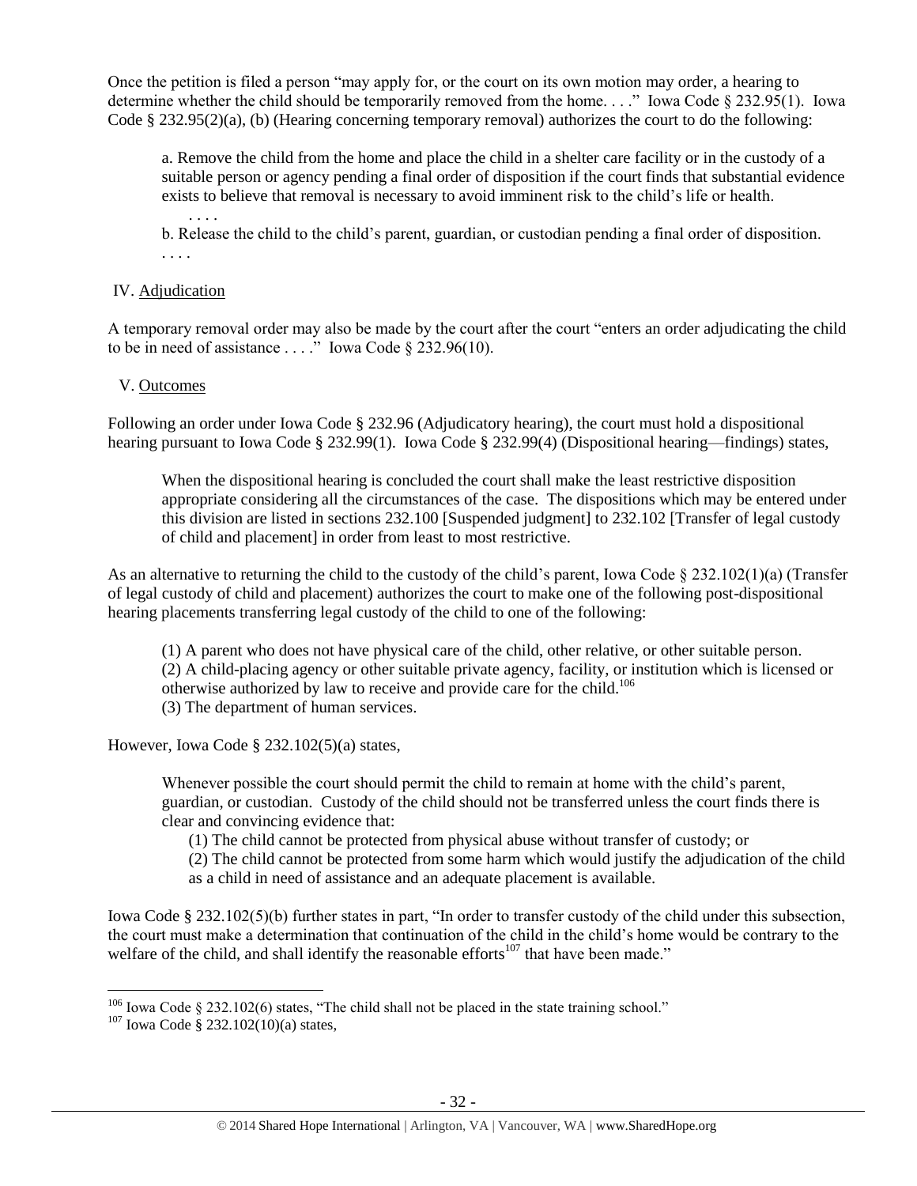Once the petition is filed a person "may apply for, or the court on its own motion may order, a hearing to determine whether the child should be temporarily removed from the home. . . ." Iowa Code § 232.95(1). Iowa Code § 232.95(2)(a), (b) (Hearing concerning temporary removal) authorizes the court to do the following:

> a. Remove the child from the home and place the child in a shelter care facility or in the custody of a suitable person or agency pending a final order of disposition if the court finds that substantial evidence exists to believe that removal is necessary to avoid imminent risk to the child's life or health.
>
> . . . .
>
> b. Release the child to the child's parent, guardian, or custodian pending a final order of disposition.
>
> . . . .

IV. Adjudication

A temporary removal order may also be made by the court after the court "enters an order adjudicating the child to be in need of assistance . . . ." Iowa Code § 232.96(10).

V. Outcomes

Following an order under Iowa Code § 232.96 (Adjudicatory hearing), the court must hold a dispositional hearing pursuant to Iowa Code § 232.99(1). Iowa Code § 232.99(4) (Dispositional hearing—findings) states,

> When the dispositional hearing is concluded the court shall make the least restrictive disposition appropriate considering all the circumstances of the case. The dispositions which may be entered under this division are listed in sections 232.100 [Suspended judgment] to 232.102 [Transfer of legal custody of child and placement] in order from least to most restrictive.

As an alternative to returning the child to the custody of the child's parent, Iowa Code § 232.102(1)(a) (Transfer of legal custody of child and placement) authorizes the court to make one of the following post-dispositional hearing placements transferring legal custody of the child to one of the following:

> (1) A parent who does not have physical care of the child, other relative, or other suitable person.
> (2) A child-placing agency or other suitable private agency, facility, or institution which is licensed or otherwise authorized by law to receive and provide care for the child.[106]
> (3) The department of human services.

However, Iowa Code § 232.102(5)(a) states,

> Whenever possible the court should permit the child to remain at home with the child's parent, guardian, or custodian. Custody of the child should not be transferred unless the court finds there is clear and convincing evidence that:
>
> (1) The child cannot be protected from physical abuse without transfer of custody; or
>
> (2) The child cannot be protected from some harm which would justify the adjudication of the child as a child in need of assistance and an adequate placement is available.

Iowa Code § 232.102(5)(b) further states in part, "In order to transfer custody of the child under this subsection, the court must make a determination that continuation of the child in the child's home would be contrary to the welfare of the child, and shall identify the reasonable efforts[107] that have been made."

---

[106] Iowa Code § 232.102(6) states, "The child shall not be placed in the state training school."

[107] Iowa Code § 232.102(10)(a) states,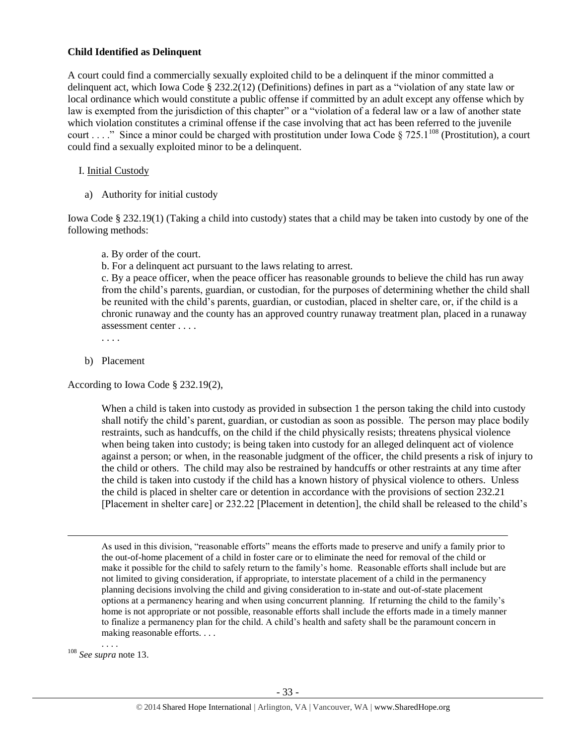**Child Identified as Delinquent**

A court could find a commercially sexually exploited child to be a delinquent if the minor committed a delinquent act, which Iowa Code § 232.2(12) (Definitions) defines in part as a "violation of any state law or local ordinance which would constitute a public offense if committed by an adult except any offense which by law is exempted from the jurisdiction of this chapter" or a "violation of a federal law or a law of another state which violation constitutes a criminal offense if the case involving that act has been referred to the juvenile court . . . ." Since a minor could be charged with prostitution under Iowa Code § 725.1[108] (Prostitution), a court could find a sexually exploited minor to be a delinquent.

I. Initial Custody

a) Authority for initial custody

Iowa Code § 232.19(1) (Taking a child into custody) states that a child may be taken into custody by one of the following methods:

> a. By order of the court.
> b. For a delinquent act pursuant to the laws relating to arrest.
> c. By a peace officer, when the peace officer has reasonable grounds to believe the child has run away from the child's parents, guardian, or custodian, for the purposes of determining whether the child shall be reunited with the child's parents, guardian, or custodian, placed in shelter care, or, if the child is a chronic runaway and the county has an approved country runaway treatment plan, placed in a runaway assessment center . . . .
> . . . .

b) Placement

According to Iowa Code § 232.19(2),

> When a child is taken into custody as provided in subsection 1 the person taking the child into custody shall notify the child's parent, guardian, or custodian as soon as possible. The person may place bodily restraints, such as handcuffs, on the child if the child physically resists; threatens physical violence when being taken into custody; is being taken into custody for an alleged delinquent act of violence against a person; or when, in the reasonable judgment of the officer, the child presents a risk of injury to the child or others. The child may also be restrained by handcuffs or other restraints at any time after the child is taken into custody if the child has a known history of physical violence to others. Unless the child is placed in shelter care or detention in accordance with the provisions of section 232.21 [Placement in shelter care] or 232.22 [Placement in detention], the child shall be released to the child's

---

> As used in this division, "reasonable efforts" means the efforts made to preserve and unify a family prior to the out-of-home placement of a child in foster care or to eliminate the need for removal of the child or make it possible for the child to safely return to the family's home. Reasonable efforts shall include but are not limited to giving consideration, if appropriate, to interstate placement of a child in the permanency planning decisions involving the child and giving consideration to in-state and out-of-state placement options at a permanency hearing and when using concurrent planning. If returning the child to the family's home is not appropriate or not possible, reasonable efforts shall include the efforts made in a timely manner to finalize a permanency plan for the child. A child's health and safety shall be the paramount concern in making reasonable efforts. . . .
> . . . .

[108] *See supra* note 13.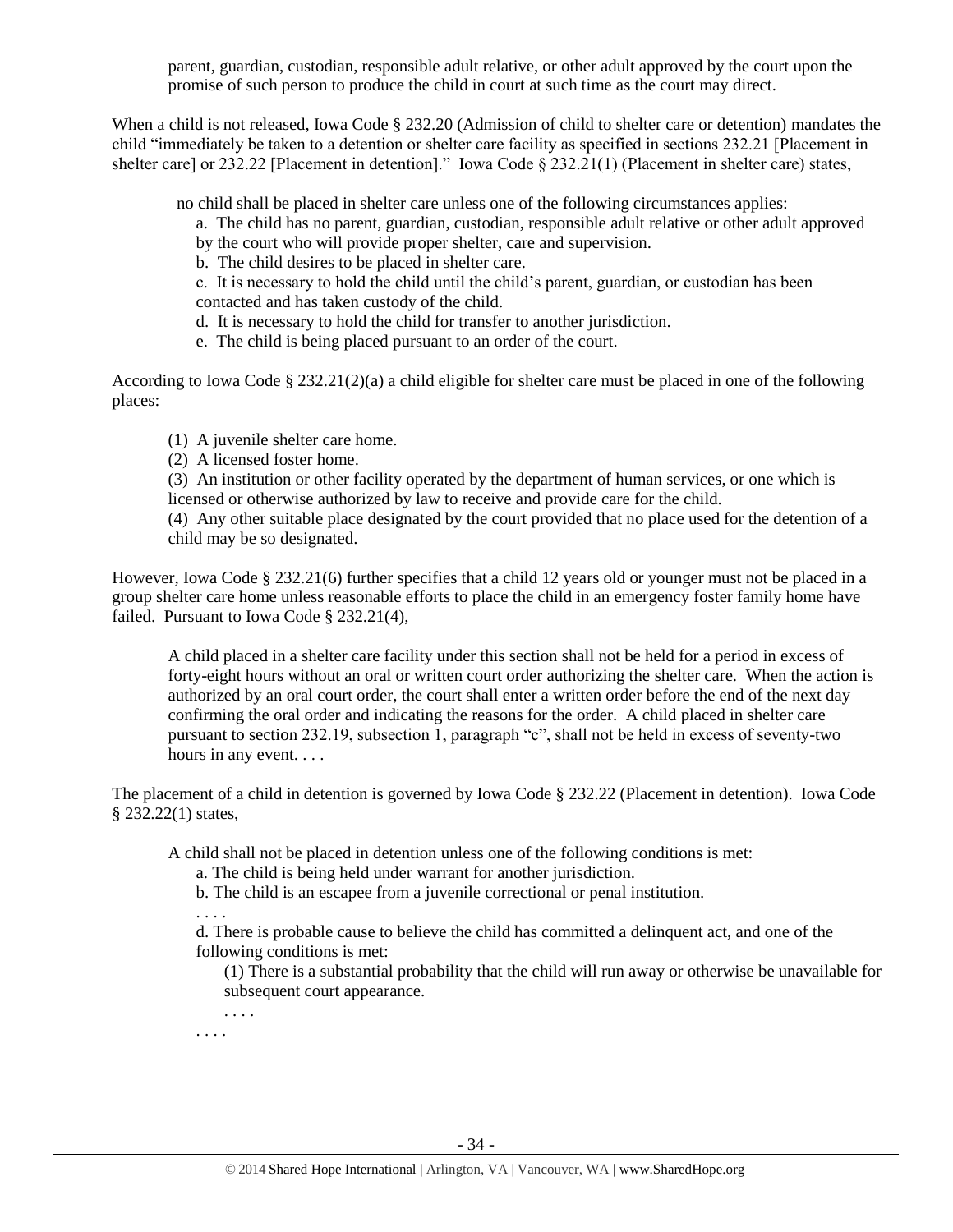parent, guardian, custodian, responsible adult relative, or other adult approved by the court upon the promise of such person to produce the child in court at such time as the court may direct.

When a child is not released, Iowa Code § 232.20 (Admission of child to shelter care or detention) mandates the child "immediately be taken to a detention or shelter care facility as specified in sections 232.21 [Placement in shelter care] or 232.22 [Placement in detention]." Iowa Code § 232.21(1) (Placement in shelter care) states,

> no child shall be placed in shelter care unless one of the following circumstances applies:
>
> a. The child has no parent, guardian, custodian, responsible adult relative or other adult approved by the court who will provide proper shelter, care and supervision.
>
> b. The child desires to be placed in shelter care.
>
> c. It is necessary to hold the child until the child's parent, guardian, or custodian has been contacted and has taken custody of the child.
>
> d. It is necessary to hold the child for transfer to another jurisdiction.
>
> e. The child is being placed pursuant to an order of the court.

According to Iowa Code § 232.21(2)(a) a child eligible for shelter care must be placed in one of the following places:

> (1) A juvenile shelter care home.
>
> (2) A licensed foster home.
>
> (3) An institution or other facility operated by the department of human services, or one which is licensed or otherwise authorized by law to receive and provide care for the child.
>
> (4) Any other suitable place designated by the court provided that no place used for the detention of a child may be so designated.

However, Iowa Code § 232.21(6) further specifies that a child 12 years old or younger must not be placed in a group shelter care home unless reasonable efforts to place the child in an emergency foster family home have failed. Pursuant to Iowa Code § 232.21(4),

> A child placed in a shelter care facility under this section shall not be held for a period in excess of forty-eight hours without an oral or written court order authorizing the shelter care. When the action is authorized by an oral court order, the court shall enter a written order before the end of the next day confirming the oral order and indicating the reasons for the order. A child placed in shelter care pursuant to section 232.19, subsection 1, paragraph "c", shall not be held in excess of seventy-two hours in any event. . . .

The placement of a child in detention is governed by Iowa Code § 232.22 (Placement in detention). Iowa Code § 232.22(1) states,

> A child shall not be placed in detention unless one of the following conditions is met:
>
> a. The child is being held under warrant for another jurisdiction.
>
> b. The child is an escapee from a juvenile correctional or penal institution.
>
> . . . .
>
> d. There is probable cause to believe the child has committed a delinquent act, and one of the following conditions is met:
>
> (1) There is a substantial probability that the child will run away or otherwise be unavailable for subsequent court appearance.
>
> . . . .
>
> . . . .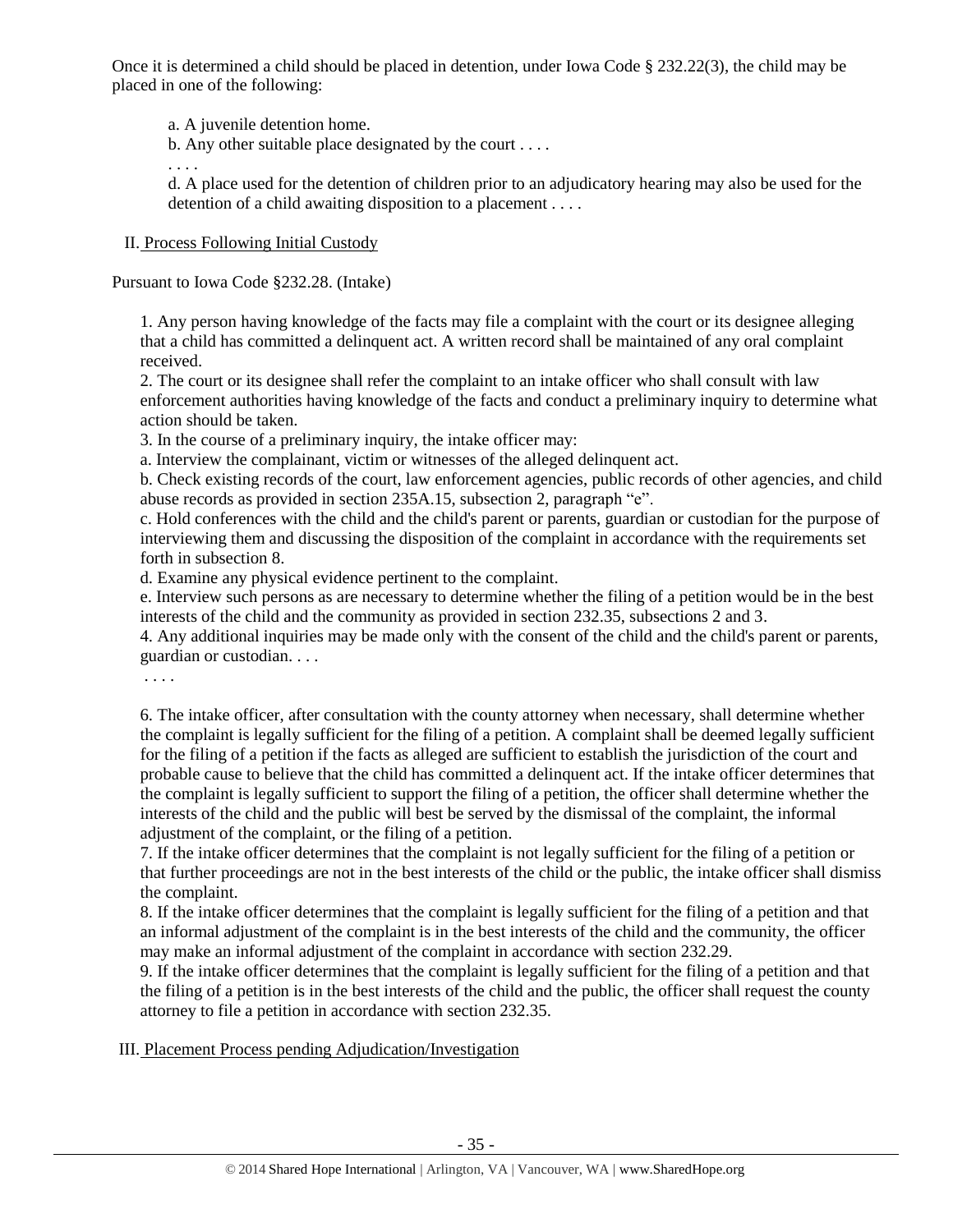Once it is determined a child should be placed in detention, under Iowa Code § 232.22(3), the child may be placed in one of the following:

> a. A juvenile detention home.
>
> b. Any other suitable place designated by the court . . . .
>
> . . . .
>
> d. A place used for the detention of children prior to an adjudicatory hearing may also be used for the detention of a child awaiting disposition to a placement . . . .

II. Process Following Initial Custody

Pursuant to Iowa Code §232.28. (Intake)

> 1. Any person having knowledge of the facts may file a complaint with the court or its designee alleging that a child has committed a delinquent act. A written record shall be maintained of any oral complaint received.
>
> 2. The court or its designee shall refer the complaint to an intake officer who shall consult with law enforcement authorities having knowledge of the facts and conduct a preliminary inquiry to determine what action should be taken.
>
> 3. In the course of a preliminary inquiry, the intake officer may:
>
> a. Interview the complainant, victim or witnesses of the alleged delinquent act.
>
> b. Check existing records of the court, law enforcement agencies, public records of other agencies, and child abuse records as provided in section 235A.15, subsection 2, paragraph "e".
>
> c. Hold conferences with the child and the child's parent or parents, guardian or custodian for the purpose of interviewing them and discussing the disposition of the complaint in accordance with the requirements set forth in subsection 8.
>
> d. Examine any physical evidence pertinent to the complaint.
>
> e. Interview such persons as are necessary to determine whether the filing of a petition would be in the best interests of the child and the community as provided in section 232.35, subsections 2 and 3.
>
> 4. Any additional inquiries may be made only with the consent of the child and the child's parent or parents, guardian or custodian. . . .
>
> . . . .
>
> 6. The intake officer, after consultation with the county attorney when necessary, shall determine whether the complaint is legally sufficient for the filing of a petition. A complaint shall be deemed legally sufficient for the filing of a petition if the facts as alleged are sufficient to establish the jurisdiction of the court and probable cause to believe that the child has committed a delinquent act. If the intake officer determines that the complaint is legally sufficient to support the filing of a petition, the officer shall determine whether the interests of the child and the public will best be served by the dismissal of the complaint, the informal adjustment of the complaint, or the filing of a petition.
>
> 7. If the intake officer determines that the complaint is not legally sufficient for the filing of a petition or that further proceedings are not in the best interests of the child or the public, the intake officer shall dismiss the complaint.
>
> 8. If the intake officer determines that the complaint is legally sufficient for the filing of a petition and that an informal adjustment of the complaint is in the best interests of the child and the community, the officer may make an informal adjustment of the complaint in accordance with section 232.29.
>
> 9. If the intake officer determines that the complaint is legally sufficient for the filing of a petition and that the filing of a petition is in the best interests of the child and the public, the officer shall request the county attorney to file a petition in accordance with section 232.35.

III. Placement Process pending Adjudication/Investigation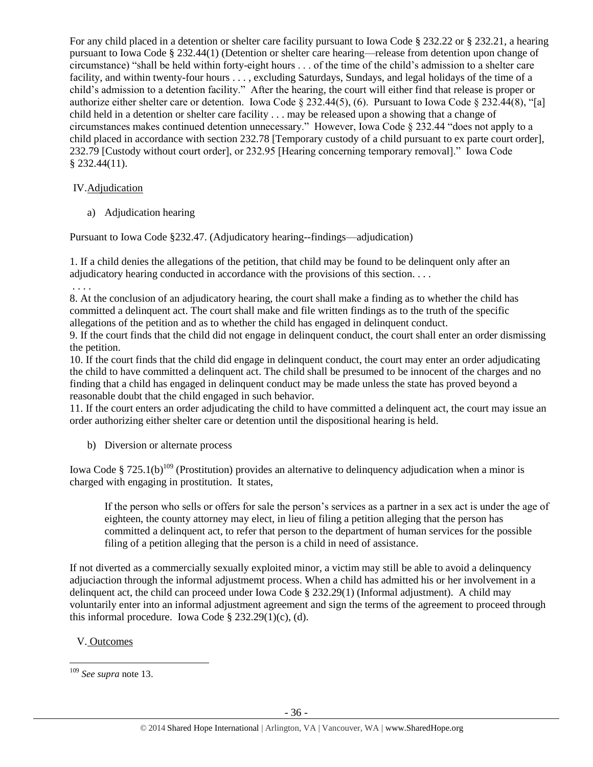For any child placed in a detention or shelter care facility pursuant to Iowa Code § 232.22 or § 232.21, a hearing pursuant to Iowa Code § 232.44(1) (Detention or shelter care hearing—release from detention upon change of circumstance) "shall be held within forty-eight hours . . . of the time of the child's admission to a shelter care facility, and within twenty-four hours . . . , excluding Saturdays, Sundays, and legal holidays of the time of a child's admission to a detention facility." After the hearing, the court will either find that release is proper or authorize either shelter care or detention. Iowa Code § 232.44(5), (6). Pursuant to Iowa Code § 232.44(8), "[a] child held in a detention or shelter care facility . . . may be released upon a showing that a change of circumstances makes continued detention unnecessary." However, Iowa Code § 232.44 "does not apply to a child placed in accordance with section 232.78 [Temporary custody of a child pursuant to ex parte court order], 232.79 [Custody without court order], or 232.95 [Hearing concerning temporary removal]." Iowa Code § 232.44(11).

## IV. Adjudication

### a) Adjudication hearing

Pursuant to Iowa Code §232.47. (Adjudicatory hearing--findings—adjudication)

1. If a child denies the allegations of the petition, that child may be found to be delinquent only after an adjudicatory hearing conducted in accordance with the provisions of this section. . . .

. . . .

8. At the conclusion of an adjudicatory hearing, the court shall make a finding as to whether the child has committed a delinquent act. The court shall make and file written findings as to the truth of the specific allegations of the petition and as to whether the child has engaged in delinquent conduct.
9. If the court finds that the child did not engage in delinquent conduct, the court shall enter an order dismissing the petition.
10. If the court finds that the child did engage in delinquent conduct, the court may enter an order adjudicating the child to have committed a delinquent act. The child shall be presumed to be innocent of the charges and no finding that a child has engaged in delinquent conduct may be made unless the state has proved beyond a reasonable doubt that the child engaged in such behavior.
11. If the court enters an order adjudicating the child to have committed a delinquent act, the court may issue an order authorizing either shelter care or detention until the dispositional hearing is held.

### b) Diversion or alternate process

Iowa Code § 725.1(b)[109] (Prostitution) provides an alternative to delinquency adjudication when a minor is charged with engaging in prostitution. It states,

> If the person who sells or offers for sale the person's services as a partner in a sex act is under the age of eighteen, the county attorney may elect, in lieu of filing a petition alleging that the person has committed a delinquent act, to refer that person to the department of human services for the possible filing of a petition alleging that the person is a child in need of assistance.

If not diverted as a commercially sexually exploited minor, a victim may still be able to avoid a delinquency adjuciaction through the informal adjustmemt process. When a child has admitted his or her involvement in a delinquent act, the child can proceed under Iowa Code § 232.29(1) (Informal adjustment). A child may voluntarily enter into an informal adjustment agreement and sign the terms of the agreement to proceed through this informal procedure. Iowa Code § 232.29(1)(c), (d).

## V. Outcomes

---

[109] *See supra* note 13.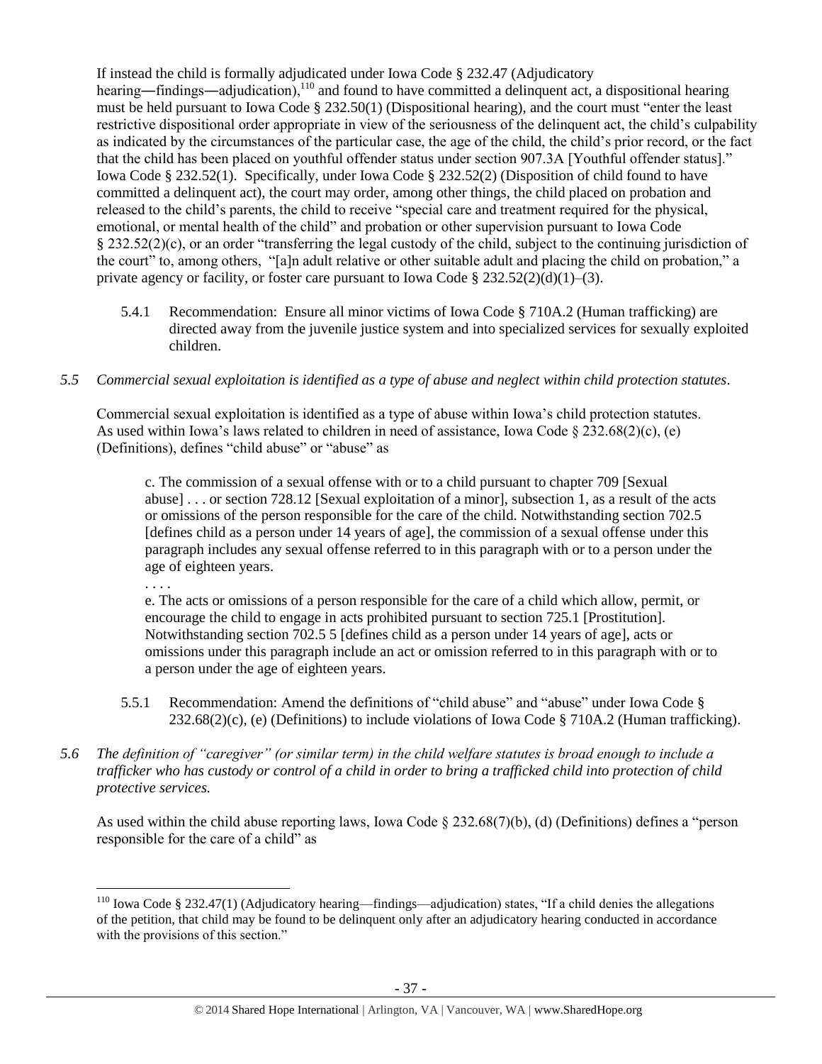If instead the child is formally adjudicated under Iowa Code § 232.47 (Adjudicatory hearing―findings―adjudication),[110] and found to have committed a delinquent act, a dispositional hearing must be held pursuant to Iowa Code § 232.50(1) (Dispositional hearing), and the court must "enter the least restrictive dispositional order appropriate in view of the seriousness of the delinquent act, the child's culpability as indicated by the circumstances of the particular case, the age of the child, the child's prior record, or the fact that the child has been placed on youthful offender status under section 907.3A [Youthful offender status]." Iowa Code § 232.52(1). Specifically, under Iowa Code § 232.52(2) (Disposition of child found to have committed a delinquent act), the court may order, among other things, the child placed on probation and released to the child's parents, the child to receive "special care and treatment required for the physical, emotional, or mental health of the child" and probation or other supervision pursuant to Iowa Code § 232.52(2)(c), or an order "transferring the legal custody of the child, subject to the continuing jurisdiction of the court" to, among others, "[a]n adult relative or other suitable adult and placing the child on probation," a private agency or facility, or foster care pursuant to Iowa Code § 232.52(2)(d)(1)–(3).

5.4.1 Recommendation: Ensure all minor victims of Iowa Code § 710A.2 (Human trafficking) are directed away from the juvenile justice system and into specialized services for sexually exploited children.

*5.5 Commercial sexual exploitation is identified as a type of abuse and neglect within child protection statutes.*

Commercial sexual exploitation is identified as a type of abuse within Iowa's child protection statutes. As used within Iowa's laws related to children in need of assistance, Iowa Code § 232.68(2)(c), (e) (Definitions), defines "child abuse" or "abuse" as

> c. The commission of a sexual offense with or to a child pursuant to chapter 709 [Sexual abuse] . . . or section 728.12 [Sexual exploitation of a minor], subsection 1, as a result of the acts or omissions of the person responsible for the care of the child. Notwithstanding section 702.5 [defines child as a person under 14 years of age], the commission of a sexual offense under this paragraph includes any sexual offense referred to in this paragraph with or to a person under the age of eighteen years.
>
> . . . .
>
> e. The acts or omissions of a person responsible for the care of a child which allow, permit, or encourage the child to engage in acts prohibited pursuant to section 725.1 [Prostitution]. Notwithstanding section 702.5 5 [defines child as a person under 14 years of age], acts or omissions under this paragraph include an act or omission referred to in this paragraph with or to a person under the age of eighteen years.

5.5.1 Recommendation: Amend the definitions of "child abuse" and "abuse" under Iowa Code § 232.68(2)(c), (e) (Definitions) to include violations of Iowa Code § 710A.2 (Human trafficking).

*5.6 The definition of "caregiver" (or similar term) in the child welfare statutes is broad enough to include a trafficker who has custody or control of a child in order to bring a trafficked child into protection of child protective services.*

As used within the child abuse reporting laws, Iowa Code § 232.68(7)(b), (d) (Definitions) defines a "person responsible for the care of a child" as

[110] Iowa Code § 232.47(1) (Adjudicatory hearing—findings—adjudication) states, "If a child denies the allegations of the petition, that child may be found to be delinquent only after an adjudicatory hearing conducted in accordance with the provisions of this section."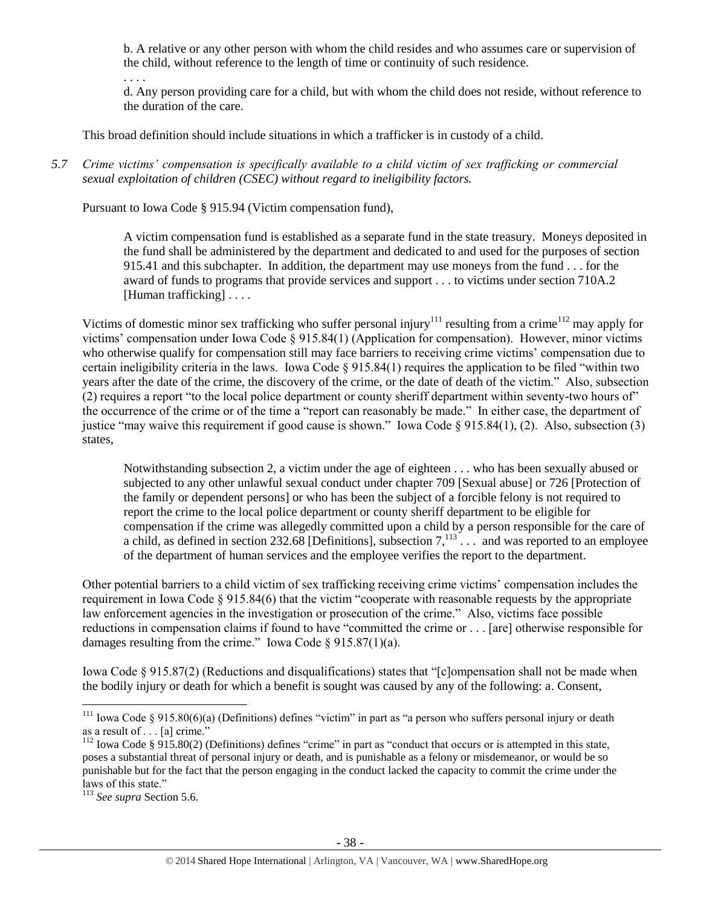> b. A relative or any other person with whom the child resides and who assumes care or supervision of the child, without reference to the length of time or continuity of such residence.
>
> . . . .
>
> d. Any person providing care for a child, but with whom the child does not reside, without reference to the duration of the care.

This broad definition should include situations in which a trafficker is in custody of a child.

*5.7 Crime victims' compensation is specifically available to a child victim of sex trafficking or commercial sexual exploitation of children (CSEC) without regard to ineligibility factors.*

Pursuant to Iowa Code § 915.94 (Victim compensation fund),

> A victim compensation fund is established as a separate fund in the state treasury. Moneys deposited in the fund shall be administered by the department and dedicated to and used for the purposes of section 915.41 and this subchapter. In addition, the department may use moneys from the fund . . . for the award of funds to programs that provide services and support . . . to victims under section 710A.2 [Human trafficking] . . . .

Victims of domestic minor sex trafficking who suffer personal injury[111] resulting from a crime[112] may apply for victims' compensation under Iowa Code § 915.84(1) (Application for compensation). However, minor victims who otherwise qualify for compensation still may face barriers to receiving crime victims' compensation due to certain ineligibility criteria in the laws. Iowa Code § 915.84(1) requires the application to be filed "within two years after the date of the crime, the discovery of the crime, or the date of death of the victim." Also, subsection (2) requires a report "to the local police department or county sheriff department within seventy-two hours of" the occurrence of the crime or of the time a "report can reasonably be made." In either case, the department of justice "may waive this requirement if good cause is shown." Iowa Code § 915.84(1), (2). Also, subsection (3) states,

> Notwithstanding subsection 2, a victim under the age of eighteen . . . who has been sexually abused or subjected to any other unlawful sexual conduct under chapter 709 [Sexual abuse] or 726 [Protection of the family or dependent persons] or who has been the subject of a forcible felony is not required to report the crime to the local police department or county sheriff department to be eligible for compensation if the crime was allegedly committed upon a child by a person responsible for the care of a child, as defined in section 232.68 [Definitions], subsection 7,[113] . . . and was reported to an employee of the department of human services and the employee verifies the report to the department.

Other potential barriers to a child victim of sex trafficking receiving crime victims' compensation includes the requirement in Iowa Code § 915.84(6) that the victim "cooperate with reasonable requests by the appropriate law enforcement agencies in the investigation or prosecution of the crime." Also, victims face possible reductions in compensation claims if found to have "committed the crime or . . . [are] otherwise responsible for damages resulting from the crime." Iowa Code § 915.87(1)(a).

Iowa Code § 915.87(2) (Reductions and disqualifications) states that "[c]ompensation shall not be made when the bodily injury or death for which a benefit is sought was caused by any of the following: a. Consent,

---

[111] Iowa Code § 915.80(6)(a) (Definitions) defines "victim" in part as "a person who suffers personal injury or death as a result of . . . [a] crime."

[112] Iowa Code § 915.80(2) (Definitions) defines "crime" in part as "conduct that occurs or is attempted in this state, poses a substantial threat of personal injury or death, and is punishable as a felony or misdemeanor, or would be so punishable but for the fact that the person engaging in the conduct lacked the capacity to commit the crime under the laws of this state."

[113] *See supra* Section 5.6.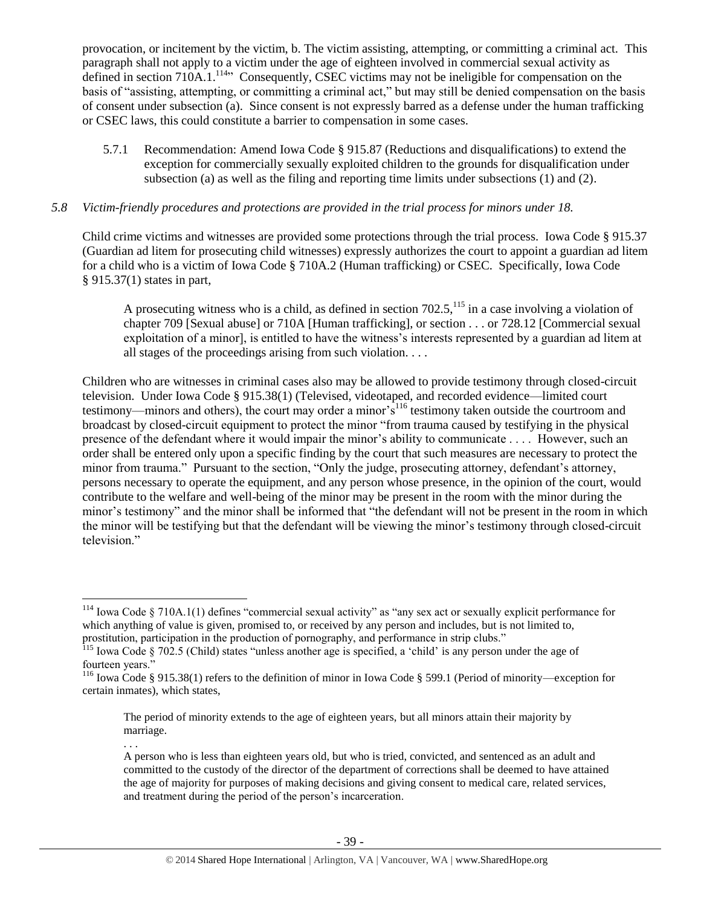provocation, or incitement by the victim, b. The victim assisting, attempting, or committing a criminal act. This paragraph shall not apply to a victim under the age of eighteen involved in commercial sexual activity as defined in section 710A.1.[114]" Consequently, CSEC victims may not be ineligible for compensation on the basis of "assisting, attempting, or committing a criminal act," but may still be denied compensation on the basis of consent under subsection (a). Since consent is not expressly barred as a defense under the human trafficking or CSEC laws, this could constitute a barrier to compensation in some cases.

5.7.1 Recommendation: Amend Iowa Code § 915.87 (Reductions and disqualifications) to extend the exception for commercially sexually exploited children to the grounds for disqualification under subsection (a) as well as the filing and reporting time limits under subsections (1) and (2).

*5.8 Victim-friendly procedures and protections are provided in the trial process for minors under 18.*

Child crime victims and witnesses are provided some protections through the trial process. Iowa Code § 915.37 (Guardian ad litem for prosecuting child witnesses) expressly authorizes the court to appoint a guardian ad litem for a child who is a victim of Iowa Code § 710A.2 (Human trafficking) or CSEC. Specifically, Iowa Code § 915.37(1) states in part,

> A prosecuting witness who is a child, as defined in section 702.5,[115] in a case involving a violation of chapter 709 [Sexual abuse] or 710A [Human trafficking], or section . . . or 728.12 [Commercial sexual exploitation of a minor], is entitled to have the witness's interests represented by a guardian ad litem at all stages of the proceedings arising from such violation. . . .

Children who are witnesses in criminal cases also may be allowed to provide testimony through closed-circuit television. Under Iowa Code § 915.38(1) (Televised, videotaped, and recorded evidence—limited court testimony—minors and others), the court may order a minor's[116] testimony taken outside the courtroom and broadcast by closed-circuit equipment to protect the minor "from trauma caused by testifying in the physical presence of the defendant where it would impair the minor's ability to communicate . . . . However, such an order shall be entered only upon a specific finding by the court that such measures are necessary to protect the minor from trauma." Pursuant to the section, "Only the judge, prosecuting attorney, defendant's attorney, persons necessary to operate the equipment, and any person whose presence, in the opinion of the court, would contribute to the welfare and well-being of the minor may be present in the room with the minor during the minor's testimony" and the minor shall be informed that "the defendant will not be present in the room in which the minor will be testifying but that the defendant will be viewing the minor's testimony through closed-circuit television."

---

[114] Iowa Code § 710A.1(1) defines "commercial sexual activity" as "any sex act or sexually explicit performance for which anything of value is given, promised to, or received by any person and includes, but is not limited to, prostitution, participation in the production of pornography, and performance in strip clubs."

[115] Iowa Code § 702.5 (Child) states "unless another age is specified, a 'child' is any person under the age of fourteen years."

[116] Iowa Code § 915.38(1) refers to the definition of minor in Iowa Code § 599.1 (Period of minority—exception for certain inmates), which states,

> The period of minority extends to the age of eighteen years, but all minors attain their majority by marriage.
>
> . . .
>
> A person who is less than eighteen years old, but who is tried, convicted, and sentenced as an adult and committed to the custody of the director of the department of corrections shall be deemed to have attained the age of majority for purposes of making decisions and giving consent to medical care, related services, and treatment during the period of the person's incarceration.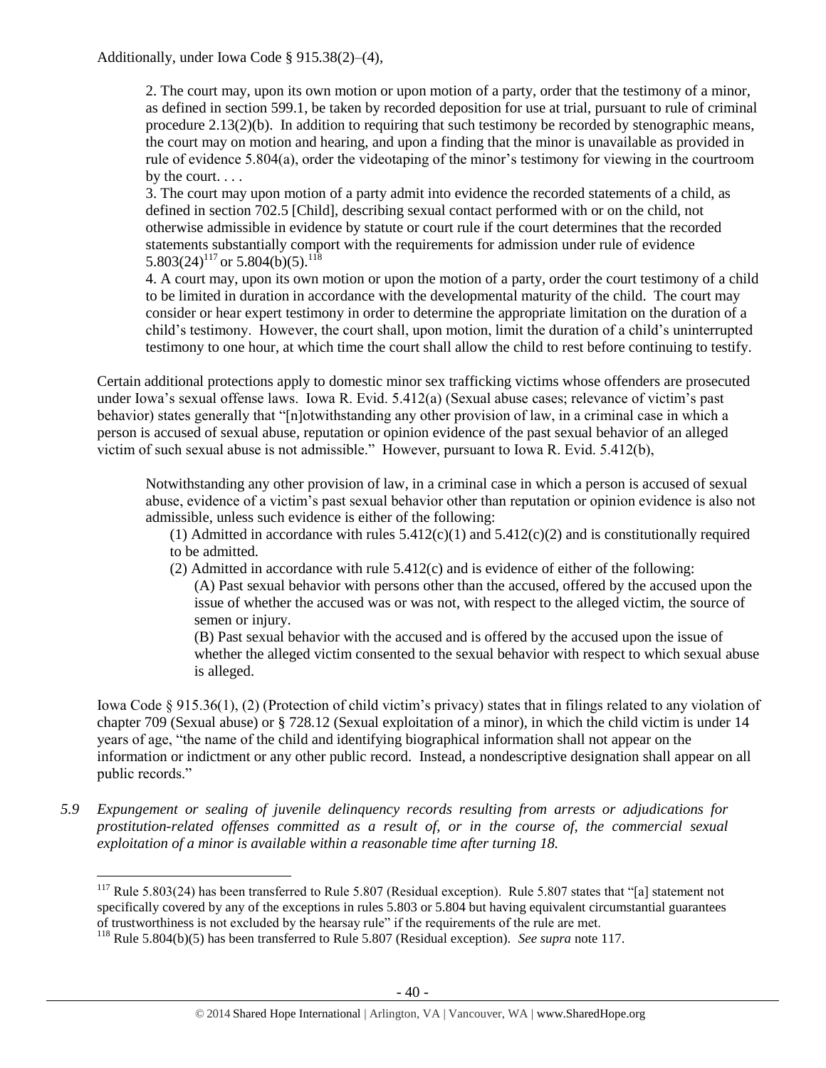Additionally, under Iowa Code § 915.38(2)–(4),

> 2. The court may, upon its own motion or upon motion of a party, order that the testimony of a minor, as defined in section 599.1, be taken by recorded deposition for use at trial, pursuant to rule of criminal procedure 2.13(2)(b). In addition to requiring that such testimony be recorded by stenographic means, the court may on motion and hearing, and upon a finding that the minor is unavailable as provided in rule of evidence 5.804(a), order the videotaping of the minor's testimony for viewing in the courtroom by the court. . . .
>
> 3. The court may upon motion of a party admit into evidence the recorded statements of a child, as defined in section 702.5 [Child], describing sexual contact performed with or on the child, not otherwise admissible in evidence by statute or court rule if the court determines that the recorded statements substantially comport with the requirements for admission under rule of evidence 5.803(24)[117] or 5.804(b)(5).[118]
>
> 4. A court may, upon its own motion or upon the motion of a party, order the court testimony of a child to be limited in duration in accordance with the developmental maturity of the child. The court may consider or hear expert testimony in order to determine the appropriate limitation on the duration of a child's testimony. However, the court shall, upon motion, limit the duration of a child's uninterrupted testimony to one hour, at which time the court shall allow the child to rest before continuing to testify.

Certain additional protections apply to domestic minor sex trafficking victims whose offenders are prosecuted under Iowa's sexual offense laws. Iowa R. Evid. 5.412(a) (Sexual abuse cases; relevance of victim's past behavior) states generally that "[n]otwithstanding any other provision of law, in a criminal case in which a person is accused of sexual abuse, reputation or opinion evidence of the past sexual behavior of an alleged victim of such sexual abuse is not admissible." However, pursuant to Iowa R. Evid. 5.412(b),

> Notwithstanding any other provision of law, in a criminal case in which a person is accused of sexual abuse, evidence of a victim's past sexual behavior other than reputation or opinion evidence is also not admissible, unless such evidence is either of the following:
>
> (1) Admitted in accordance with rules 5.412(c)(1) and 5.412(c)(2) and is constitutionally required to be admitted.
>
> (2) Admitted in accordance with rule 5.412(c) and is evidence of either of the following:
>
> (A) Past sexual behavior with persons other than the accused, offered by the accused upon the issue of whether the accused was or was not, with respect to the alleged victim, the source of semen or injury.
>
> (B) Past sexual behavior with the accused and is offered by the accused upon the issue of whether the alleged victim consented to the sexual behavior with respect to which sexual abuse is alleged.

Iowa Code § 915.36(1), (2) (Protection of child victim's privacy) states that in filings related to any violation of chapter 709 (Sexual abuse) or § 728.12 (Sexual exploitation of a minor), in which the child victim is under 14 years of age, "the name of the child and identifying biographical information shall not appear on the information or indictment or any other public record. Instead, a nondescriptive designation shall appear on all public records."

*5.9 Expungement or sealing of juvenile delinquency records resulting from arrests or adjudications for prostitution-related offenses committed as a result of, or in the course of, the commercial sexual exploitation of a minor is available within a reasonable time after turning 18.*

---

[117] Rule 5.803(24) has been transferred to Rule 5.807 (Residual exception). Rule 5.807 states that "[a] statement not specifically covered by any of the exceptions in rules 5.803 or 5.804 but having equivalent circumstantial guarantees of trustworthiness is not excluded by the hearsay rule" if the requirements of the rule are met.

[118] Rule 5.804(b)(5) has been transferred to Rule 5.807 (Residual exception). *See supra* note 117.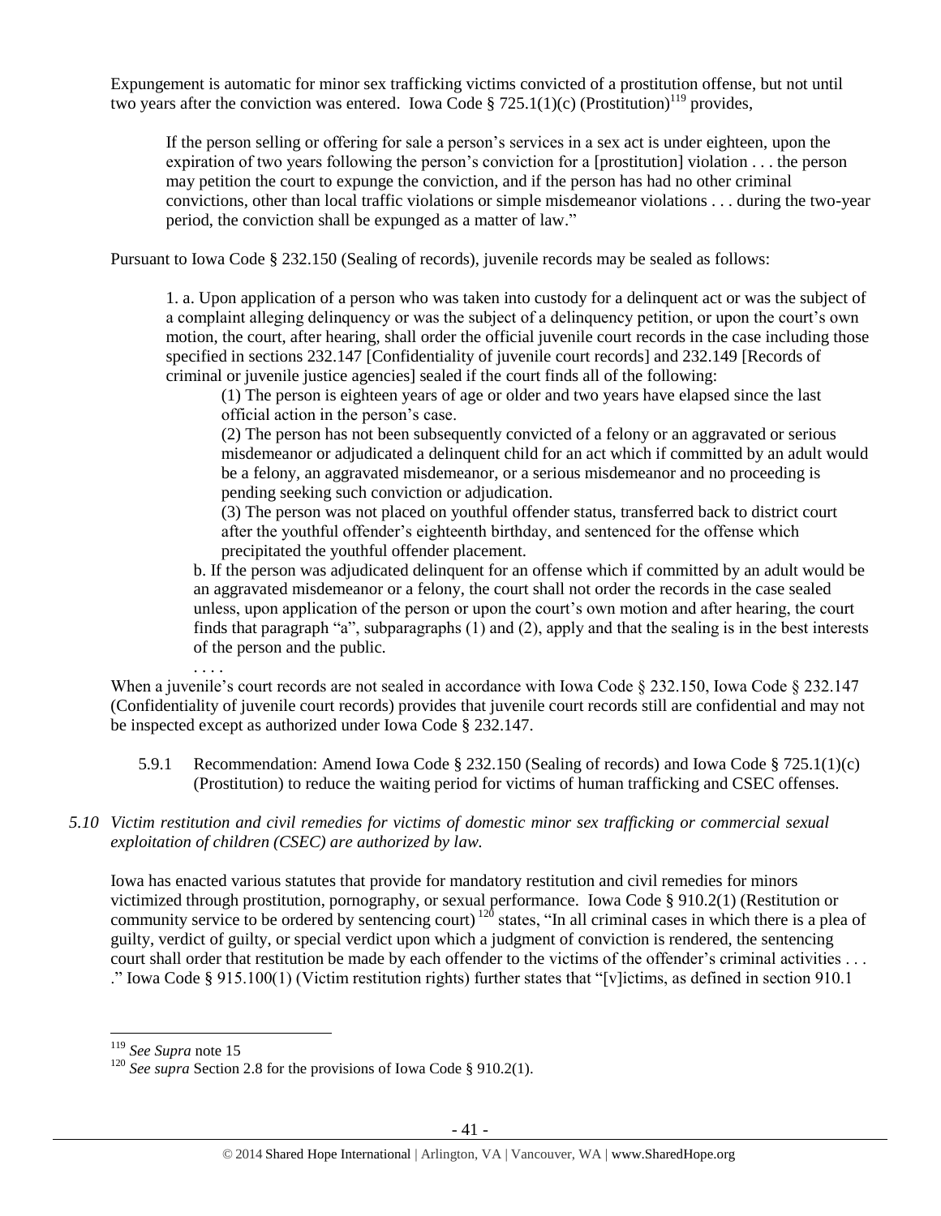Expungement is automatic for minor sex trafficking victims convicted of a prostitution offense, but not until two years after the conviction was entered. Iowa Code § 725.1(1)(c) (Prostitution)[119] provides,

> If the person selling or offering for sale a person's services in a sex act is under eighteen, upon the expiration of two years following the person's conviction for a [prostitution] violation . . . the person may petition the court to expunge the conviction, and if the person has had no other criminal convictions, other than local traffic violations or simple misdemeanor violations . . . during the two-year period, the conviction shall be expunged as a matter of law."

Pursuant to Iowa Code § 232.150 (Sealing of records), juvenile records may be sealed as follows:

> 1. a. Upon application of a person who was taken into custody for a delinquent act or was the subject of a complaint alleging delinquency or was the subject of a delinquency petition, or upon the court's own motion, the court, after hearing, shall order the official juvenile court records in the case including those specified in sections 232.147 [Confidentiality of juvenile court records] and 232.149 [Records of criminal or juvenile justice agencies] sealed if the court finds all of the following:
>
> > (1) The person is eighteen years of age or older and two years have elapsed since the last official action in the person's case.
> >
> > (2) The person has not been subsequently convicted of a felony or an aggravated or serious misdemeanor or adjudicated a delinquent child for an act which if committed by an adult would be a felony, an aggravated misdemeanor, or a serious misdemeanor and no proceeding is pending seeking such conviction or adjudication.
> >
> > (3) The person was not placed on youthful offender status, transferred back to district court after the youthful offender's eighteenth birthday, and sentenced for the offense which precipitated the youthful offender placement.
>
> b. If the person was adjudicated delinquent for an offense which if committed by an adult would be an aggravated misdemeanor or a felony, the court shall not order the records in the case sealed unless, upon application of the person or upon the court's own motion and after hearing, the court finds that paragraph "a", subparagraphs (1) and (2), apply and that the sealing is in the best interests of the person and the public.
>
> . . . .

When a juvenile's court records are not sealed in accordance with Iowa Code § 232.150, Iowa Code § 232.147 (Confidentiality of juvenile court records) provides that juvenile court records still are confidential and may not be inspected except as authorized under Iowa Code § 232.147.

5.9.1 Recommendation: Amend Iowa Code § 232.150 (Sealing of records) and Iowa Code § 725.1(1)(c) (Prostitution) to reduce the waiting period for victims of human trafficking and CSEC offenses.

*5.10 Victim restitution and civil remedies for victims of domestic minor sex trafficking or commercial sexual exploitation of children (CSEC) are authorized by law.*

Iowa has enacted various statutes that provide for mandatory restitution and civil remedies for minors victimized through prostitution, pornography, or sexual performance. Iowa Code § 910.2(1) (Restitution or community service to be ordered by sentencing court)[120] states, "In all criminal cases in which there is a plea of guilty, verdict of guilty, or special verdict upon which a judgment of conviction is rendered, the sentencing court shall order that restitution be made by each offender to the victims of the offender's criminal activities . . . ." Iowa Code § 915.100(1) (Victim restitution rights) further states that "[v]ictims, as defined in section 910.1

---

[119] *See Supra* note 15

[120] *See supra* Section 2.8 for the provisions of Iowa Code § 910.2(1).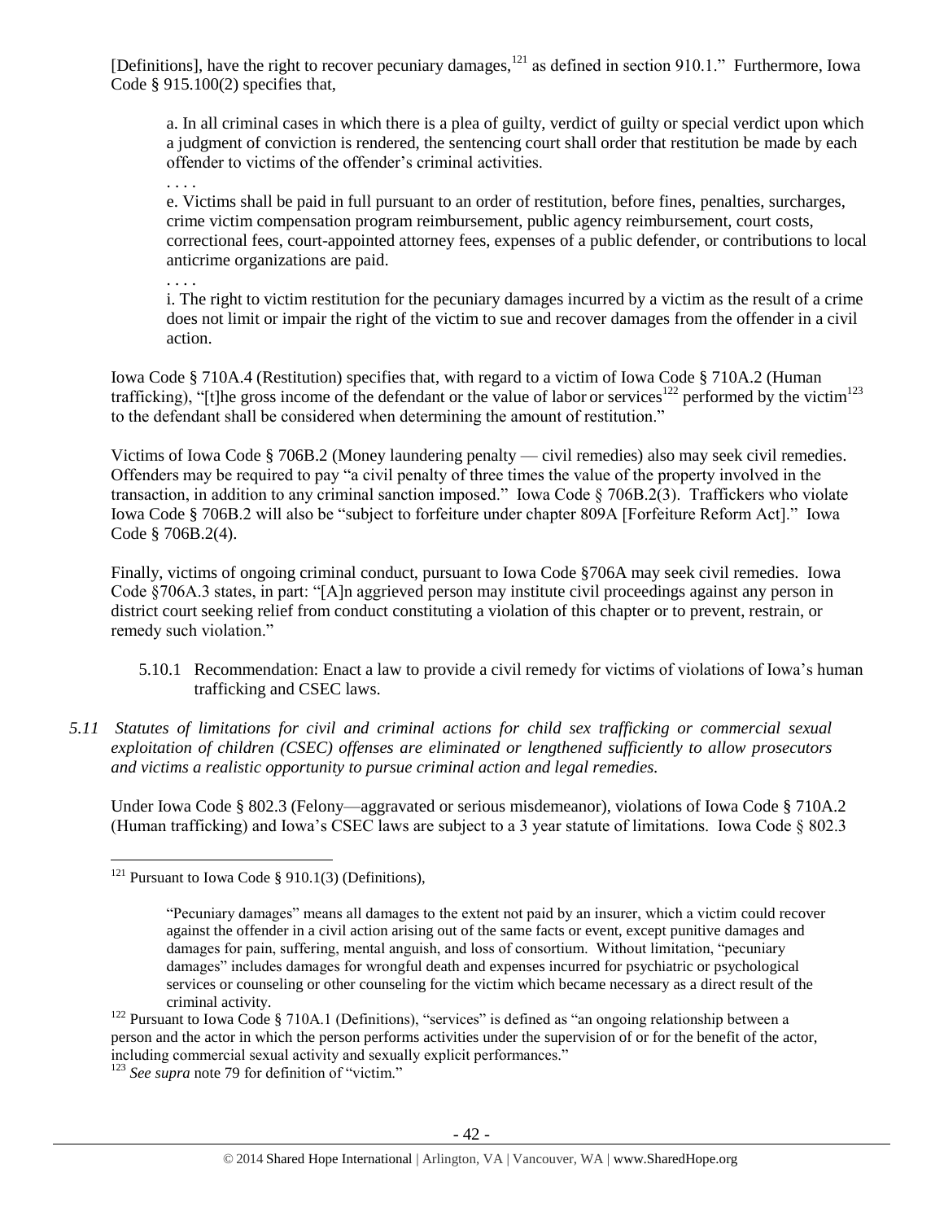[Definitions], have the right to recover pecuniary damages,[121] as defined in section 910.1." Furthermore, Iowa Code § 915.100(2) specifies that,

> a. In all criminal cases in which there is a plea of guilty, verdict of guilty or special verdict upon which a judgment of conviction is rendered, the sentencing court shall order that restitution be made by each offender to victims of the offender's criminal activities.
>
> . . . .
>
> e. Victims shall be paid in full pursuant to an order of restitution, before fines, penalties, surcharges, crime victim compensation program reimbursement, public agency reimbursement, court costs, correctional fees, court-appointed attorney fees, expenses of a public defender, or contributions to local anticrime organizations are paid.
>
> . . . .
>
> i. The right to victim restitution for the pecuniary damages incurred by a victim as the result of a crime does not limit or impair the right of the victim to sue and recover damages from the offender in a civil action.

Iowa Code § 710A.4 (Restitution) specifies that, with regard to a victim of Iowa Code § 710A.2 (Human trafficking), "[t]he gross income of the defendant or the value of labor or services[122] performed by the victim[123] to the defendant shall be considered when determining the amount of restitution."

Victims of Iowa Code § 706B.2 (Money laundering penalty — civil remedies) also may seek civil remedies. Offenders may be required to pay "a civil penalty of three times the value of the property involved in the transaction, in addition to any criminal sanction imposed." Iowa Code § 706B.2(3). Traffickers who violate Iowa Code § 706B.2 will also be "subject to forfeiture under chapter 809A [Forfeiture Reform Act]." Iowa Code § 706B.2(4).

Finally, victims of ongoing criminal conduct, pursuant to Iowa Code §706A may seek civil remedies. Iowa Code §706A.3 states, in part: "[A]n aggrieved person may institute civil proceedings against any person in district court seeking relief from conduct constituting a violation of this chapter or to prevent, restrain, or remedy such violation."

5.10.1 Recommendation: Enact a law to provide a civil remedy for victims of violations of Iowa's human trafficking and CSEC laws.

*5.11 Statutes of limitations for civil and criminal actions for child sex trafficking or commercial sexual exploitation of children (CSEC) offenses are eliminated or lengthened sufficiently to allow prosecutors and victims a realistic opportunity to pursue criminal action and legal remedies.*

Under Iowa Code § 802.3 (Felony—aggravated or serious misdemeanor), violations of Iowa Code § 710A.2 (Human trafficking) and Iowa's CSEC laws are subject to a 3 year statute of limitations. Iowa Code § 802.3

---

[121] Pursuant to Iowa Code § 910.1(3) (Definitions),

> "Pecuniary damages" means all damages to the extent not paid by an insurer, which a victim could recover against the offender in a civil action arising out of the same facts or event, except punitive damages and damages for pain, suffering, mental anguish, and loss of consortium. Without limitation, "pecuniary damages" includes damages for wrongful death and expenses incurred for psychiatric or psychological services or counseling or other counseling for the victim which became necessary as a direct result of the criminal activity.

[122] Pursuant to Iowa Code § 710A.1 (Definitions), "services" is defined as "an ongoing relationship between a person and the actor in which the person performs activities under the supervision of or for the benefit of the actor, including commercial sexual activity and sexually explicit performances."

[123] *See supra* note 79 for definition of "victim."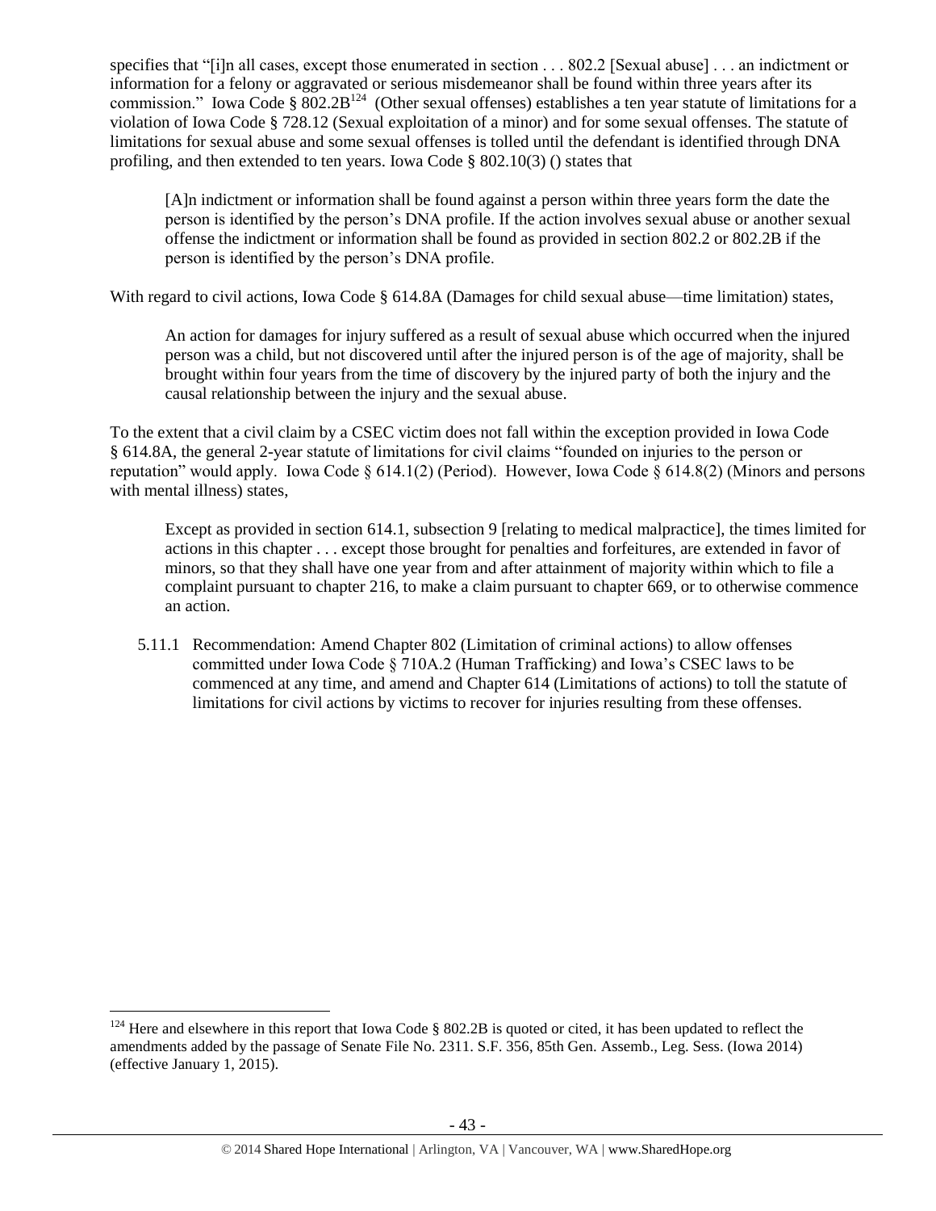specifies that "[i]n all cases, except those enumerated in section . . . 802.2 [Sexual abuse] . . . an indictment or information for a felony or aggravated or serious misdemeanor shall be found within three years after its commission." Iowa Code § 802.2B[124] (Other sexual offenses) establishes a ten year statute of limitations for a violation of Iowa Code § 728.12 (Sexual exploitation of a minor) and for some sexual offenses. The statute of limitations for sexual abuse and some sexual offenses is tolled until the defendant is identified through DNA profiling, and then extended to ten years. Iowa Code § 802.10(3) () states that

> [A]n indictment or information shall be found against a person within three years form the date the person is identified by the person's DNA profile. If the action involves sexual abuse or another sexual offense the indictment or information shall be found as provided in section 802.2 or 802.2B if the person is identified by the person's DNA profile.

With regard to civil actions, Iowa Code § 614.8A (Damages for child sexual abuse—time limitation) states,

> An action for damages for injury suffered as a result of sexual abuse which occurred when the injured person was a child, but not discovered until after the injured person is of the age of majority, shall be brought within four years from the time of discovery by the injured party of both the injury and the causal relationship between the injury and the sexual abuse.

To the extent that a civil claim by a CSEC victim does not fall within the exception provided in Iowa Code § 614.8A, the general 2-year statute of limitations for civil claims "founded on injuries to the person or reputation" would apply. Iowa Code § 614.1(2) (Period). However, Iowa Code § 614.8(2) (Minors and persons with mental illness) states,

> Except as provided in section 614.1, subsection 9 [relating to medical malpractice], the times limited for actions in this chapter . . . except those brought for penalties and forfeitures, are extended in favor of minors, so that they shall have one year from and after attainment of majority within which to file a complaint pursuant to chapter 216, to make a claim pursuant to chapter 669, or to otherwise commence an action.

5.11.1 Recommendation: Amend Chapter 802 (Limitation of criminal actions) to allow offenses committed under Iowa Code § 710A.2 (Human Trafficking) and Iowa's CSEC laws to be commenced at any time, and amend and Chapter 614 (Limitations of actions) to toll the statute of limitations for civil actions by victims to recover for injuries resulting from these offenses.

---

[124] Here and elsewhere in this report that Iowa Code § 802.2B is quoted or cited, it has been updated to reflect the amendments added by the passage of Senate File No. 2311. S.F. 356, 85th Gen. Assemb., Leg. Sess. (Iowa 2014) (effective January 1, 2015).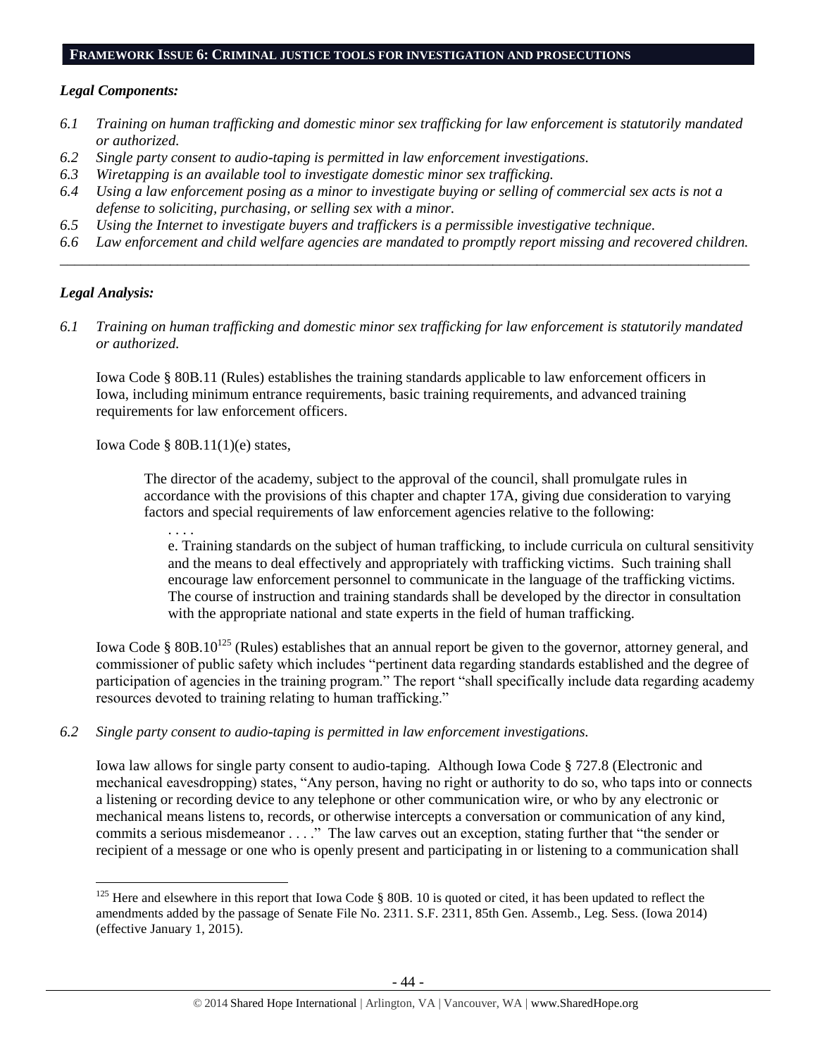## FRAMEWORK ISSUE 6: CRIMINAL JUSTICE TOOLS FOR INVESTIGATION AND PROSECUTIONS

### *Legal Components:*

*6.1 Training on human trafficking and domestic minor sex trafficking for law enforcement is statutorily mandated or authorized.*

*6.2 Single party consent to audio-taping is permitted in law enforcement investigations.*

*6.3 Wiretapping is an available tool to investigate domestic minor sex trafficking.*

*6.4 Using a law enforcement posing as a minor to investigate buying or selling of commercial sex acts is not a defense to soliciting, purchasing, or selling sex with a minor.*

*6.5 Using the Internet to investigate buyers and traffickers is a permissible investigative technique.*

*6.6 Law enforcement and child welfare agencies are mandated to promptly report missing and recovered children.*

---

### *Legal Analysis:*

*6.1 Training on human trafficking and domestic minor sex trafficking for law enforcement is statutorily mandated or authorized.*

Iowa Code § 80B.11 (Rules) establishes the training standards applicable to law enforcement officers in Iowa, including minimum entrance requirements, basic training requirements, and advanced training requirements for law enforcement officers.

Iowa Code § 80B.11(1)(e) states,

> The director of the academy, subject to the approval of the council, shall promulgate rules in accordance with the provisions of this chapter and chapter 17A, giving due consideration to varying factors and special requirements of law enforcement agencies relative to the following:
>
> . . . .
>
> e. Training standards on the subject of human trafficking, to include curricula on cultural sensitivity and the means to deal effectively and appropriately with trafficking victims. Such training shall encourage law enforcement personnel to communicate in the language of the trafficking victims. The course of instruction and training standards shall be developed by the director in consultation with the appropriate national and state experts in the field of human trafficking.

Iowa Code § 80B.10[125] (Rules) establishes that an annual report be given to the governor, attorney general, and commissioner of public safety which includes "pertinent data regarding standards established and the degree of participation of agencies in the training program." The report "shall specifically include data regarding academy resources devoted to training relating to human trafficking."

*6.2 Single party consent to audio-taping is permitted in law enforcement investigations.*

Iowa law allows for single party consent to audio-taping. Although Iowa Code § 727.8 (Electronic and mechanical eavesdropping) states, "Any person, having no right or authority to do so, who taps into or connects a listening or recording device to any telephone or other communication wire, or who by any electronic or mechanical means listens to, records, or otherwise intercepts a conversation or communication of any kind, commits a serious misdemeanor . . . ." The law carves out an exception, stating further that "the sender or recipient of a message or one who is openly present and participating in or listening to a communication shall

---

[125] Here and elsewhere in this report that Iowa Code § 80B. 10 is quoted or cited, it has been updated to reflect the amendments added by the passage of Senate File No. 2311. S.F. 2311, 85th Gen. Assemb., Leg. Sess. (Iowa 2014) (effective January 1, 2015).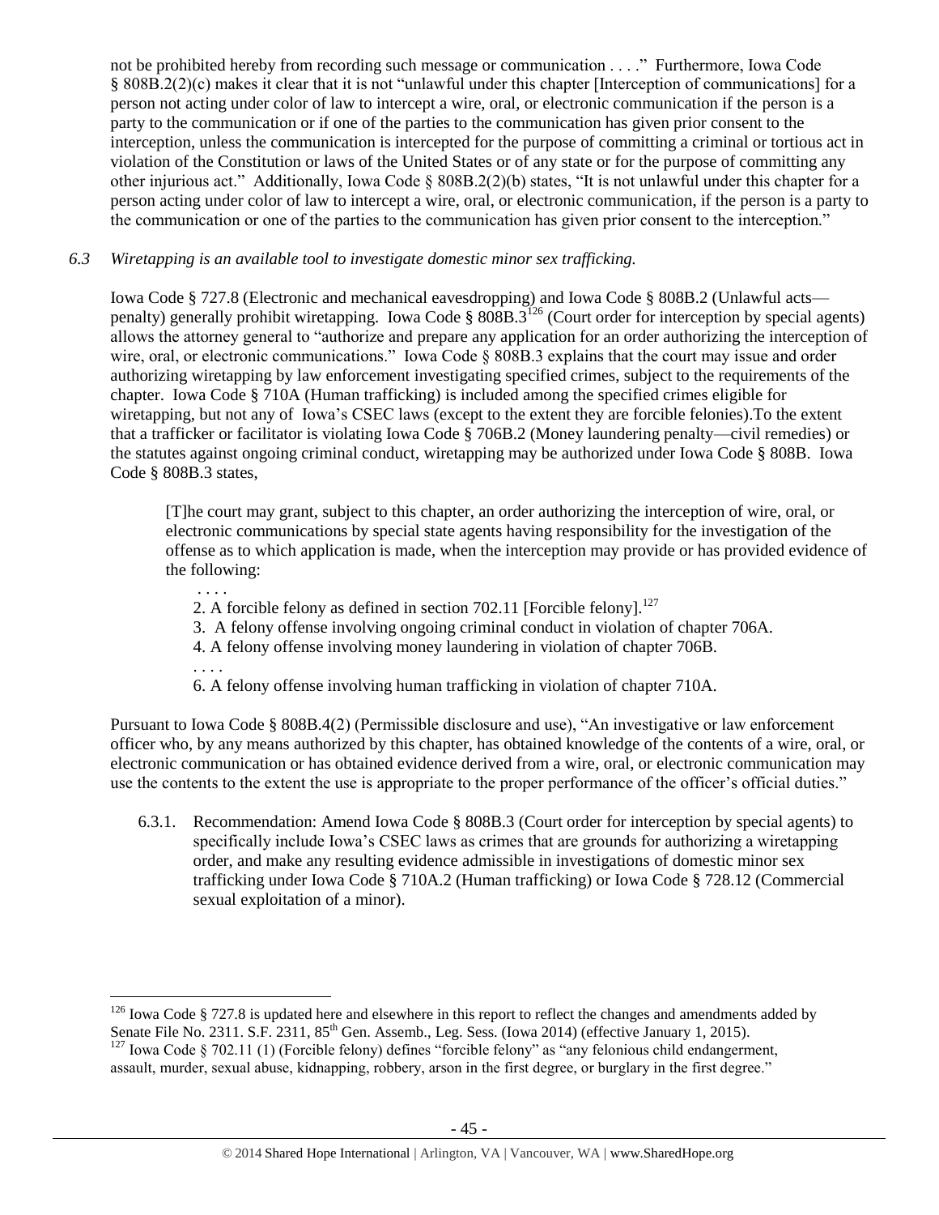not be prohibited hereby from recording such message or communication . . . ." Furthermore, Iowa Code § 808B.2(2)(c) makes it clear that it is not "unlawful under this chapter [Interception of communications] for a person not acting under color of law to intercept a wire, oral, or electronic communication if the person is a party to the communication or if one of the parties to the communication has given prior consent to the interception, unless the communication is intercepted for the purpose of committing a criminal or tortious act in violation of the Constitution or laws of the United States or of any state or for the purpose of committing any other injurious act." Additionally, Iowa Code § 808B.2(2)(b) states, "It is not unlawful under this chapter for a person acting under color of law to intercept a wire, oral, or electronic communication, if the person is a party to the communication or one of the parties to the communication has given prior consent to the interception."

*6.3 Wiretapping is an available tool to investigate domestic minor sex trafficking.*

Iowa Code § 727.8 (Electronic and mechanical eavesdropping) and Iowa Code § 808B.2 (Unlawful acts—penalty) generally prohibit wiretapping. Iowa Code § 808B.3[126] (Court order for interception by special agents) allows the attorney general to "authorize and prepare any application for an order authorizing the interception of wire, oral, or electronic communications." Iowa Code § 808B.3 explains that the court may issue and order authorizing wiretapping by law enforcement investigating specified crimes, subject to the requirements of the chapter. Iowa Code § 710A (Human trafficking) is included among the specified crimes eligible for wiretapping, but not any of Iowa's CSEC laws (except to the extent they are forcible felonies).To the extent that a trafficker or facilitator is violating Iowa Code § 706B.2 (Money laundering penalty—civil remedies) or the statutes against ongoing criminal conduct, wiretapping may be authorized under Iowa Code § 808B. Iowa Code § 808B.3 states,

> [T]he court may grant, subject to this chapter, an order authorizing the interception of wire, oral, or electronic communications by special state agents having responsibility for the investigation of the offense as to which application is made, when the interception may provide or has provided evidence of the following:
>
> . . . .
>
> 2. A forcible felony as defined in section 702.11 [Forcible felony].[127]
> 3. A felony offense involving ongoing criminal conduct in violation of chapter 706A.
> 4. A felony offense involving money laundering in violation of chapter 706B.
>
> . . . .
>
> 6. A felony offense involving human trafficking in violation of chapter 710A.

Pursuant to Iowa Code § 808B.4(2) (Permissible disclosure and use), "An investigative or law enforcement officer who, by any means authorized by this chapter, has obtained knowledge of the contents of a wire, oral, or electronic communication or has obtained evidence derived from a wire, oral, or electronic communication may use the contents to the extent the use is appropriate to the proper performance of the officer's official duties."

6.3.1. Recommendation: Amend Iowa Code § 808B.3 (Court order for interception by special agents) to specifically include Iowa's CSEC laws as crimes that are grounds for authorizing a wiretapping order, and make any resulting evidence admissible in investigations of domestic minor sex trafficking under Iowa Code § 710A.2 (Human trafficking) or Iowa Code § 728.12 (Commercial sexual exploitation of a minor).

---

[126] Iowa Code § 727.8 is updated here and elsewhere in this report to reflect the changes and amendments added by Senate File No. 2311. S.F. 2311, 85th Gen. Assemb., Leg. Sess. (Iowa 2014) (effective January 1, 2015).

[127] Iowa Code § 702.11 (1) (Forcible felony) defines "forcible felony" as "any felonious child endangerment, assault, murder, sexual abuse, kidnapping, robbery, arson in the first degree, or burglary in the first degree."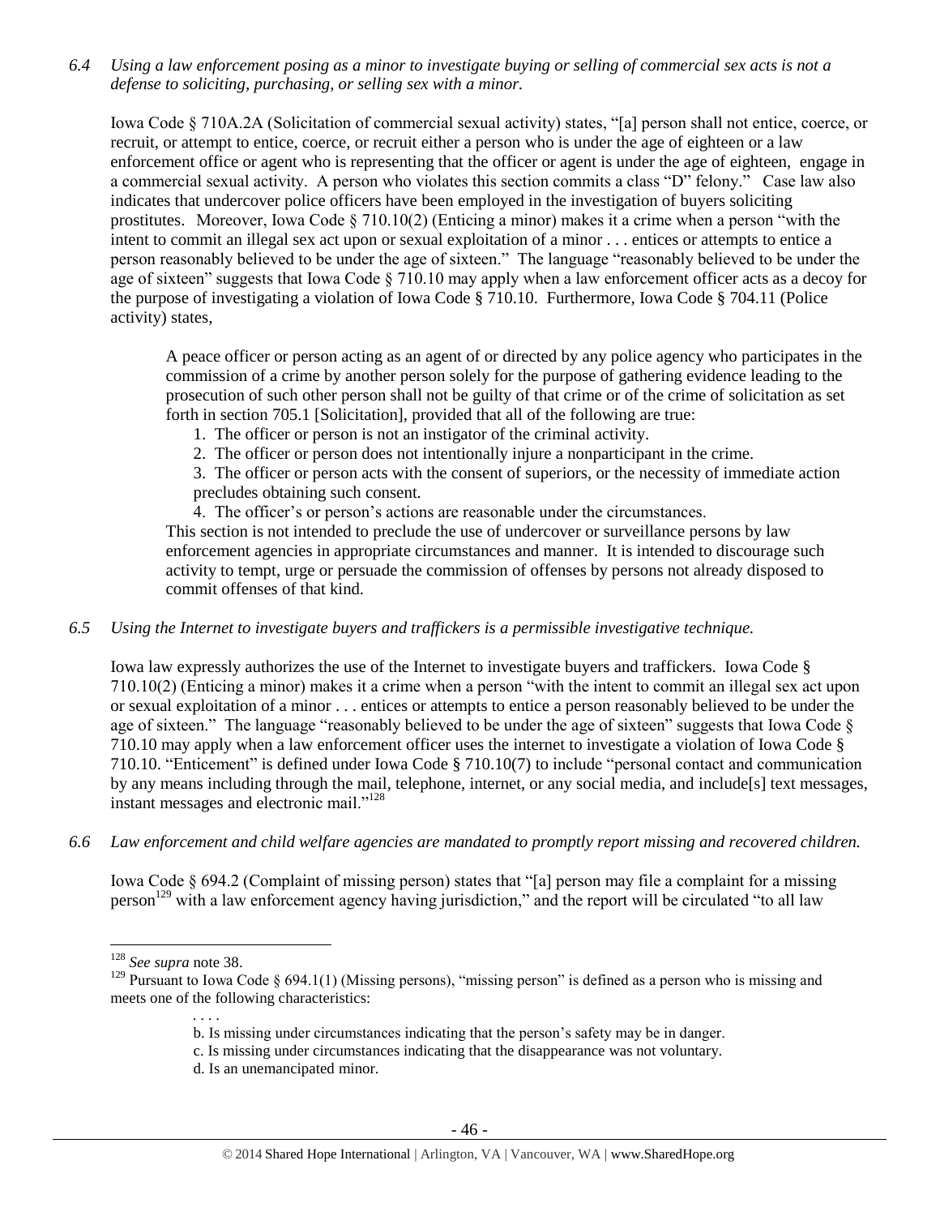*6.4 Using a law enforcement posing as a minor to investigate buying or selling of commercial sex acts is not a defense to soliciting, purchasing, or selling sex with a minor.*

Iowa Code § 710A.2A (Solicitation of commercial sexual activity) states, "[a] person shall not entice, coerce, or recruit, or attempt to entice, coerce, or recruit either a person who is under the age of eighteen or a law enforcement office or agent who is representing that the officer or agent is under the age of eighteen, engage in a commercial sexual activity. A person who violates this section commits a class "D" felony." Case law also indicates that undercover police officers have been employed in the investigation of buyers soliciting prostitutes. Moreover, Iowa Code § 710.10(2) (Enticing a minor) makes it a crime when a person "with the intent to commit an illegal sex act upon or sexual exploitation of a minor . . . entices or attempts to entice a person reasonably believed to be under the age of sixteen." The language "reasonably believed to be under the age of sixteen" suggests that Iowa Code § 710.10 may apply when a law enforcement officer acts as a decoy for the purpose of investigating a violation of Iowa Code § 710.10. Furthermore, Iowa Code § 704.11 (Police activity) states,

> A peace officer or person acting as an agent of or directed by any police agency who participates in the commission of a crime by another person solely for the purpose of gathering evidence leading to the prosecution of such other person shall not be guilty of that crime or of the crime of solicitation as set forth in section 705.1 [Solicitation], provided that all of the following are true:
>
> 1. The officer or person is not an instigator of the criminal activity.
> 2. The officer or person does not intentionally injure a nonparticipant in the crime.
> 3. The officer or person acts with the consent of superiors, or the necessity of immediate action precludes obtaining such consent.
> 4. The officer's or person's actions are reasonable under the circumstances.
>
> This section is not intended to preclude the use of undercover or surveillance persons by law enforcement agencies in appropriate circumstances and manner. It is intended to discourage such activity to tempt, urge or persuade the commission of offenses by persons not already disposed to commit offenses of that kind.

*6.5 Using the Internet to investigate buyers and traffickers is a permissible investigative technique.*

Iowa law expressly authorizes the use of the Internet to investigate buyers and traffickers. Iowa Code § 710.10(2) (Enticing a minor) makes it a crime when a person "with the intent to commit an illegal sex act upon or sexual exploitation of a minor . . . entices or attempts to entice a person reasonably believed to be under the age of sixteen." The language "reasonably believed to be under the age of sixteen" suggests that Iowa Code § 710.10 may apply when a law enforcement officer uses the internet to investigate a violation of Iowa Code § 710.10. "Enticement" is defined under Iowa Code § 710.10(7) to include "personal contact and communication by any means including through the mail, telephone, internet, or any social media, and include[s] text messages, instant messages and electronic mail."[128]

*6.6 Law enforcement and child welfare agencies are mandated to promptly report missing and recovered children.*

Iowa Code § 694.2 (Complaint of missing person) states that "[a] person may file a complaint for a missing person[129] with a law enforcement agency having jurisdiction," and the report will be circulated "to all law

---

[128] *See supra* note 38.

[129] Pursuant to Iowa Code § 694.1(1) (Missing persons), "missing person" is defined as a person who is missing and meets one of the following characteristics:

> . . . .
>
> b. Is missing under circumstances indicating that the person's safety may be in danger.
>
> c. Is missing under circumstances indicating that the disappearance was not voluntary.
>
> d. Is an unemancipated minor.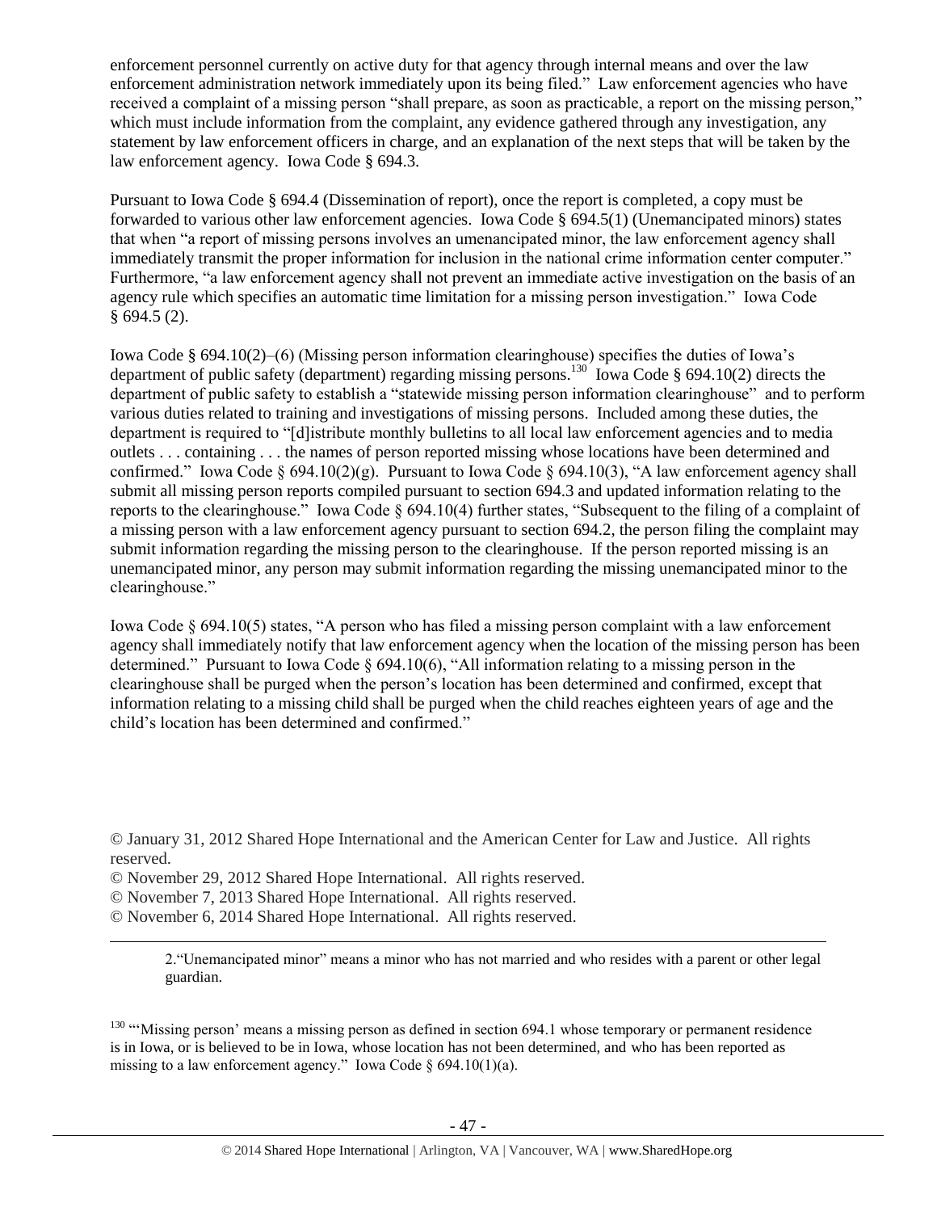enforcement personnel currently on active duty for that agency through internal means and over the law enforcement administration network immediately upon its being filed." Law enforcement agencies who have received a complaint of a missing person "shall prepare, as soon as practicable, a report on the missing person," which must include information from the complaint, any evidence gathered through any investigation, any statement by law enforcement officers in charge, and an explanation of the next steps that will be taken by the law enforcement agency. Iowa Code § 694.3.

Pursuant to Iowa Code § 694.4 (Dissemination of report), once the report is completed, a copy must be forwarded to various other law enforcement agencies. Iowa Code § 694.5(1) (Unemancipated minors) states that when "a report of missing persons involves an umenancipated minor, the law enforcement agency shall immediately transmit the proper information for inclusion in the national crime information center computer." Furthermore, "a law enforcement agency shall not prevent an immediate active investigation on the basis of an agency rule which specifies an automatic time limitation for a missing person investigation." Iowa Code § 694.5 (2).

Iowa Code § 694.10(2)–(6) (Missing person information clearinghouse) specifies the duties of Iowa's department of public safety (department) regarding missing persons.[130] Iowa Code § 694.10(2) directs the department of public safety to establish a "statewide missing person information clearinghouse" and to perform various duties related to training and investigations of missing persons. Included among these duties, the department is required to "[d]istribute monthly bulletins to all local law enforcement agencies and to media outlets . . . containing . . . the names of person reported missing whose locations have been determined and confirmed." Iowa Code § 694.10(2)(g). Pursuant to Iowa Code § 694.10(3), "A law enforcement agency shall submit all missing person reports compiled pursuant to section 694.3 and updated information relating to the reports to the clearinghouse." Iowa Code § 694.10(4) further states, "Subsequent to the filing of a complaint of a missing person with a law enforcement agency pursuant to section 694.2, the person filing the complaint may submit information regarding the missing person to the clearinghouse. If the person reported missing is an unemancipated minor, any person may submit information regarding the missing unemancipated minor to the clearinghouse."

Iowa Code § 694.10(5) states, "A person who has filed a missing person complaint with a law enforcement agency shall immediately notify that law enforcement agency when the location of the missing person has been determined." Pursuant to Iowa Code § 694.10(6), "All information relating to a missing person in the clearinghouse shall be purged when the person's location has been determined and confirmed, except that information relating to a missing child shall be purged when the child reaches eighteen years of age and the child's location has been determined and confirmed."

© January 31, 2012 Shared Hope International and the American Center for Law and Justice. All rights reserved.
© November 29, 2012 Shared Hope International. All rights reserved.
© November 7, 2013 Shared Hope International. All rights reserved.
© November 6, 2014 Shared Hope International. All rights reserved.

---

> 2."Unemancipated minor" means a minor who has not married and who resides with a parent or other legal guardian.

[130] "'Missing person' means a missing person as defined in section 694.1 whose temporary or permanent residence is in Iowa, or is believed to be in Iowa, whose location has not been determined, and who has been reported as missing to a law enforcement agency." Iowa Code § 694.10(1)(a).